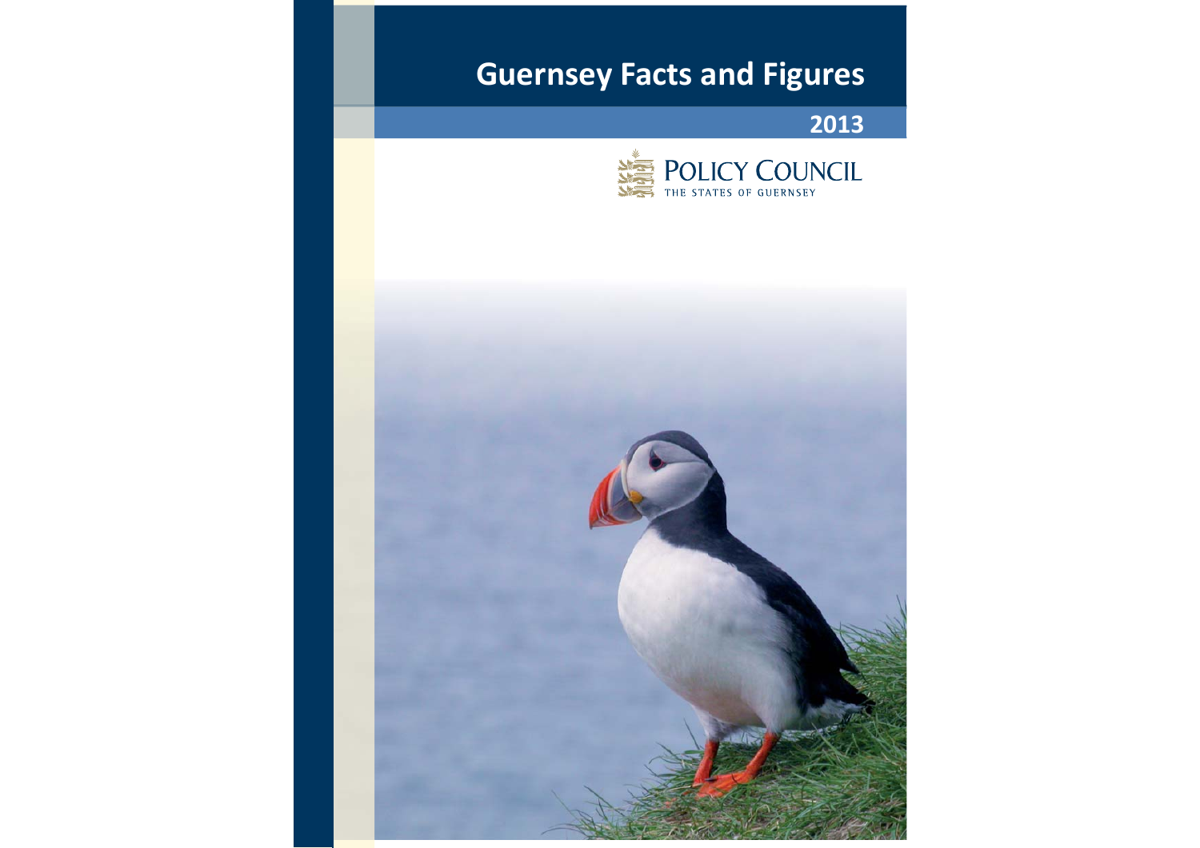# Guernsey Facts and Figures

## 2013

POLICY COUNCIL
THE STATES OF GUERNSEY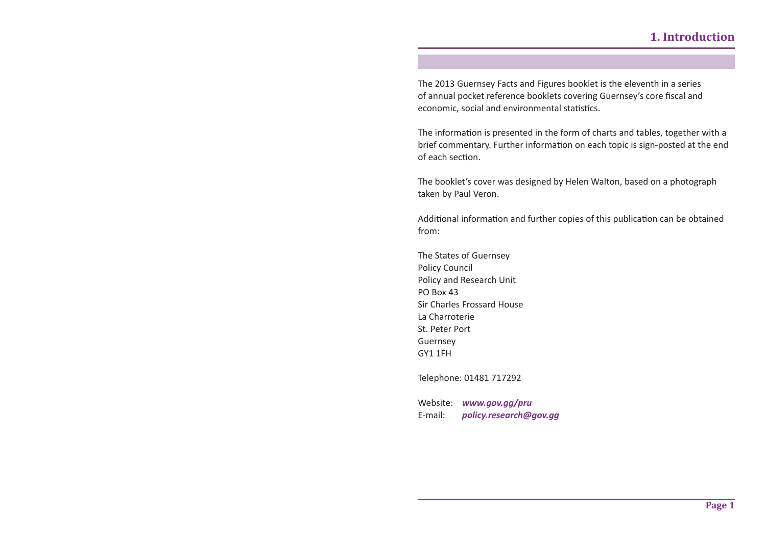# 1. Introduction

The 2013 Guernsey Facts and Figures booklet is the eleventh in a series of annual pocket reference booklets covering Guernsey's core fiscal and economic, social and environmental statistics.

The information is presented in the form of charts and tables, together with a brief commentary. Further information on each topic is sign-posted at the end of each section.

The booklet's cover was designed by Helen Walton, based on a photograph taken by Paul Veron.

Additional information and further copies of this publication can be obtained from:

The States of Guernsey  
Policy Council  
Policy and Research Unit  
PO Box 43  
Sir Charles Frossard House  
La Charroterie  
St. Peter Port  
Guernsey  
GY1 1FH

Telephone: 01481 717292

Website: ***www.gov.gg/pru***  
E-mail: ***policy.research@gov.gg***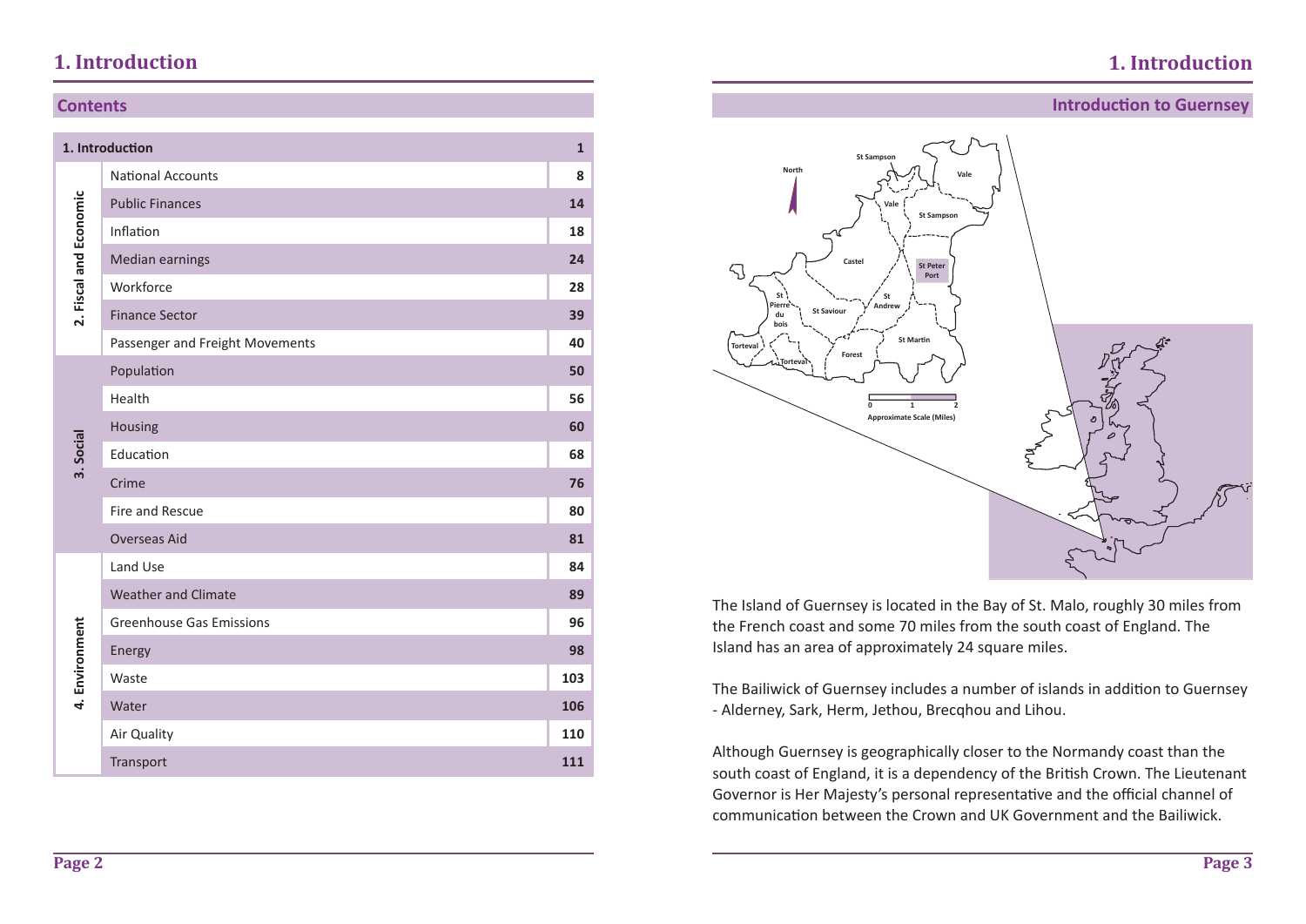# 1. Introduction

## Contents

| 1. Introduction | | 1 |
|---|---|---|
| 2. Fiscal and Economic | National Accounts | 8 |
| | Public Finances | 14 |
| | Inflation | 18 |
| | Median earnings | 24 |
| | Workforce | 28 |
| | Finance Sector | 39 |
| | Passenger and Freight Movements | 40 |
| 3. Social | Population | 50 |
| | Health | 56 |
| | Housing | 60 |
| | Education | 68 |
| | Crime | 76 |
| | Fire and Rescue | 80 |
| | Overseas Aid | 81 |
| 4. Environment | Land Use | 84 |
| | Weather and Climate | 89 |
| | Greenhouse Gas Emissions | 96 |
| | Energy | 98 |
| | Waste | 103 |
| | Water | 106 |
| | Air Quality | 110 |
| | Transport | 111 |

## Introduction to Guernsey

The Island of Guernsey is located in the Bay of St. Malo, roughly 30 miles from the French coast and some 70 miles from the south coast of England. The Island has an area of approximately 24 square miles.

The Bailiwick of Guernsey includes a number of islands in addition to Guernsey - Alderney, Sark, Herm, Jethou, Brecqhou and Lihou.

Although Guernsey is geographically closer to the Normandy coast than the south coast of England, it is a dependency of the British Crown. The Lieutenant Governor is Her Majesty's personal representative and the official channel of communication between the Crown and UK Government and the Bailiwick.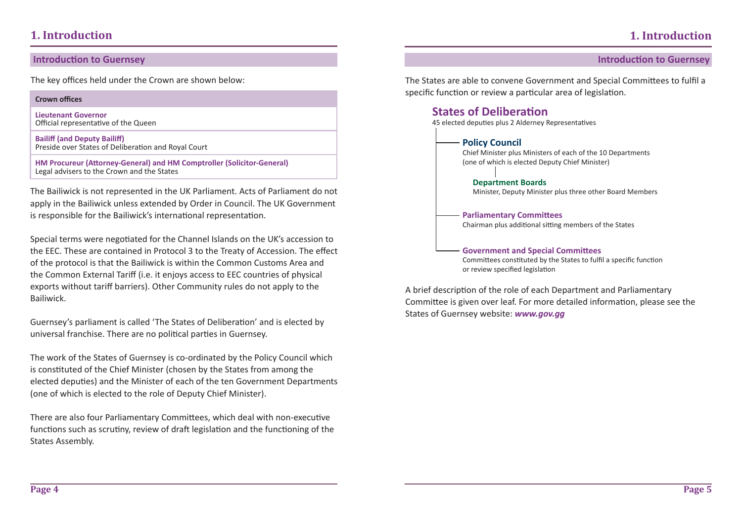# 1. Introduction

## Introduction to Guernsey

The key offices held under the Crown are shown below:

| Crown offices |
| --- |
| **Lieutenant Governor** Official representative of the Queen |
| **Bailiff (and Deputy Bailiff)** Preside over States of Deliberation and Royal Court |
| **HM Procureur (Attorney-General) and HM Comptroller (Solicitor-General)** Legal advisers to the Crown and the States |

The Bailiwick is not represented in the UK Parliament. Acts of Parliament do not apply in the Bailiwick unless extended by Order in Council. The UK Government is responsible for the Bailiwick's international representation.

Special terms were negotiated for the Channel Islands on the UK's accession to the EEC. These are contained in Protocol 3 to the Treaty of Accession. The effect of the protocol is that the Bailiwick is within the Common Customs Area and the Common External Tariff (i.e. it enjoys access to EEC countries of physical exports without tariff barriers). Other Community rules do not apply to the Bailiwick.

Guernsey's parliament is called 'The States of Deliberation' and is elected by universal franchise. There are no political parties in Guernsey.

The work of the States of Guernsey is co-ordinated by the Policy Council which is constituted of the Chief Minister (chosen by the States from among the elected deputies) and the Minister of each of the ten Government Departments (one of which is elected to the role of Deputy Chief Minister).

There are also four Parliamentary Committees, which deal with non-executive functions such as scrutiny, review of draft legislation and the functioning of the States Assembly.

The States are able to convene Government and Special Committees to fulfil a specific function or review a particular area of legislation.

### States of Deliberation

45 elected deputies plus 2 Alderney Representatives

- **Policy Council**
  Chief Minister plus Ministers of each of the 10 Departments (one of which is elected Deputy Chief Minister)
  - **Department Boards**
    Minister, Deputy Minister plus three other Board Members
- **Parliamentary Committees**
  Chairman plus additional sitting members of the States
- **Government and Special Committees**
  Committees constituted by the States to fulfil a specific function or review specified legislation

A brief description of the role of each Department and Parliamentary Committee is given over leaf. For more detailed information, please see the States of Guernsey website: ***www.gov.gg***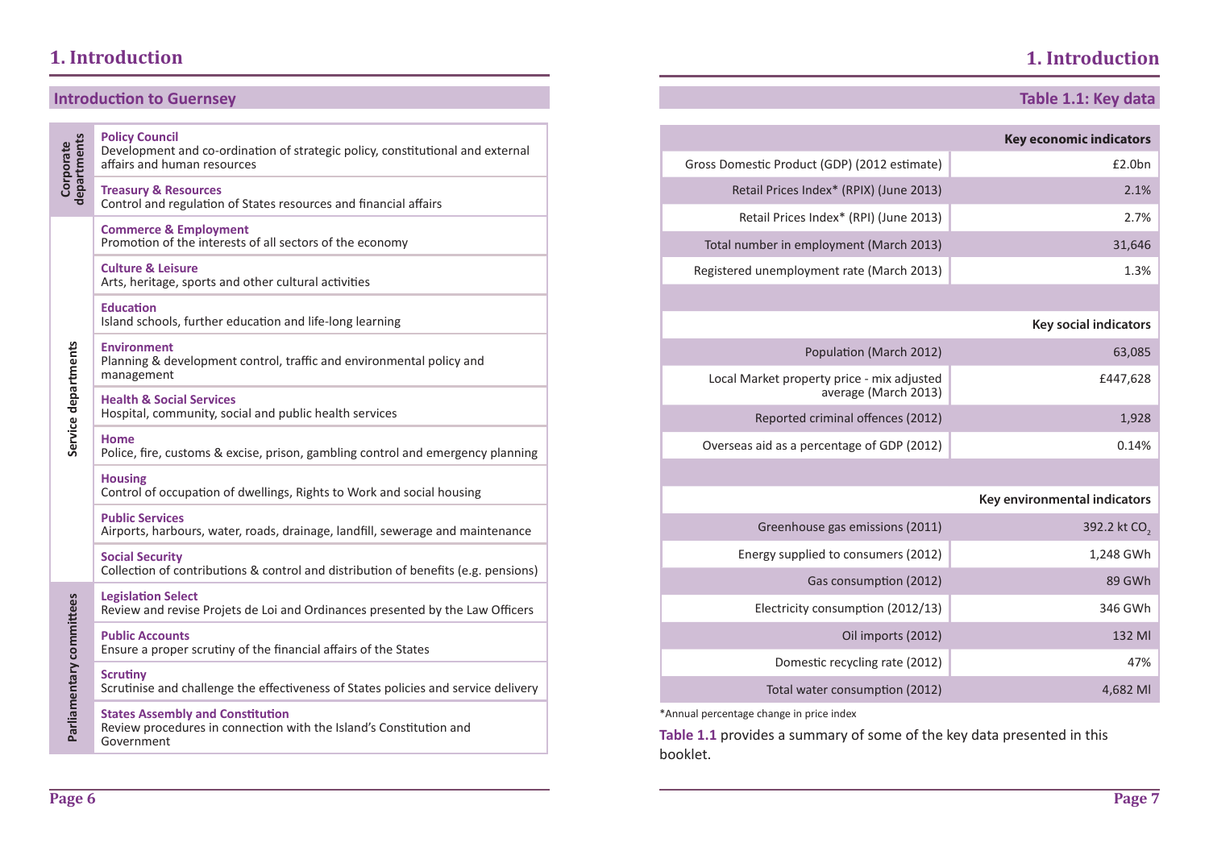# 1. Introduction

## Introduction to Guernsey

| Group | Department | Description |
|---|---|---|
| Corporate departments | **Policy Council** | Development and co-ordination of strategic policy, constitutional and external affairs and human resources |
| | **Treasury & Resources** | Control and regulation of States resources and financial affairs |
| Service departments | **Commerce & Employment** | Promotion of the interests of all sectors of the economy |
| | **Culture & Leisure** | Arts, heritage, sports and other cultural activities |
| | **Education** | Island schools, further education and life-long learning |
| | **Environment** | Planning & development control, traffic and environmental policy and management |
| | **Health & Social Services** | Hospital, community, social and public health services |
| | **Home** | Police, fire, customs & excise, prison, gambling control and emergency planning |
| | **Housing** | Control of occupation of dwellings, Rights to Work and social housing |
| | **Public Services** | Airports, harbours, water, roads, drainage, landfill, sewerage and maintenance |
| | **Social Security** | Collection of contributions & control and distribution of benefits (e.g. pensions) |
| Parliamentary committees | **Legislation Select** | Review and revise Projets de Loi and Ordinances presented by the Law Officers |
| | **Public Accounts** | Ensure a proper scrutiny of the financial affairs of the States |
| | **Scrutiny** | Scrutinise and challenge the effectiveness of States policies and service delivery |
| | **States Assembly and Constitution** | Review procedures in connection with the Island's Constitution and Government |

## Table 1.1: Key data

| | **Key economic indicators** |
|---|---|
| Gross Domestic Product (GDP) (2012 estimate) | £2.0bn |
| Retail Prices Index* (RPIX) (June 2013) | 2.1% |
| Retail Prices Index* (RPI) (June 2013) | 2.7% |
| Total number in employment (March 2013) | 31,646 |
| Registered unemployment rate (March 2013) | 1.3% |
| | **Key social indicators** |
| Population (March 2012) | 63,085 |
| Local Market property price - mix adjusted average (March 2013) | £447,628 |
| Reported criminal offences (2012) | 1,928 |
| Overseas aid as a percentage of GDP (2012) | 0.14% |
| | **Key environmental indicators** |
| Greenhouse gas emissions (2011) | 392.2 kt $CO_2$ |
| Energy supplied to consumers (2012) | 1,248 GWh |
| Gas consumption (2012) | 89 GWh |
| Electricity consumption (2012/13) | 346 GWh |
| Oil imports (2012) | 132 Ml |
| Domestic recycling rate (2012) | 47% |
| Total water consumption (2012) | 4,682 Ml |

*Annual percentage change in price index

**Table 1.1** provides a summary of some of the key data presented in this booklet.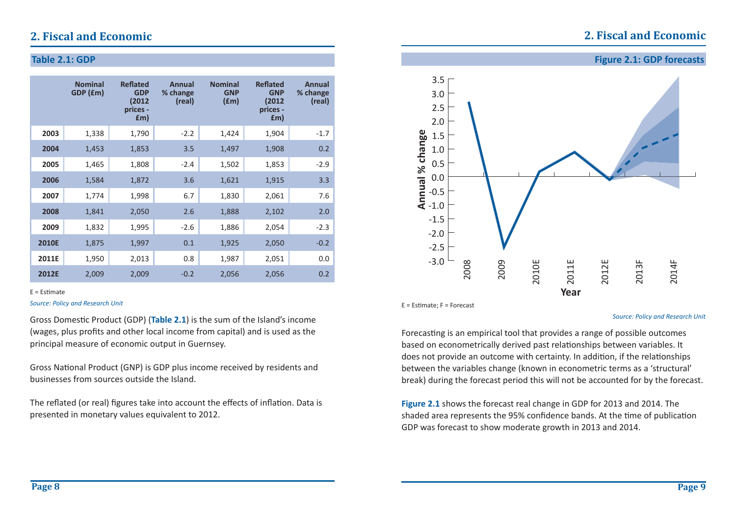## 2. Fiscal and Economic

### Table 2.1: GDP

| | Nominal GDP (£m) | Reflated GDP (2012 prices - £m) | Annual % change (real) | Nominal GNP (£m) | Reflated GNP (2012 prices - £m) | Annual % change (real) |
|---|---|---|---|---|---|---|
| 2003 | 1,338 | 1,790 | -2.2 | 1,424 | 1,904 | -1.7 |
| 2004 | 1,453 | 1,853 | 3.5 | 1,497 | 1,908 | 0.2 |
| 2005 | 1,465 | 1,808 | -2.4 | 1,502 | 1,853 | -2.9 |
| 2006 | 1,584 | 1,872 | 3.6 | 1,621 | 1,915 | 3.3 |
| 2007 | 1,774 | 1,998 | 6.7 | 1,830 | 2,061 | 7.6 |
| 2008 | 1,841 | 2,050 | 2.6 | 1,888 | 2,102 | 2.0 |
| 2009 | 1,832 | 1,995 | -2.6 | 1,886 | 2,054 | -2.3 |
| 2010E | 1,875 | 1,997 | 0.1 | 1,925 | 2,050 | -0.2 |
| 2011E | 1,950 | 2,013 | 0.8 | 1,987 | 2,051 | 0.0 |
| 2012E | 2,009 | 2,009 | -0.2 | 2,056 | 2,056 | 0.2 |

E = Estimate

*Source: Policy and Research Unit*

Gross Domestic Product (GDP) (**Table 2.1**) is the sum of the Island's income (wages, plus profits and other local income from capital) and is used as the principal measure of economic output in Guernsey.

Gross National Product (GNP) is GDP plus income received by residents and businesses from sources outside the Island.

The reflated (or real) figures take into account the effects of inflation. Data is presented in monetary values equivalent to 2012.

### Figure 2.1: GDP forecasts

E = Estimate; F = Forecast

*Source: Policy and Research Unit*

Forecasting is an empirical tool that provides a range of possible outcomes based on econometrically derived past relationships between variables. It does not provide an outcome with certainty. In addition, if the relationships between the variables change (known in econometric terms as a 'structural' break) during the forecast period this will not be accounted for by the forecast.

**Figure 2.1** shows the forecast real change in GDP for 2013 and 2014. The shaded area represents the 95% confidence bands. At the time of publication GDP was forecast to show moderate growth in 2013 and 2014.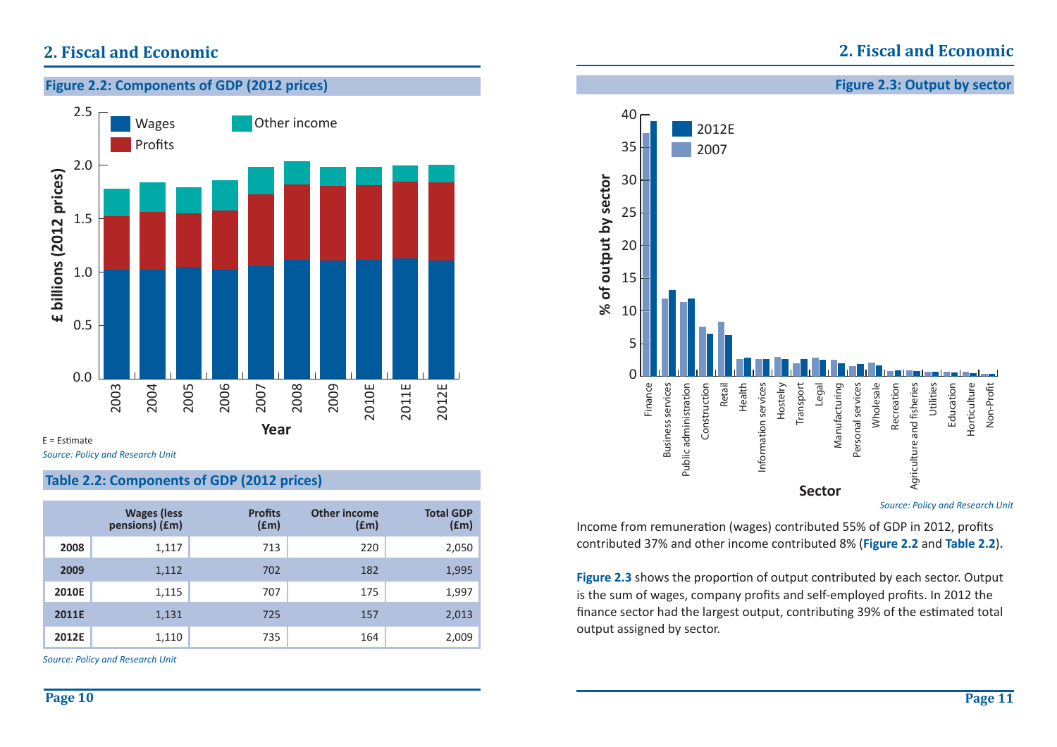## 2. Fiscal and Economic

### Figure 2.2: Components of GDP (2012 prices)

E = Estimate

*Source: Policy and Research Unit*

### Table 2.2: Components of GDP (2012 prices)

| | Wages (less pensions) (£m) | Profits (£m) | Other income (£m) | Total GDP (£m) |
|---|---|---|---|---|
| **2008** | 1,117 | 713 | 220 | 2,050 |
| **2009** | 1,112 | 702 | 182 | 1,995 |
| **2010E** | 1,115 | 707 | 175 | 1,997 |
| **2011E** | 1,131 | 725 | 157 | 2,013 |
| **2012E** | 1,110 | 735 | 164 | 2,009 |

*Source: Policy and Research Unit*

### Figure 2.3: Output by sector

*Source: Policy and Research Unit*

Income from remuneration (wages) contributed 55% of GDP in 2012, profits contributed 37% and other income contributed 8% (**Figure 2.2** and **Table 2.2**).

**Figure 2.3** shows the proportion of output contributed by each sector. Output is the sum of wages, company profits and self-employed profits. In 2012 the finance sector had the largest output, contributing 39% of the estimated total output assigned by sector.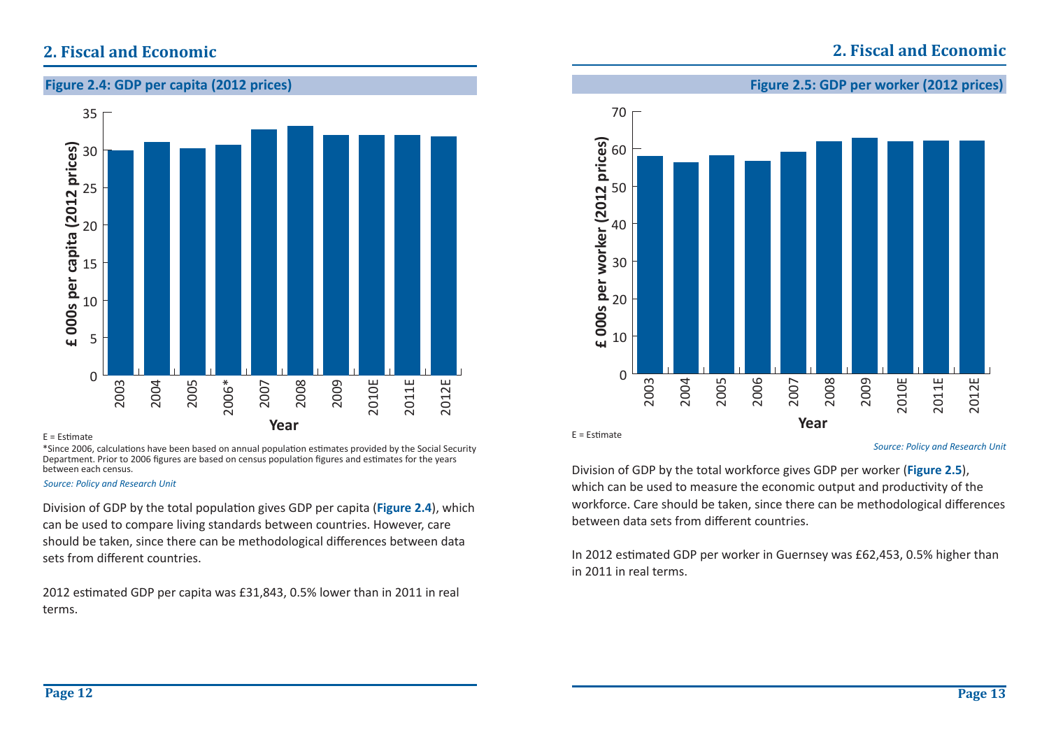## 2. Fiscal and Economic

**Figure 2.4: GDP per capita (2012 prices)**

E = Estimate

*Since 2006, calculations have been based on annual population estimates provided by the Social Security Department. Prior to 2006 figures are based on census population figures and estimates for the years between each census.

*Source: Policy and Research Unit*

Division of GDP by the total population gives GDP per capita (**Figure 2.4**), which can be used to compare living standards between countries. However, care should be taken, since there can be methodological differences between data sets from different countries.

2012 estimated GDP per capita was £31,843, 0.5% lower than in 2011 in real terms.

**Figure 2.5: GDP per worker (2012 prices)**

E = Estimate

*Source: Policy and Research Unit*

Division of GDP by the total workforce gives GDP per worker (**Figure 2.5**), which can be used to measure the economic output and productivity of the workforce. Care should be taken, since there can be methodological differences between data sets from different countries.

In 2012 estimated GDP per worker in Guernsey was £62,453, 0.5% higher than in 2011 in real terms.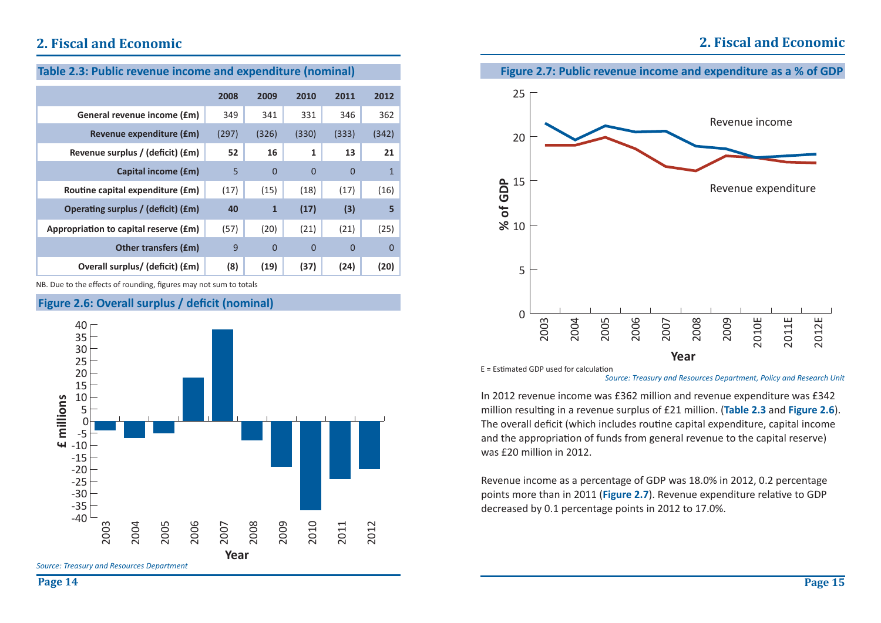## 2. Fiscal and Economic

**Table 2.3: Public revenue income and expenditure (nominal)**

| | 2008 | 2009 | 2010 | 2011 | 2012 |
|---|---|---|---|---|---|
| General revenue income (£m) | 349 | 341 | 331 | 346 | 362 |
| Revenue expenditure (£m) | (297) | (326) | (330) | (333) | (342) |
| **Revenue surplus / (deficit) (£m)** | **52** | **16** | **1** | **13** | **21** |
| Capital income (£m) | 5 | 0 | 0 | 0 | 1 |
| Routine capital expenditure (£m) | (17) | (15) | (18) | (17) | (16) |
| **Operating surplus / (deficit) (£m)** | **40** | **1** | **(17)** | **(3)** | **5** |
| Appropriation to capital reserve (£m) | (57) | (20) | (21) | (21) | (25) |
| Other transfers (£m) | 9 | 0 | 0 | 0 | 0 |
| **Overall surplus/ (deficit) (£m)** | **(8)** | **(19)** | **(37)** | **(24)** | **(20)** |

NB. Due to the effects of rounding, figures may not sum to totals

**Figure 2.6: Overall surplus / deficit (nominal)**

*Source: Treasury and Resources Department*

**Figure 2.7: Public revenue income and expenditure as a % of GDP**

E = Estimated GDP used for calculation

*Source: Treasury and Resources Department, Policy and Research Unit*

In 2012 revenue income was £362 million and revenue expenditure was £342 million resulting in a revenue surplus of £21 million. (**Table 2.3** and **Figure 2.6**). The overall deficit (which includes routine capital expenditure, capital income and the appropriation of funds from general revenue to the capital reserve) was £20 million in 2012.

Revenue income as a percentage of GDP was 18.0% in 2012, 0.2 percentage points more than in 2011 (**Figure 2.7**). Revenue expenditure relative to GDP decreased by 0.1 percentage points in 2012 to 17.0%.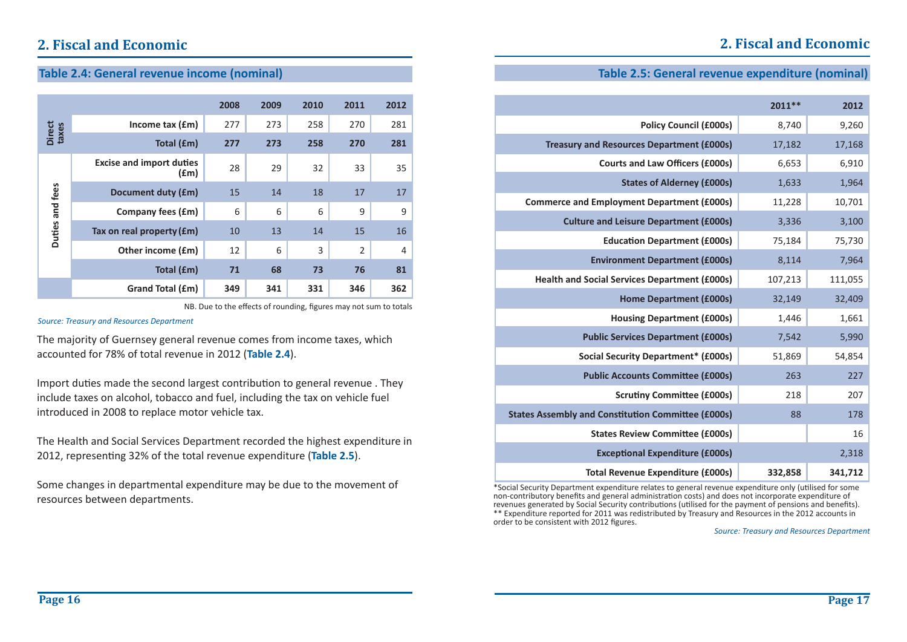## 2. Fiscal and Economic

### Table 2.4: General revenue income (nominal)

| | | 2008 | 2009 | 2010 | 2011 | 2012 |
|---|---|---|---|---|---|---|
| Direct taxes | Income tax (£m) | 277 | 273 | 258 | 270 | 281 |
| | **Total (£m)** | **277** | **273** | **258** | **270** | **281** |
| Duties and fees | Excise and import duties (£m) | 28 | 29 | 32 | 33 | 35 |
| | Document duty (£m) | 15 | 14 | 18 | 17 | 17 |
| | Company fees (£m) | 6 | 6 | 6 | 9 | 9 |
| | Tax on real property (£m) | 10 | 13 | 14 | 15 | 16 |
| | Other income (£m) | 12 | 6 | 3 | 2 | 4 |
| | **Total (£m)** | **71** | **68** | **73** | **76** | **81** |
| | **Grand Total (£m)** | **349** | **341** | **331** | **346** | **362** |

NB. Due to the effects of rounding, figures may not sum to totals

*Source: Treasury and Resources Department*

The majority of Guernsey general revenue comes from income taxes, which accounted for 78% of total revenue in 2012 (**Table 2.4**).

Import duties made the second largest contribution to general revenue . They include taxes on alcohol, tobacco and fuel, including the tax on vehicle fuel introduced in 2008 to replace motor vehicle tax.

The Health and Social Services Department recorded the highest expenditure in 2012, representing 32% of the total revenue expenditure (**Table 2.5**).

Some changes in departmental expenditure may be due to the movement of resources between departments.

### Table 2.5: General revenue expenditure (nominal)

| | 2011** | 2012 |
|---|---|---|
| Policy Council (£000s) | 8,740 | 9,260 |
| Treasury and Resources Department (£000s) | 17,182 | 17,168 |
| Courts and Law Officers (£000s) | 6,653 | 6,910 |
| States of Alderney (£000s) | 1,633 | 1,964 |
| Commerce and Employment Department (£000s) | 11,228 | 10,701 |
| Culture and Leisure Department (£000s) | 3,336 | 3,100 |
| Education Department (£000s) | 75,184 | 75,730 |
| Environment Department (£000s) | 8,114 | 7,964 |
| Health and Social Services Department (£000s) | 107,213 | 111,055 |
| Home Department (£000s) | 32,149 | 32,409 |
| Housing Department (£000s) | 1,446 | 1,661 |
| Public Services Department (£000s) | 7,542 | 5,990 |
| Social Security Department* (£000s) | 51,869 | 54,854 |
| Public Accounts Committee (£000s) | 263 | 227 |
| Scrutiny Committee (£000s) | 218 | 207 |
| States Assembly and Constitution Committee (£000s) | 88 | 178 |
| States Review Committee (£000s) | | 16 |
| Exceptional Expenditure (£000s) | | 2,318 |
| **Total Revenue Expenditure (£000s)** | **332,858** | **341,712** |

*Social Security Department expenditure relates to general revenue expenditure only (utilised for some non-contributory benefits and general administration costs) and does not incorporate expenditure of revenues generated by Social Security contributions (utilised for the payment of pensions and benefits).
** Expenditure reported for 2011 was redistributed by Treasury and Resources in the 2012 accounts in order to be consistent with 2012 figures.

*Source: Treasury and Resources Department*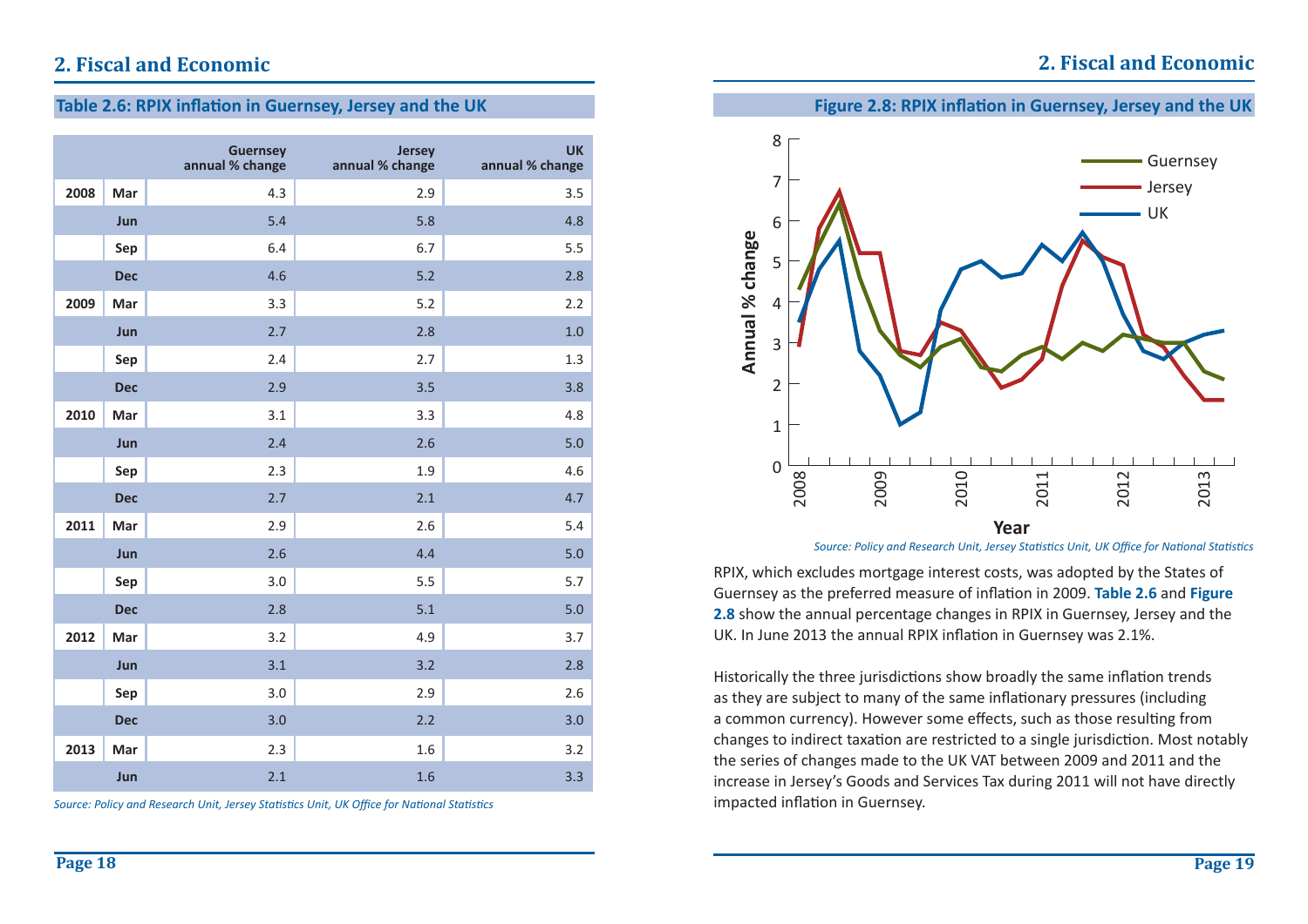## 2. Fiscal and Economic

### Table 2.6: RPIX inflation in Guernsey, Jersey and the UK

| | | Guernsey annual % change | Jersey annual % change | UK annual % change |
|---|---|---|---|---|
| 2008 | Mar | 4.3 | 2.9 | 3.5 |
| | Jun | 5.4 | 5.8 | 4.8 |
| | Sep | 6.4 | 6.7 | 5.5 |
| | Dec | 4.6 | 5.2 | 2.8 |
| 2009 | Mar | 3.3 | 5.2 | 2.2 |
| | Jun | 2.7 | 2.8 | 1.0 |
| | Sep | 2.4 | 2.7 | 1.3 |
| | Dec | 2.9 | 3.5 | 3.8 |
| 2010 | Mar | 3.1 | 3.3 | 4.8 |
| | Jun | 2.4 | 2.6 | 5.0 |
| | Sep | 2.3 | 1.9 | 4.6 |
| | Dec | 2.7 | 2.1 | 4.7 |
| 2011 | Mar | 2.9 | 2.6 | 5.4 |
| | Jun | 2.6 | 4.4 | 5.0 |
| | Sep | 3.0 | 5.5 | 5.7 |
| | Dec | 2.8 | 5.1 | 5.0 |
| 2012 | Mar | 3.2 | 4.9 | 3.7 |
| | Jun | 3.1 | 3.2 | 2.8 |
| | Sep | 3.0 | 2.9 | 2.6 |
| | Dec | 3.0 | 2.2 | 3.0 |
| 2013 | Mar | 2.3 | 1.6 | 3.2 |
| | Jun | 2.1 | 1.6 | 3.3 |

*Source: Policy and Research Unit, Jersey Statistics Unit, UK Office for National Statistics*

### Figure 2.8: RPIX inflation in Guernsey, Jersey and the UK

*Source: Policy and Research Unit, Jersey Statistics Unit, UK Office for National Statistics*

RPIX, which excludes mortgage interest costs, was adopted by the States of Guernsey as the preferred measure of inflation in 2009. **Table 2.6** and **Figure 2.8** show the annual percentage changes in RPIX in Guernsey, Jersey and the UK. In June 2013 the annual RPIX inflation in Guernsey was 2.1%.

Historically the three jurisdictions show broadly the same inflation trends as they are subject to many of the same inflationary pressures (including a common currency). However some effects, such as those resulting from changes to indirect taxation are restricted to a single jurisdiction. Most notably the series of changes made to the UK VAT between 2009 and 2011 and the increase in Jersey's Goods and Services Tax during 2011 will not have directly impacted inflation in Guernsey.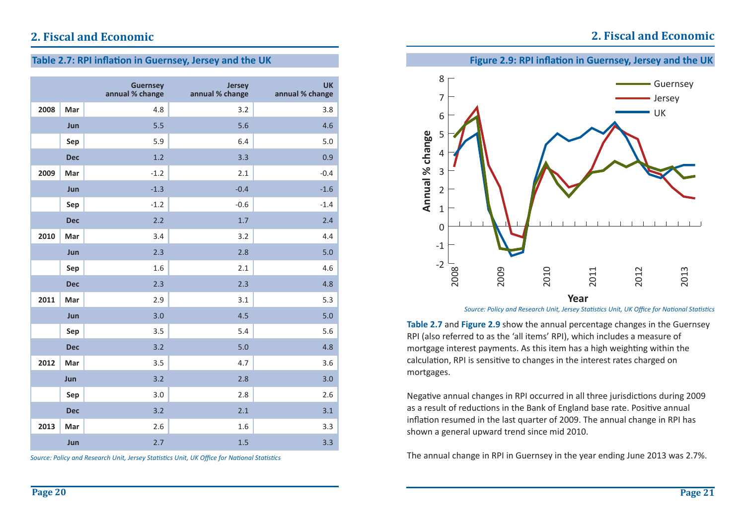## 2. Fiscal and Economic

### Table 2.7: RPI inflation in Guernsey, Jersey and the UK

| | | Guernsey annual % change | Jersey annual % change | UK annual % change |
|---|---|---|---|---|
| 2008 | Mar | 4.8 | 3.2 | 3.8 |
| | Jun | 5.5 | 5.6 | 4.6 |
| | Sep | 5.9 | 6.4 | 5.0 |
| | Dec | 1.2 | 3.3 | 0.9 |
| 2009 | Mar | -1.2 | 2.1 | -0.4 |
| | Jun | -1.3 | -0.4 | -1.6 |
| | Sep | -1.2 | -0.6 | -1.4 |
| | Dec | 2.2 | 1.7 | 2.4 |
| 2010 | Mar | 3.4 | 3.2 | 4.4 |
| | Jun | 2.3 | 2.8 | 5.0 |
| | Sep | 1.6 | 2.1 | 4.6 |
| | Dec | 2.3 | 2.3 | 4.8 |
| 2011 | Mar | 2.9 | 3.1 | 5.3 |
| | Jun | 3.0 | 4.5 | 5.0 |
| | Sep | 3.5 | 5.4 | 5.6 |
| | Dec | 3.2 | 5.0 | 4.8 |
| 2012 | Mar | 3.5 | 4.7 | 3.6 |
| | Jun | 3.2 | 2.8 | 3.0 |
| | Sep | 3.0 | 2.8 | 2.6 |
| | Dec | 3.2 | 2.1 | 3.1 |
| 2013 | Mar | 2.6 | 1.6 | 3.3 |
| | Jun | 2.7 | 1.5 | 3.3 |

*Source: Policy and Research Unit, Jersey Statistics Unit, UK Office for National Statistics*

### Figure 2.9: RPI inflation in Guernsey, Jersey and the UK

*Source: Policy and Research Unit, Jersey Statistics Unit, UK Office for National Statistics*

**Table 2.7** and **Figure 2.9** show the annual percentage changes in the Guernsey RPI (also referred to as the 'all items' RPI), which includes a measure of mortgage interest payments. As this item has a high weighting within the calculation, RPI is sensitive to changes in the interest rates charged on mortgages.

Negative annual changes in RPI occurred in all three jurisdictions during 2009 as a result of reductions in the Bank of England base rate. Positive annual inflation resumed in the last quarter of 2009. The annual change in RPI has shown a general upward trend since mid 2010.

The annual change in RPI in Guernsey in the year ending June 2013 was 2.7%.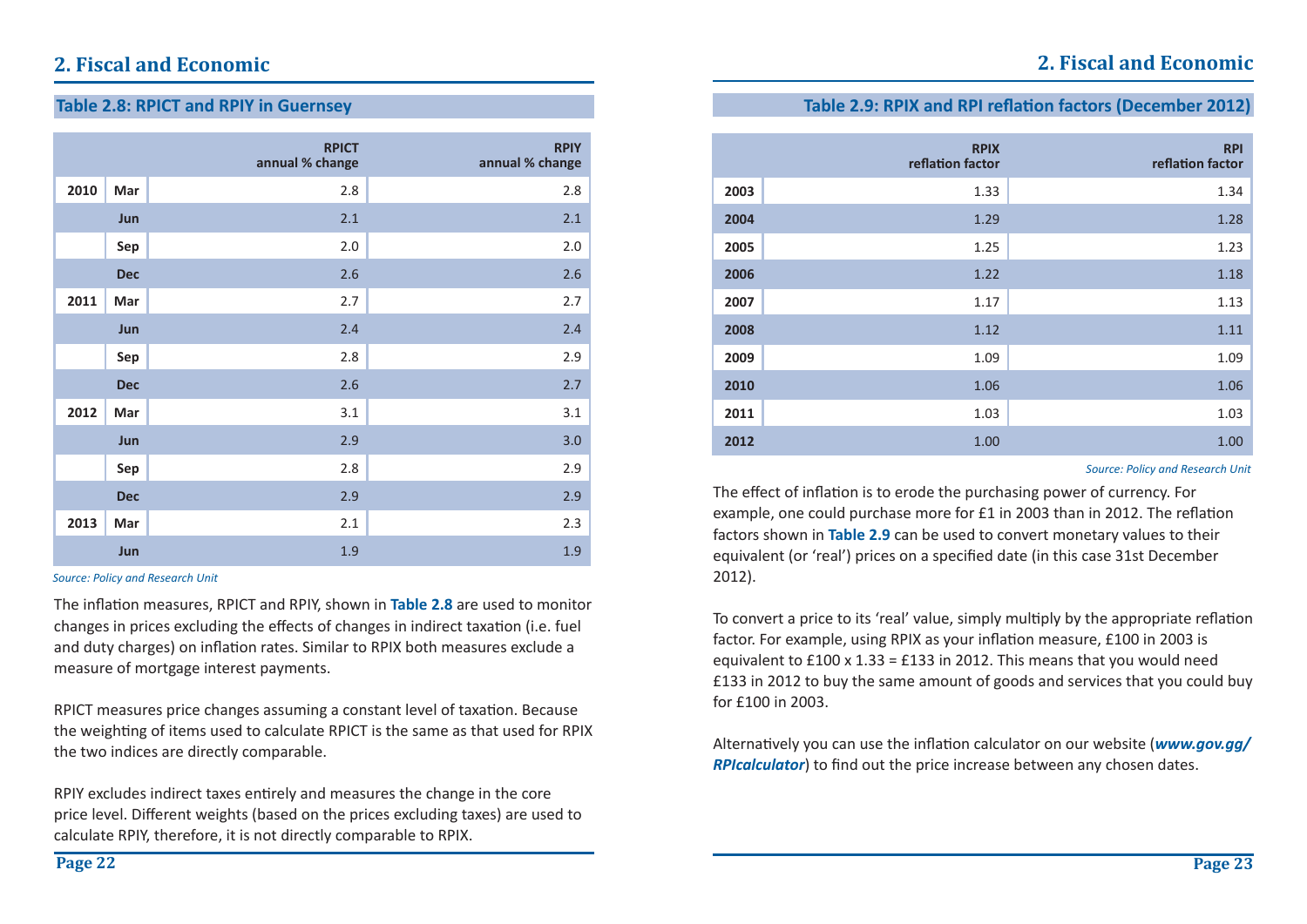## Table 2.8: RPICT and RPIY in Guernsey

| | | RPICT annual % change | RPIY annual % change |
|---|---|---|---|
| 2010 | Mar | 2.8 | 2.8 |
| | Jun | 2.1 | 2.1 |
| | Sep | 2.0 | 2.0 |
| | Dec | 2.6 | 2.6 |
| 2011 | Mar | 2.7 | 2.7 |
| | Jun | 2.4 | 2.4 |
| | Sep | 2.8 | 2.9 |
| | Dec | 2.6 | 2.7 |
| 2012 | Mar | 3.1 | 3.1 |
| | Jun | 2.9 | 3.0 |
| | Sep | 2.8 | 2.9 |
| | Dec | 2.9 | 2.9 |
| 2013 | Mar | 2.1 | 2.3 |
| | Jun | 1.9 | 1.9 |

*Source: Policy and Research Unit*

The inflation measures, RPICT and RPIY, shown in **Table 2.8** are used to monitor changes in prices excluding the effects of changes in indirect taxation (i.e. fuel and duty charges) on inflation rates. Similar to RPIX both measures exclude a measure of mortgage interest payments.

RPICT measures price changes assuming a constant level of taxation. Because the weighting of items used to calculate RPICT is the same as that used for RPIX the two indices are directly comparable.

RPIY excludes indirect taxes entirely and measures the change in the core price level. Different weights (based on the prices excluding taxes) are used to calculate RPIY, therefore, it is not directly comparable to RPIX.

## Table 2.9: RPIX and RPI reflation factors (December 2012)

| | RPIX reflation factor | RPI reflation factor |
|---|---|---|
| 2003 | 1.33 | 1.34 |
| 2004 | 1.29 | 1.28 |
| 2005 | 1.25 | 1.23 |
| 2006 | 1.22 | 1.18 |
| 2007 | 1.17 | 1.13 |
| 2008 | 1.12 | 1.11 |
| 2009 | 1.09 | 1.09 |
| 2010 | 1.06 | 1.06 |
| 2011 | 1.03 | 1.03 |
| 2012 | 1.00 | 1.00 |

*Source: Policy and Research Unit*

The effect of inflation is to erode the purchasing power of currency. For example, one could purchase more for £1 in 2003 than in 2012. The reflation factors shown in **Table 2.9** can be used to convert monetary values to their equivalent (or 'real') prices on a specified date (in this case 31st December 2012).

To convert a price to its 'real' value, simply multiply by the appropriate reflation factor. For example, using RPIX as your inflation measure, £100 in 2003 is equivalent to £100 x 1.33 = £133 in 2012. This means that you would need £133 in 2012 to buy the same amount of goods and services that you could buy for £100 in 2003.

Alternatively you can use the inflation calculator on our website (***www.gov.gg/RPIcalculator***) to find out the price increase between any chosen dates.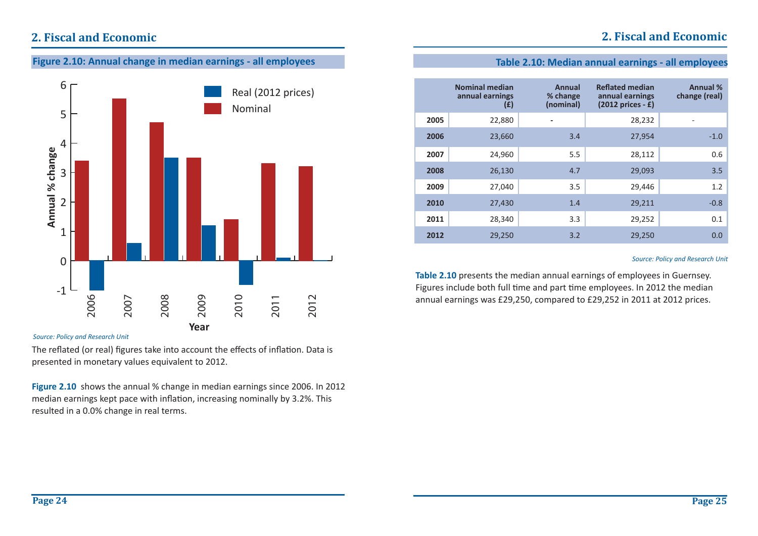## 2. Fiscal and Economic

### Figure 2.10: Annual change in median earnings - all employees

*Source: Policy and Research Unit*

The reflated (or real) figures take into account the effects of inflation. Data is presented in monetary values equivalent to 2012.

**Figure 2.10** shows the annual % change in median earnings since 2006. In 2012 median earnings kept pace with inflation, increasing nominally by 3.2%. This resulted in a 0.0% change in real terms.

### Table 2.10: Median annual earnings - all employees

| | Nominal median annual earnings (£) | Annual % change (nominal) | Reflated median annual earnings (2012 prices - £) | Annual % change (real) |
|---|---|---|---|---|
| **2005** | 22,880 | - | 28,232 | - |
| **2006** | 23,660 | 3.4 | 27,954 | -1.0 |
| **2007** | 24,960 | 5.5 | 28,112 | 0.6 |
| **2008** | 26,130 | 4.7 | 29,093 | 3.5 |
| **2009** | 27,040 | 3.5 | 29,446 | 1.2 |
| **2010** | 27,430 | 1.4 | 29,211 | -0.8 |
| **2011** | 28,340 | 3.3 | 29,252 | 0.1 |
| **2012** | 29,250 | 3.2 | 29,250 | 0.0 |

*Source: Policy and Research Unit*

**Table 2.10** presents the median annual earnings of employees in Guernsey. Figures include both full time and part time employees. In 2012 the median annual earnings was £29,250, compared to £29,252 in 2011 at 2012 prices.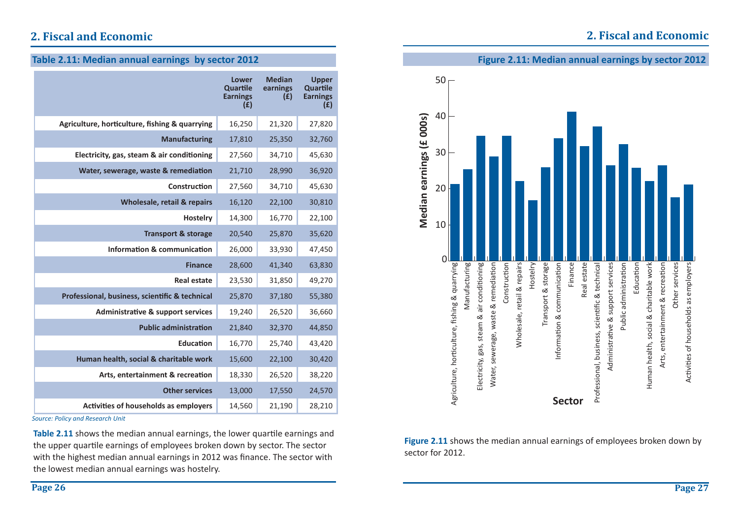## 2. Fiscal and Economic

### Table 2.11: Median annual earnings by sector 2012

| | Lower Quartile Earnings (£) | Median earnings (£) | Upper Quartile Earnings (£) |
|---|---|---|---|
| Agriculture, horticulture, fishing & quarrying | 16,250 | 21,320 | 27,820 |
| Manufacturing | 17,810 | 25,350 | 32,760 |
| Electricity, gas, steam & air conditioning | 27,560 | 34,710 | 45,630 |
| Water, sewerage, waste & remediation | 21,710 | 28,990 | 36,920 |
| Construction | 27,560 | 34,710 | 45,630 |
| Wholesale, retail & repairs | 16,120 | 22,100 | 30,810 |
| Hostelry | 14,300 | 16,770 | 22,100 |
| Transport & storage | 20,540 | 25,870 | 35,620 |
| Information & communication | 26,000 | 33,930 | 47,450 |
| Finance | 28,600 | 41,340 | 63,830 |
| Real estate | 23,530 | 31,850 | 49,270 |
| Professional, business, scientific & technical | 25,870 | 37,180 | 55,380 |
| Administrative & support services | 19,240 | 26,520 | 36,660 |
| Public administration | 21,840 | 32,370 | 44,850 |
| Education | 16,770 | 25,740 | 43,420 |
| Human health, social & charitable work | 15,600 | 22,100 | 30,420 |
| Arts, entertainment & recreation | 18,330 | 26,520 | 38,220 |
| Other services | 13,000 | 17,550 | 24,570 |
| Activities of households as employers | 14,560 | 21,190 | 28,210 |

*Source: Policy and Research Unit*

**Table 2.11** shows the median annual earnings, the lower quartile earnings and the upper quartile earnings of employees broken down by sector. The sector with the highest median annual earnings in 2012 was finance. The sector with the lowest median annual earnings was hostelry.

### Figure 2.11: Median annual earnings by sector 2012

**Figure 2.11** shows the median annual earnings of employees broken down by sector for 2012.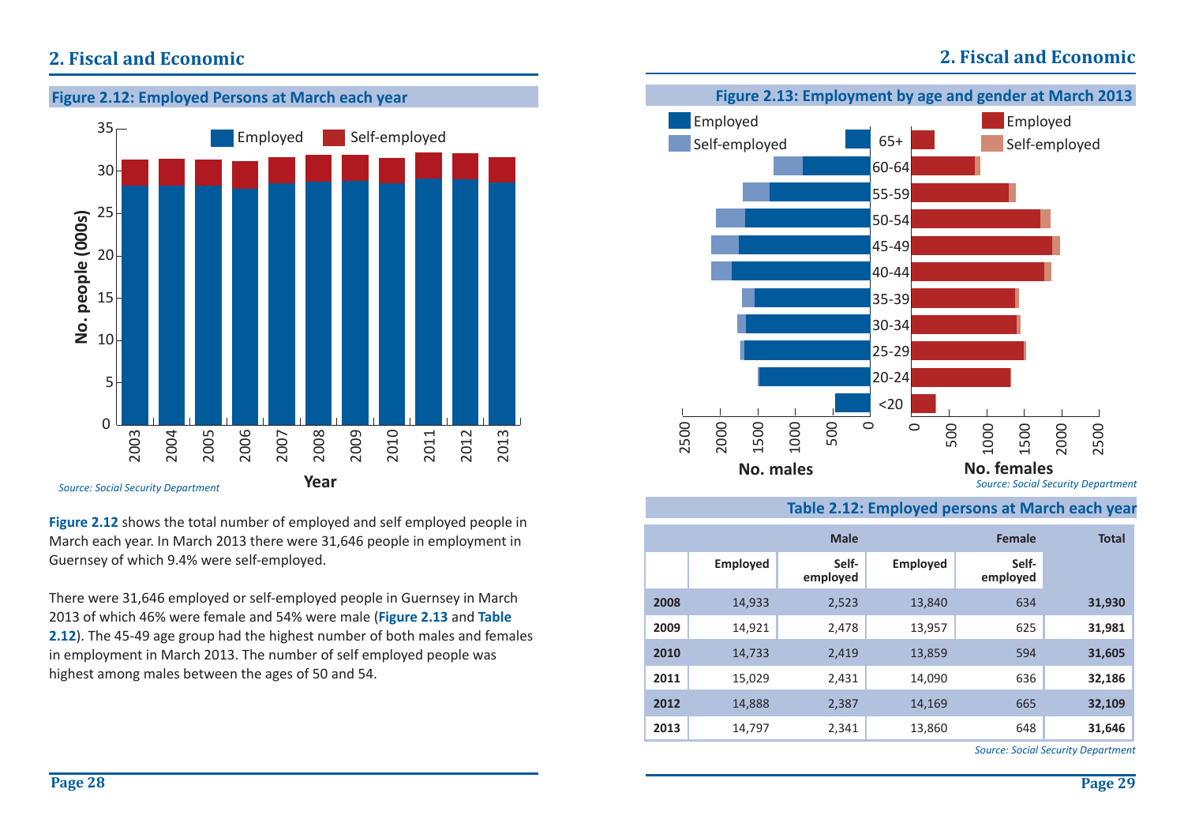## 2. Fiscal and Economic

**Figure 2.12: Employed Persons at March each year**

*Source: Social Security Department*

**Figure 2.12** shows the total number of employed and self employed people in March each year. In March 2013 there were 31,646 people in employment in Guernsey of which 9.4% were self-employed.

There were 31,646 employed or self-employed people in Guernsey in March 2013 of which 46% were female and 54% were male (**Figure 2.13** and **Table 2.12**). The 45-49 age group had the highest number of both males and females in employment in March 2013. The number of self employed people was highest among males between the ages of 50 and 54.

**Figure 2.13: Employment by age and gender at March 2013**

*Source: Social Security Department*

**Table 2.12: Employed persons at March each year**

| | Male | | Female | | Total |
|---|---|---|---|---|---|
| | Employed | Self-employed | Employed | Self-employed | |
| **2008** | 14,933 | 2,523 | 13,840 | 634 | **31,930** |
| **2009** | 14,921 | 2,478 | 13,957 | 625 | **31,981** |
| **2010** | 14,733 | 2,419 | 13,859 | 594 | **31,605** |
| **2011** | 15,029 | 2,431 | 14,090 | 636 | **32,186** |
| **2012** | 14,888 | 2,387 | 14,169 | 665 | **32,109** |
| **2013** | 14,797 | 2,341 | 13,860 | 648 | **31,646** |

*Source: Social Security Department*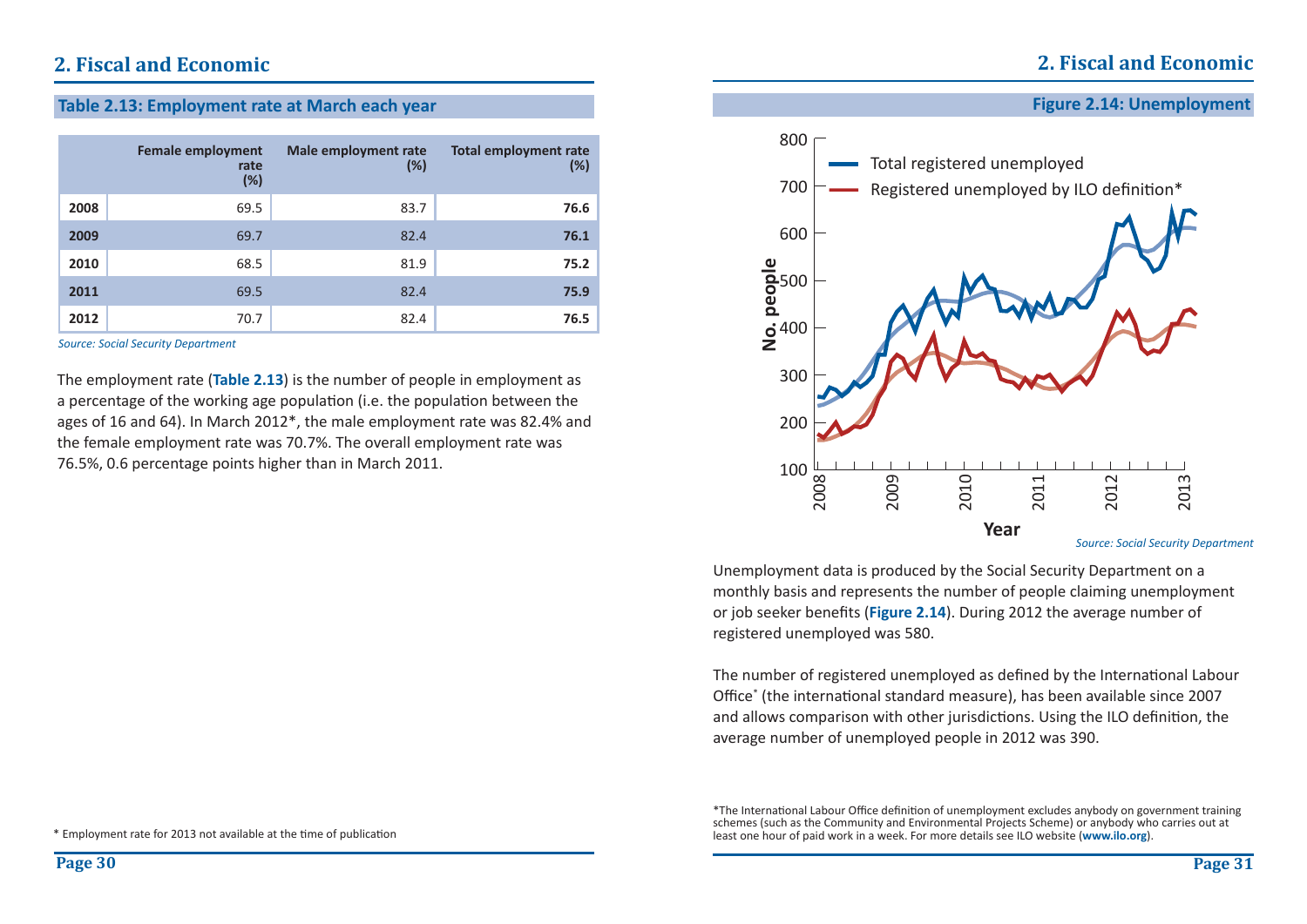## 2. Fiscal and Economic

### Table 2.13: Employment rate at March each year

| | Female employment rate (%) | Male employment rate (%) | Total employment rate (%) |
|---|---|---|---|
| **2008** | 69.5 | 83.7 | **76.6** |
| **2009** | 69.7 | 82.4 | **76.1** |
| **2010** | 68.5 | 81.9 | **75.2** |
| **2011** | 69.5 | 82.4 | **75.9** |
| **2012** | 70.7 | 82.4 | **76.5** |

*Source: Social Security Department*

The employment rate (**Table 2.13**) is the number of people in employment as a percentage of the working age population (i.e. the population between the ages of 16 and 64). In March 2012*, the male employment rate was 82.4% and the female employment rate was 70.7%. The overall employment rate was 76.5%, 0.6 percentage points higher than in March 2011.

* Employment rate for 2013 not available at the time of publication

### Figure 2.14: Unemployment

*Source: Social Security Department*

Unemployment data is produced by the Social Security Department on a monthly basis and represents the number of people claiming unemployment or job seeker benefits (**Figure 2.14**). During 2012 the average number of registered unemployed was 580.

The number of registered unemployed as defined by the International Labour Office* (the international standard measure), has been available since 2007 and allows comparison with other jurisdictions. Using the ILO definition, the average number of unemployed people in 2012 was 390.

*The International Labour Office definition of unemployment excludes anybody on government training schemes (such as the Community and Environmental Projects Scheme) or anybody who carries out at least one hour of paid work in a week. For more details see ILO website (**www.ilo.org**).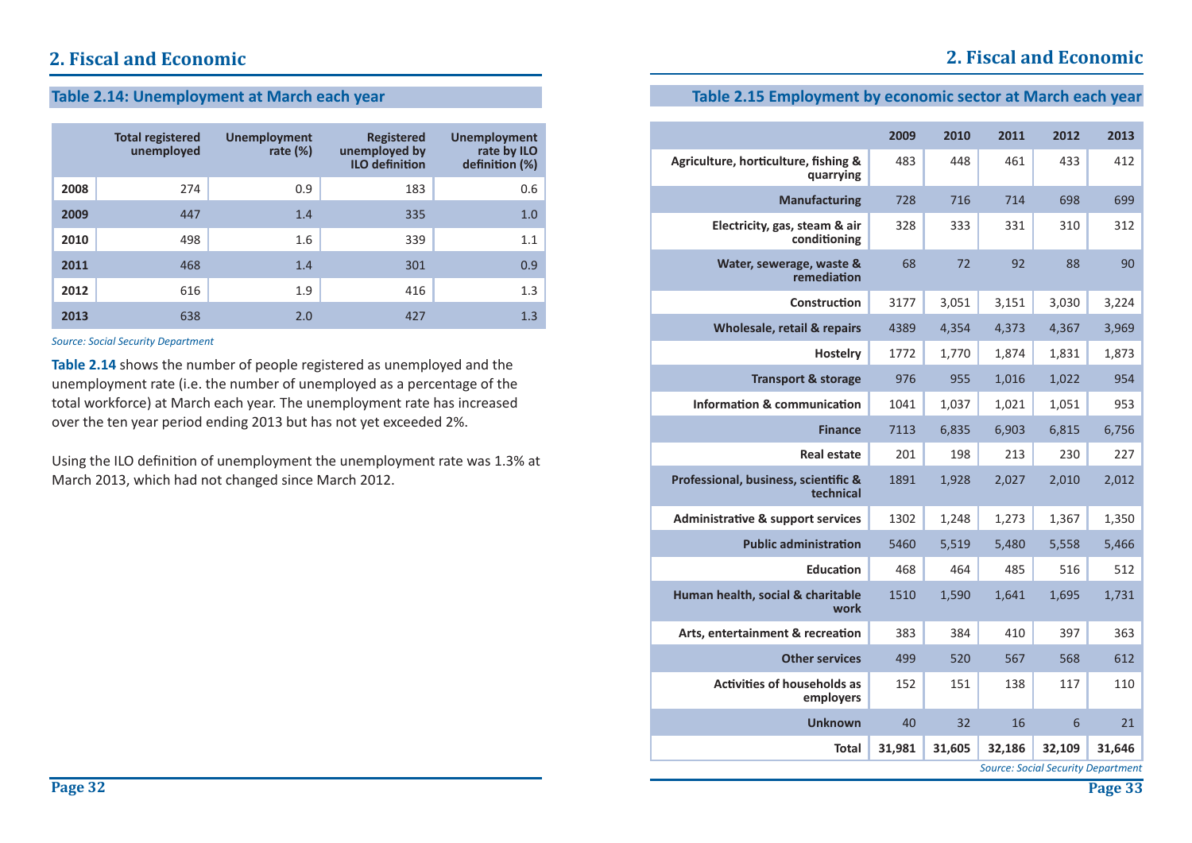## 2. Fiscal and Economic

### Table 2.14: Unemployment at March each year

| | Total registered unemployed | Unemployment rate (%) | Registered unemployed by ILO definition | Unemployment rate by ILO definition (%) |
|---|---|---|---|---|
| 2008 | 274 | 0.9 | 183 | 0.6 |
| 2009 | 447 | 1.4 | 335 | 1.0 |
| 2010 | 498 | 1.6 | 339 | 1.1 |
| 2011 | 468 | 1.4 | 301 | 0.9 |
| 2012 | 616 | 1.9 | 416 | 1.3 |
| 2013 | 638 | 2.0 | 427 | 1.3 |

*Source: Social Security Department*

**Table 2.14** shows the number of people registered as unemployed and the unemployment rate (i.e. the number of unemployed as a percentage of the total workforce) at March each year. The unemployment rate has increased over the ten year period ending 2013 but has not yet exceeded 2%.

Using the ILO definition of unemployment the unemployment rate was 1.3% at March 2013, which had not changed since March 2012.

### Table 2.15 Employment by economic sector at March each year

| | 2009 | 2010 | 2011 | 2012 | 2013 |
|---|---|---|---|---|---|
| Agriculture, horticulture, fishing & quarrying | 483 | 448 | 461 | 433 | 412 |
| Manufacturing | 728 | 716 | 714 | 698 | 699 |
| Electricity, gas, steam & air conditioning | 328 | 333 | 331 | 310 | 312 |
| Water, sewerage, waste & remediation | 68 | 72 | 92 | 88 | 90 |
| Construction | 3177 | 3,051 | 3,151 | 3,030 | 3,224 |
| Wholesale, retail & repairs | 4389 | 4,354 | 4,373 | 4,367 | 3,969 |
| Hostelry | 1772 | 1,770 | 1,874 | 1,831 | 1,873 |
| Transport & storage | 976 | 955 | 1,016 | 1,022 | 954 |
| Information & communication | 1041 | 1,037 | 1,021 | 1,051 | 953 |
| Finance | 7113 | 6,835 | 6,903 | 6,815 | 6,756 |
| Real estate | 201 | 198 | 213 | 230 | 227 |
| Professional, business, scientific & technical | 1891 | 1,928 | 2,027 | 2,010 | 2,012 |
| Administrative & support services | 1302 | 1,248 | 1,273 | 1,367 | 1,350 |
| Public administration | 5460 | 5,519 | 5,480 | 5,558 | 5,466 |
| Education | 468 | 464 | 485 | 516 | 512 |
| Human health, social & charitable work | 1510 | 1,590 | 1,641 | 1,695 | 1,731 |
| Arts, entertainment & recreation | 383 | 384 | 410 | 397 | 363 |
| Other services | 499 | 520 | 567 | 568 | 612 |
| Activities of households as employers | 152 | 151 | 138 | 117 | 110 |
| Unknown | 40 | 32 | 16 | 6 | 21 |
| **Total** | **31,981** | **31,605** | **32,186** | **32,109** | **31,646** |

*Source: Social Security Department*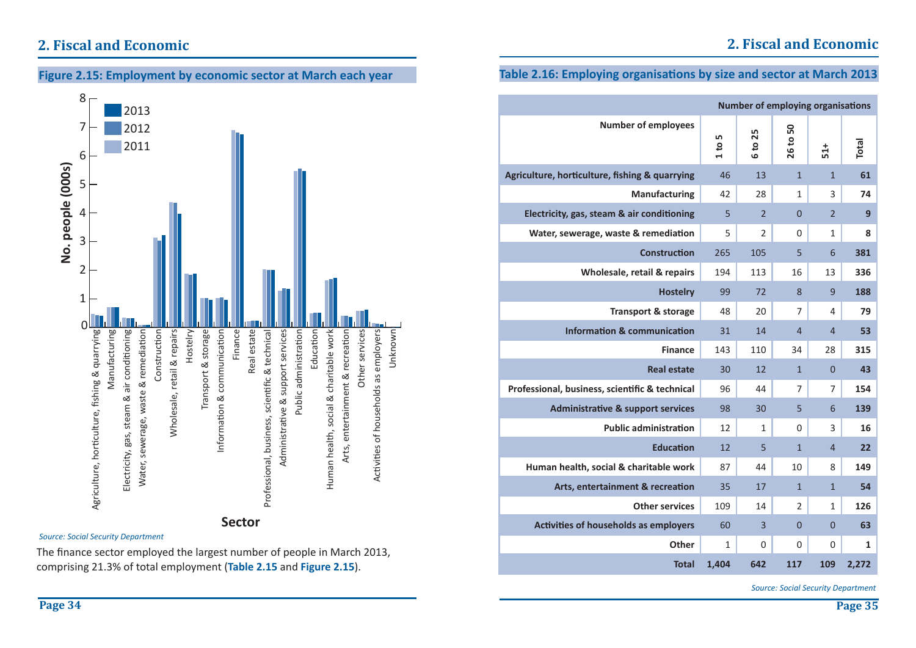## 2. Fiscal and Economic

**Figure 2.15: Employment by economic sector at March each year**

*Source: Social Security Department*

The finance sector employed the largest number of people in March 2013, comprising 21.3% of total employment (**Table 2.15** and **Figure 2.15**).

**Table 2.16: Employing organisations by size and sector at March 2013**

| Number of employees | 1 to 5 | 6 to 25 | 26 to 50 | 51+ | Total |
|---|---|---|---|---|---|
| | **Number of employing organisations** | | | | |
| **Agriculture, horticulture, fishing & quarrying** | 46 | 13 | 1 | 1 | **61** |
| **Manufacturing** | 42 | 28 | 1 | 3 | **74** |
| **Electricity, gas, steam & air conditioning** | 5 | 2 | 0 | 2 | **9** |
| **Water, sewerage, waste & remediation** | 5 | 2 | 0 | 1 | **8** |
| **Construction** | 265 | 105 | 5 | 6 | **381** |
| **Wholesale, retail & repairs** | 194 | 113 | 16 | 13 | **336** |
| **Hostelry** | 99 | 72 | 8 | 9 | **188** |
| **Transport & storage** | 48 | 20 | 7 | 4 | **79** |
| **Information & communication** | 31 | 14 | 4 | 4 | **53** |
| **Finance** | 143 | 110 | 34 | 28 | **315** |
| **Real estate** | 30 | 12 | 1 | 0 | **43** |
| **Professional, business, scientific & technical** | 96 | 44 | 7 | 7 | **154** |
| **Administrative & support services** | 98 | 30 | 5 | 6 | **139** |
| **Public administration** | 12 | 1 | 0 | 3 | **16** |
| **Education** | 12 | 5 | 1 | 4 | **22** |
| **Human health, social & charitable work** | 87 | 44 | 10 | 8 | **149** |
| **Arts, entertainment & recreation** | 35 | 17 | 1 | 1 | **54** |
| **Other services** | 109 | 14 | 2 | 1 | **126** |
| **Activities of households as employers** | 60 | 3 | 0 | 0 | **63** |
| **Other** | 1 | 0 | 0 | 0 | **1** |
| **Total** | **1,404** | **642** | **117** | **109** | **2,272** |

*Source: Social Security Department*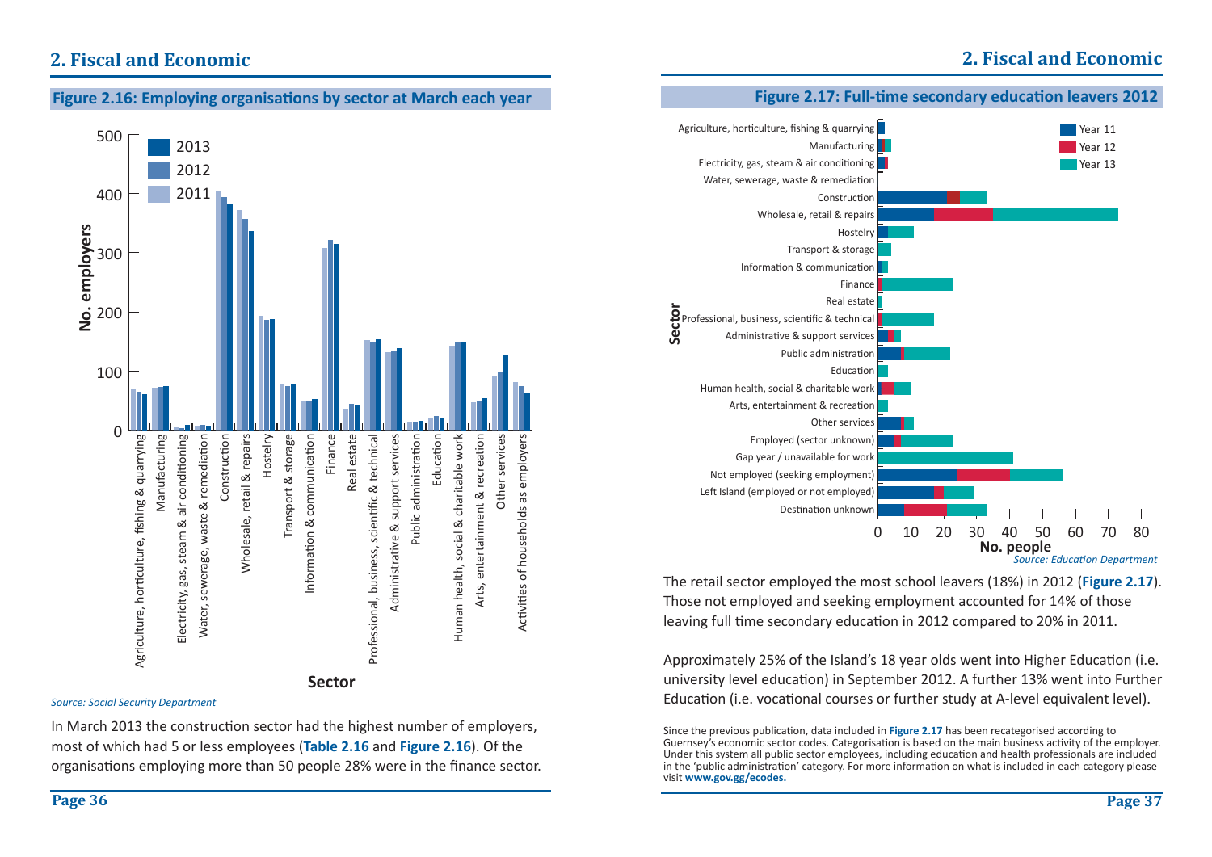## 2. Fiscal and Economic

**Figure 2.16: Employing organisations by sector at March each year**

*Source: Social Security Department*

In March 2013 the construction sector had the highest number of employers, most of which had 5 or less employees (**Table 2.16** and **Figure 2.16**). Of the organisations employing more than 50 people 28% were in the finance sector.

**Figure 2.17: Full-time secondary education leavers 2012**

*Source: Education Department*

The retail sector employed the most school leavers (18%) in 2012 (**Figure 2.17**). Those not employed and seeking employment accounted for 14% of those leaving full time secondary education in 2012 compared to 20% in 2011.

Approximately 25% of the Island's 18 year olds went into Higher Education (i.e. university level education) in September 2012. A further 13% went into Further Education (i.e. vocational courses or further study at A-level equivalent level).

Since the previous publication, data included in **Figure 2.17** has been recategorised according to Guernsey's economic sector codes. Categorisation is based on the main business activity of the employer. Under this system all public sector employees, including education and health professionals are included in the 'public administration' category. For more information on what is included in each category please visit **www.gov.gg/ecodes.**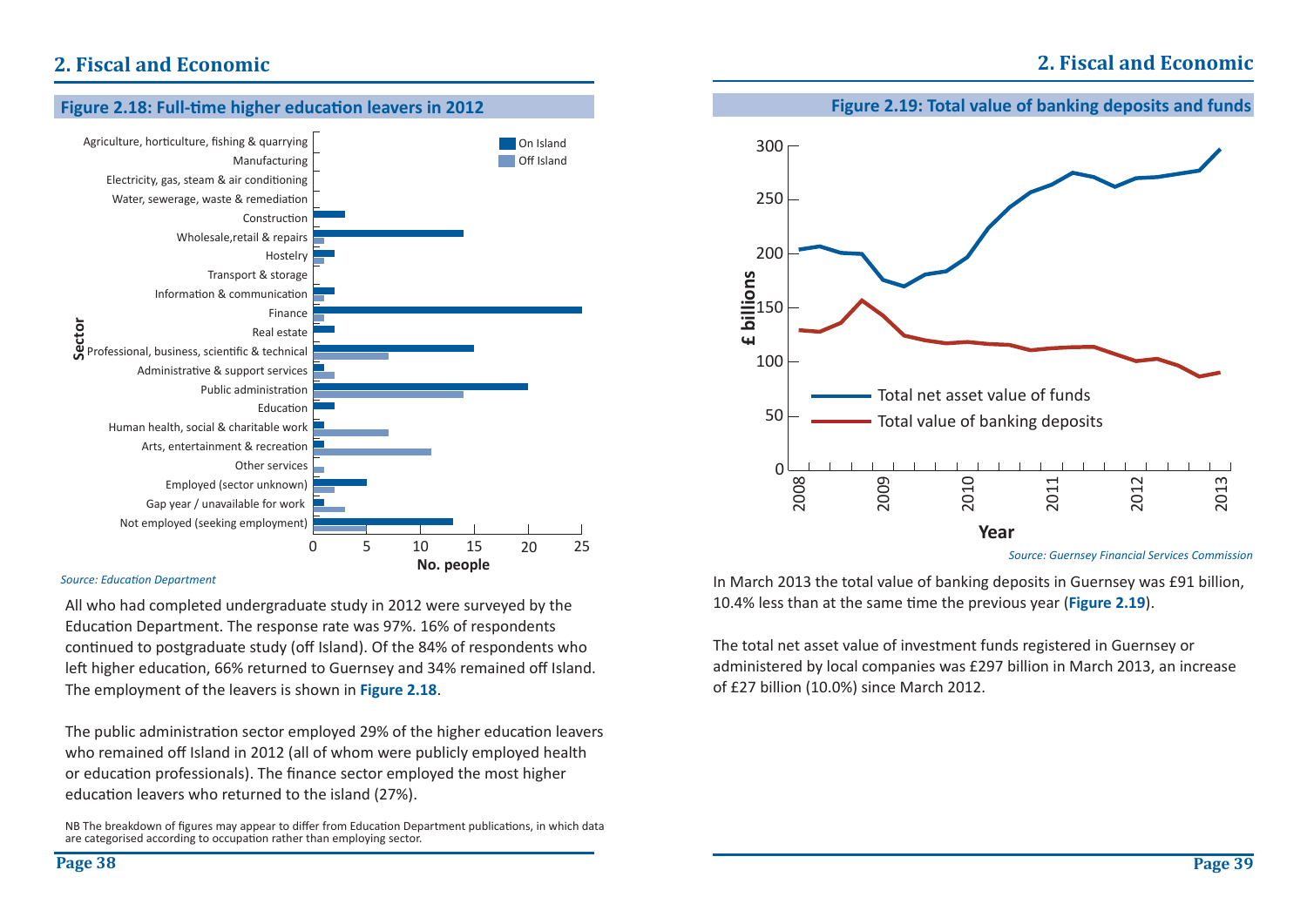## 2. Fiscal and Economic

### Figure 2.18: Full-time higher education leavers in 2012

*Source: Education Department*

All who had completed undergraduate study in 2012 were surveyed by the Education Department. The response rate was 97%. 16% of respondents continued to postgraduate study (off Island). Of the 84% of respondents who left higher education, 66% returned to Guernsey and 34% remained off Island. The employment of the leavers is shown in **Figure 2.18**.

The public administration sector employed 29% of the higher education leavers who remained off Island in 2012 (all of whom were publicly employed health or education professionals). The finance sector employed the most higher education leavers who returned to the island (27%).

NB The breakdown of figures may appear to differ from Education Department publications, in which data are categorised according to occupation rather than employing sector.

### Figure 2.19: Total value of banking deposits and funds

*Source: Guernsey Financial Services Commission*

In March 2013 the total value of banking deposits in Guernsey was £91 billion, 10.4% less than at the same time the previous year (**Figure 2.19**).

The total net asset value of investment funds registered in Guernsey or administered by local companies was £297 billion in March 2013, an increase of £27 billion (10.0%) since March 2012.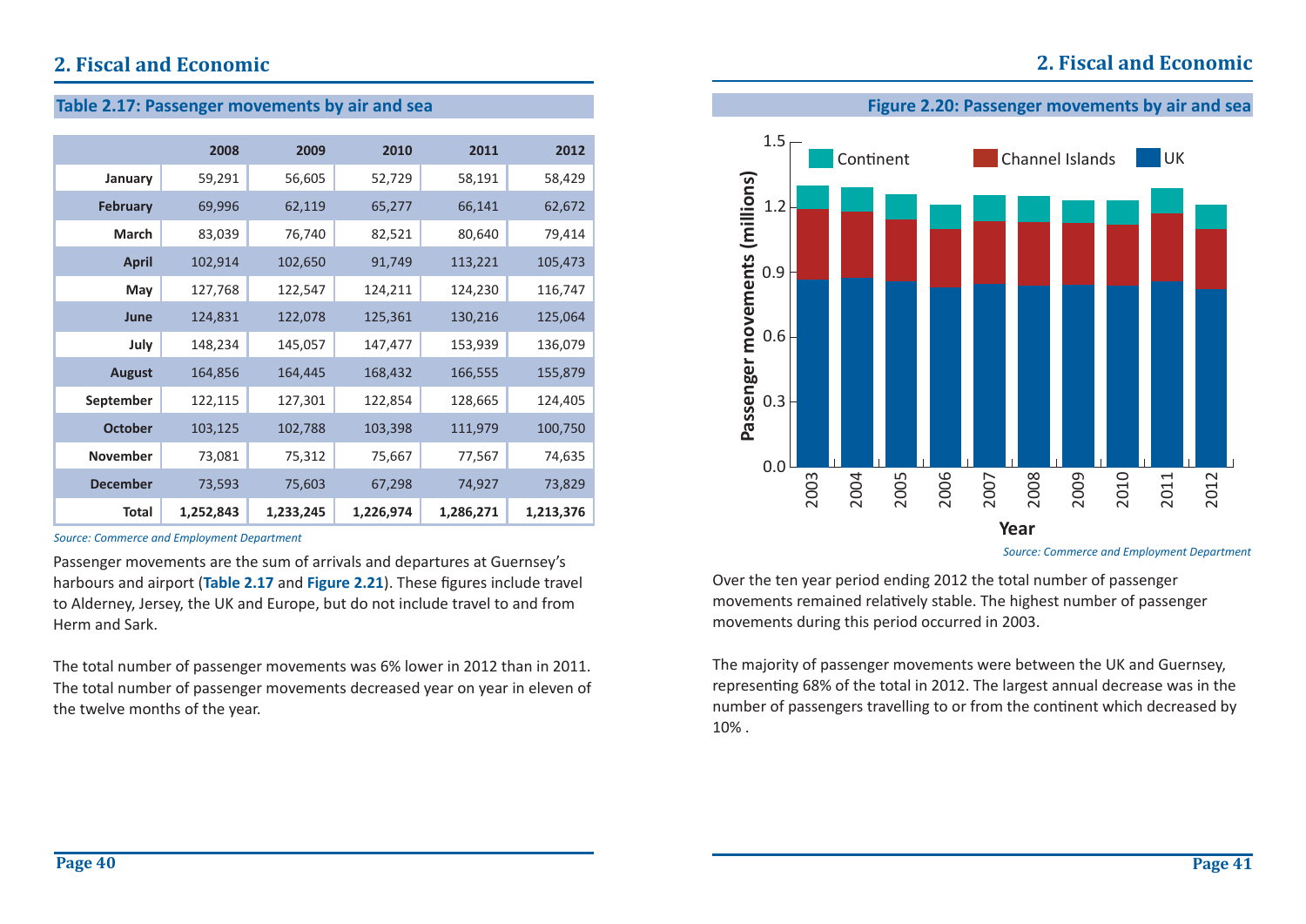## 2. Fiscal and Economic

### Table 2.17: Passenger movements by air and sea

| | 2008 | 2009 | 2010 | 2011 | 2012 |
|---|---|---|---|---|---|
| January | 59,291 | 56,605 | 52,729 | 58,191 | 58,429 |
| February | 69,996 | 62,119 | 65,277 | 66,141 | 62,672 |
| March | 83,039 | 76,740 | 82,521 | 80,640 | 79,414 |
| April | 102,914 | 102,650 | 91,749 | 113,221 | 105,473 |
| May | 127,768 | 122,547 | 124,211 | 124,230 | 116,747 |
| June | 124,831 | 122,078 | 125,361 | 130,216 | 125,064 |
| July | 148,234 | 145,057 | 147,477 | 153,939 | 136,079 |
| August | 164,856 | 164,445 | 168,432 | 166,555 | 155,879 |
| September | 122,115 | 127,301 | 122,854 | 128,665 | 124,405 |
| October | 103,125 | 102,788 | 103,398 | 111,979 | 100,750 |
| November | 73,081 | 75,312 | 75,667 | 77,567 | 74,635 |
| December | 73,593 | 75,603 | 67,298 | 74,927 | 73,829 |
| **Total** | **1,252,843** | **1,233,245** | **1,226,974** | **1,286,271** | **1,213,376** |

*Source: Commerce and Employment Department*

Passenger movements are the sum of arrivals and departures at Guernsey's harbours and airport (**Table 2.17** and **Figure 2.21**). These figures include travel to Alderney, Jersey, the UK and Europe, but do not include travel to and from Herm and Sark.

The total number of passenger movements was 6% lower in 2012 than in 2011. The total number of passenger movements decreased year on year in eleven of the twelve months of the year.

### Figure 2.20: Passenger movements by air and sea

*Source: Commerce and Employment Department*

Over the ten year period ending 2012 the total number of passenger movements remained relatively stable. The highest number of passenger movements during this period occurred in 2003.

The majority of passenger movements were between the UK and Guernsey, representing 68% of the total in 2012. The largest annual decrease was in the number of passengers travelling to or from the continent which decreased by 10% .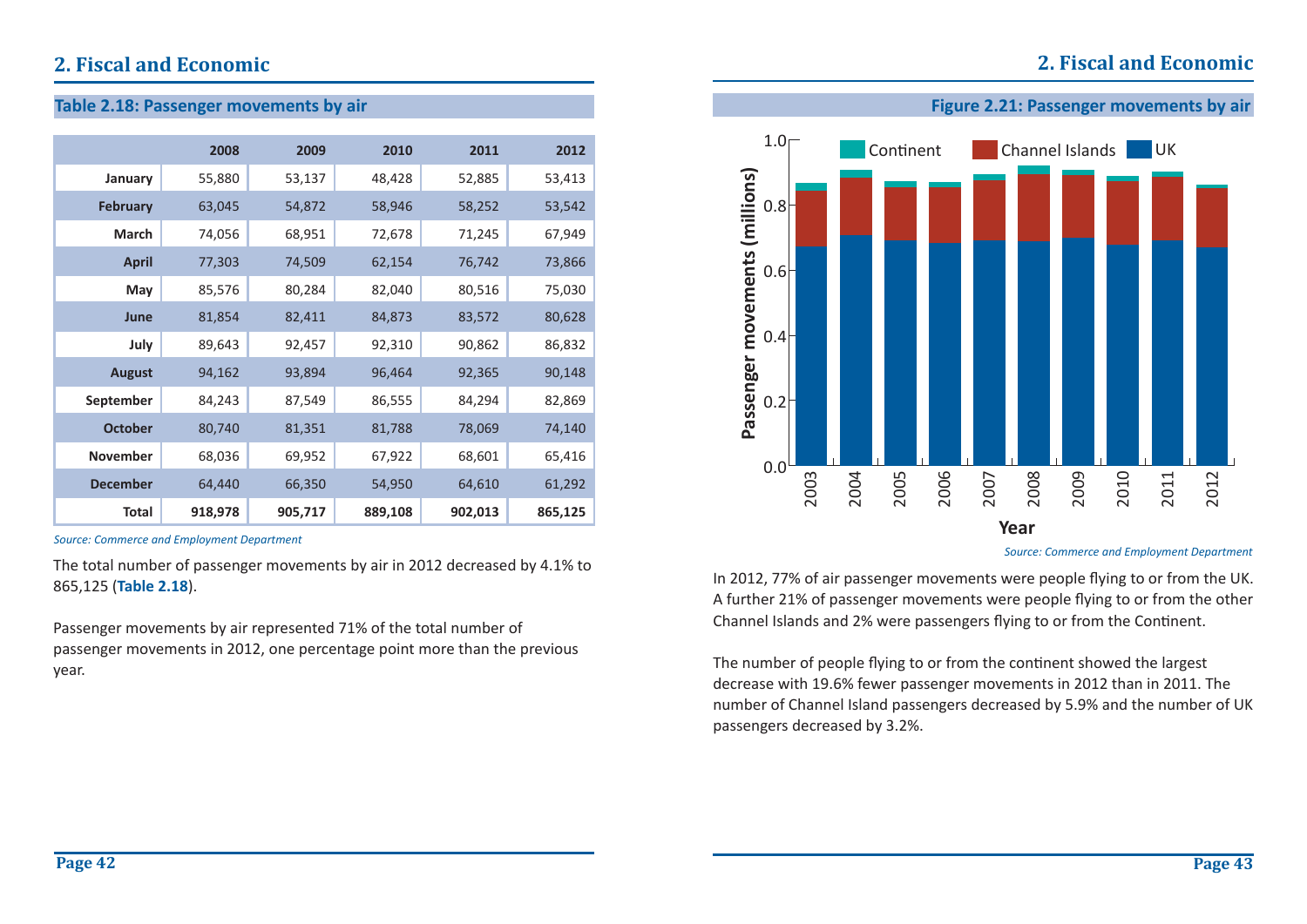## 2. Fiscal and Economic

### Table 2.18: Passenger movements by air

| | 2008 | 2009 | 2010 | 2011 | 2012 |
|---|---|---|---|---|---|
| **January** | 55,880 | 53,137 | 48,428 | 52,885 | 53,413 |
| **February** | 63,045 | 54,872 | 58,946 | 58,252 | 53,542 |
| **March** | 74,056 | 68,951 | 72,678 | 71,245 | 67,949 |
| **April** | 77,303 | 74,509 | 62,154 | 76,742 | 73,866 |
| **May** | 85,576 | 80,284 | 82,040 | 80,516 | 75,030 |
| **June** | 81,854 | 82,411 | 84,873 | 83,572 | 80,628 |
| **July** | 89,643 | 92,457 | 92,310 | 90,862 | 86,832 |
| **August** | 94,162 | 93,894 | 96,464 | 92,365 | 90,148 |
| **September** | 84,243 | 87,549 | 86,555 | 84,294 | 82,869 |
| **October** | 80,740 | 81,351 | 81,788 | 78,069 | 74,140 |
| **November** | 68,036 | 69,952 | 67,922 | 68,601 | 65,416 |
| **December** | 64,440 | 66,350 | 54,950 | 64,610 | 61,292 |
| **Total** | **918,978** | **905,717** | **889,108** | **902,013** | **865,125** |

*Source: Commerce and Employment Department*

The total number of passenger movements by air in 2012 decreased by 4.1% to 865,125 (**Table 2.18**).

Passenger movements by air represented 71% of the total number of passenger movements in 2012, one percentage point more than the previous year.

### Figure 2.21: Passenger movements by air

*Source: Commerce and Employment Department*

In 2012, 77% of air passenger movements were people flying to or from the UK. A further 21% of passenger movements were people flying to or from the other Channel Islands and 2% were passengers flying to or from the Continent.

The number of people flying to or from the continent showed the largest decrease with 19.6% fewer passenger movements in 2012 than in 2011. The number of Channel Island passengers decreased by 5.9% and the number of UK passengers decreased by 3.2%.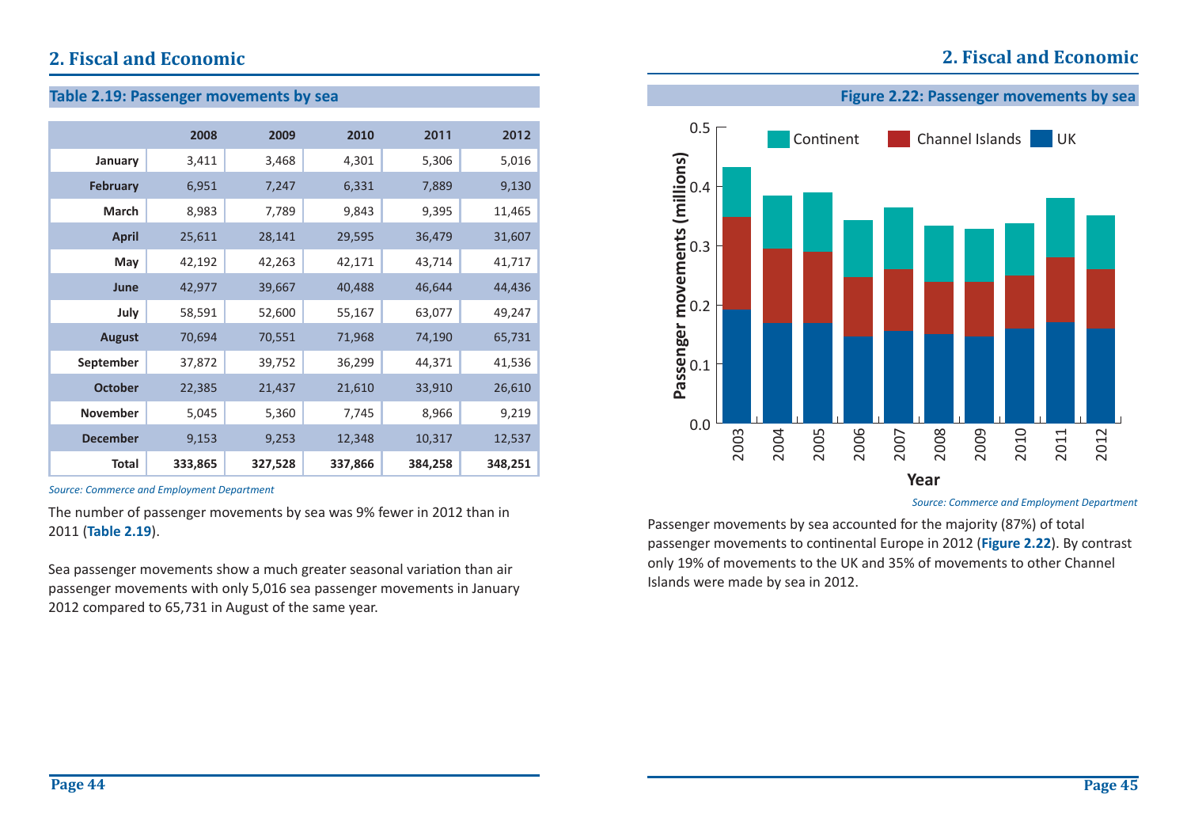## 2. Fiscal and Economic

### Table 2.19: Passenger movements by sea

| | 2008 | 2009 | 2010 | 2011 | 2012 |
|---|---|---|---|---|---|
| **January** | 3,411 | 3,468 | 4,301 | 5,306 | 5,016 |
| **February** | 6,951 | 7,247 | 6,331 | 7,889 | 9,130 |
| **March** | 8,983 | 7,789 | 9,843 | 9,395 | 11,465 |
| **April** | 25,611 | 28,141 | 29,595 | 36,479 | 31,607 |
| **May** | 42,192 | 42,263 | 42,171 | 43,714 | 41,717 |
| **June** | 42,977 | 39,667 | 40,488 | 46,644 | 44,436 |
| **July** | 58,591 | 52,600 | 55,167 | 63,077 | 49,247 |
| **August** | 70,694 | 70,551 | 71,968 | 74,190 | 65,731 |
| **September** | 37,872 | 39,752 | 36,299 | 44,371 | 41,536 |
| **October** | 22,385 | 21,437 | 21,610 | 33,910 | 26,610 |
| **November** | 5,045 | 5,360 | 7,745 | 8,966 | 9,219 |
| **December** | 9,153 | 9,253 | 12,348 | 10,317 | 12,537 |
| **Total** | **333,865** | **327,528** | **337,866** | **384,258** | **348,251** |

*Source: Commerce and Employment Department*

The number of passenger movements by sea was 9% fewer in 2012 than in 2011 (**Table 2.19**).

Sea passenger movements show a much greater seasonal variation than air passenger movements with only 5,016 sea passenger movements in January 2012 compared to 65,731 in August of the same year.

### Figure 2.22: Passenger movements by sea

*Source: Commerce and Employment Department*

Passenger movements by sea accounted for the majority (87%) of total passenger movements to continental Europe in 2012 (**Figure 2.22**). By contrast only 19% of movements to the UK and 35% of movements to other Channel Islands were made by sea in 2012.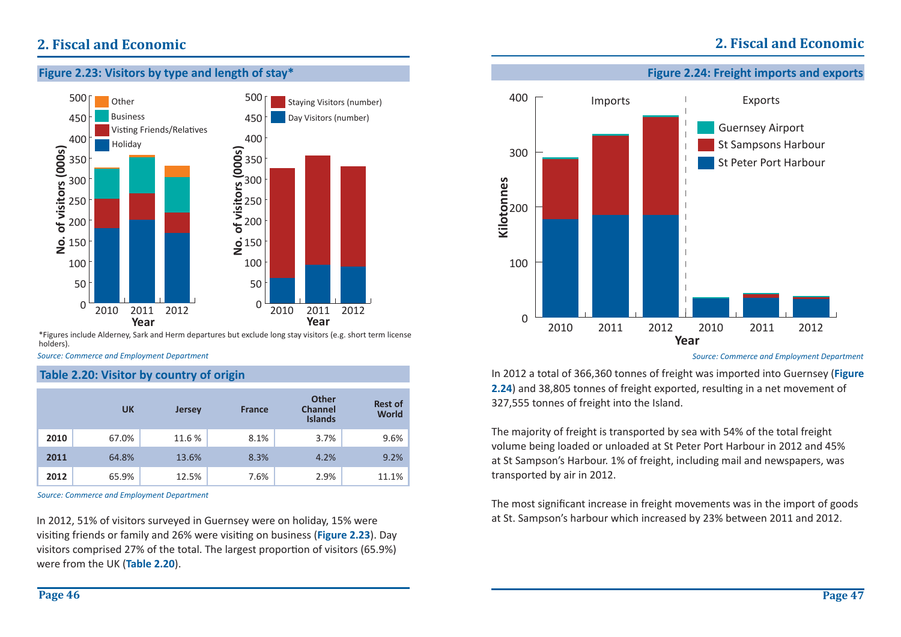## 2. Fiscal and Economic

### Figure 2.23: Visitors by type and length of stay*

*Figures include Alderney, Sark and Herm departures but exclude long stay visitors (e.g. short term license holders).

*Source: Commerce and Employment Department*

### Table 2.20: Visitor by country of origin

| | UK | Jersey | France | Other Channel Islands | Rest of World |
|---|---|---|---|---|---|
| **2010** | 67.0% | 11.6 % | 8.1% | 3.7% | 9.6% |
| **2011** | 64.8% | 13.6% | 8.3% | 4.2% | 9.2% |
| **2012** | 65.9% | 12.5% | 7.6% | 2.9% | 11.1% |

*Source: Commerce and Employment Department*

In 2012, 51% of visitors surveyed in Guernsey were on holiday, 15% were visiting friends or family and 26% were visiting on business (**Figure 2.23**). Day visitors comprised 27% of the total. The largest proportion of visitors (65.9%) were from the UK (**Table 2.20**).

### Figure 2.24: Freight imports and exports

*Source: Commerce and Employment Department*

In 2012 a total of 366,360 tonnes of freight was imported into Guernsey (**Figure 2.24**) and 38,805 tonnes of freight exported, resulting in a net movement of 327,555 tonnes of freight into the Island.

The majority of freight is transported by sea with 54% of the total freight volume being loaded or unloaded at St Peter Port Harbour in 2012 and 45% at St Sampson's Harbour. 1% of freight, including mail and newspapers, was transported by air in 2012.

The most significant increase in freight movements was in the import of goods at St. Sampson's harbour which increased by 23% between 2011 and 2012.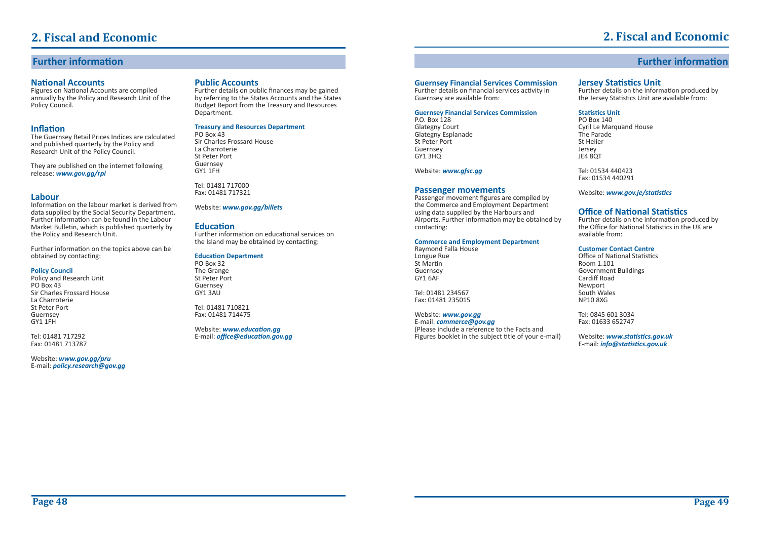# 2. Fiscal and Economic

## Further information

### National Accounts

Figures on National Accounts are compiled annually by the Policy and Research Unit of the Policy Council.

### Inflation

The Guernsey Retail Prices Indices are calculated and published quarterly by the Policy and Research Unit of the Policy Council.

They are published on the internet following release: ***www.gov.gg/rpi***

### Labour

Information on the labour market is derived from data supplied by the Social Security Department. Further information can be found in the Labour Market Bulletin, which is published quarterly by the Policy and Research Unit.

Further information on the topics above can be obtained by contacting:

**Policy Council**
Policy and Research Unit
PO Box 43
Sir Charles Frossard House
La Charroterie
St Peter Port
Guernsey
GY1 1FH

Tel: 01481 717292
Fax: 01481 713787

Website: ***www.gov.gg/pru***
E-mail: ***policy.research@gov.gg***

### Public Accounts

Further details on public finances may be gained by referring to the States Accounts and the States Budget Report from the Treasury and Resources Department.

**Treasury and Resources Department**
PO Box 43
Sir Charles Frossard House
La Charroterie
St Peter Port
Guernsey
GY1 1FH

Tel: 01481 717000
Fax: 01481 717321

Website: ***www.gov.gg/billets***

### Education

Further information on educational services on the Island may be obtained by contacting:

**Education Department**
PO Box 32
The Grange
St Peter Port
Guernsey
GY1 3AU

Tel: 01481 710821
Fax: 01481 714475

Website: ***www.education.gg***
E-mail: ***office@education.gov.gg***

### Guernsey Financial Services Commission

Further details on financial services activity in Guernsey are available from:

**Guernsey Financial Services Commission**
P.O. Box 128
Glategny Court
Glategny Esplanade
St Peter Port
Guernsey
GY1 3HQ

Website: ***www.gfsc.gg***

### Passenger movements

Passenger movement figures are compiled by the Commerce and Employment Department using data supplied by the Harbours and Airports. Further information may be obtained by contacting:

**Commerce and Employment Department**
Raymond Falla House
Longue Rue
St Martin
Guernsey
GY1 6AF

Tel: 01481 234567
Fax: 01481 235015

Website: ***www.gov.gg***
E-mail: ***commerce@gov.gg***
(Please include a reference to the Facts and Figures booklet in the subject title of your e-mail)

### Jersey Statistics Unit

Further details on the information produced by the Jersey Statistics Unit are available from:

**Statistics Unit**
PO Box 140
Cyril Le Marquand House
The Parade
St Helier
Jersey
JE4 8QT

Tel: 01534 440423
Fax: 01534 440291

Website: ***www.gov.je/statistics***

### Office of National Statistics

Further details on the information produced by the Office for National Statistics in the UK are available from:

**Customer Contact Centre**
Office of National Statistics
Room 1.101
Government Buildings
Cardiff Road
Newport
South Wales
NP10 8XG

Tel: 0845 601 3034
Fax: 01633 652747

Website: ***www.statistics.gov.uk***
E-mail: ***info@statistics.gov.uk***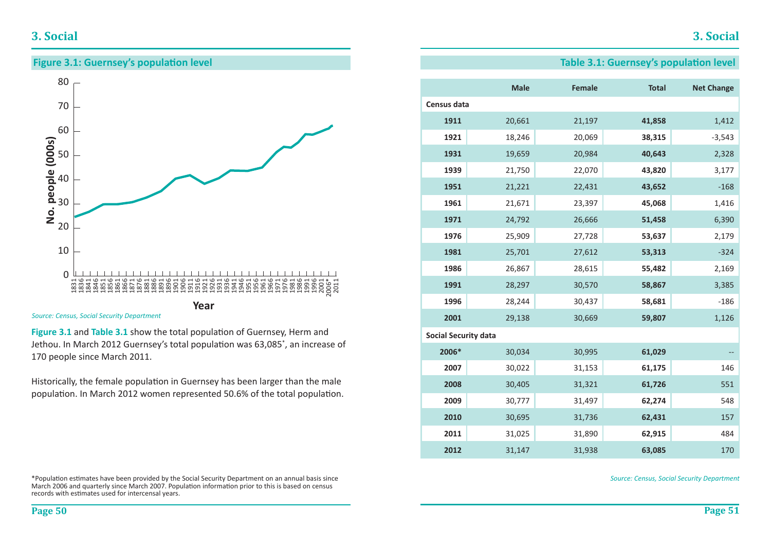# 3. Social

## Figure 3.1: Guernsey's population level

*Source: Census, Social Security Department*

**Figure 3.1** and **Table 3.1** show the total population of Guernsey, Herm and Jethou. In March 2012 Guernsey's total population was 63,085*, an increase of 170 people since March 2011.

Historically, the female population in Guernsey has been larger than the male population. In March 2012 women represented 50.6% of the total population.

*Population estimates have been provided by the Social Security Department on an annual basis since March 2006 and quarterly since March 2007. Population information prior to this is based on census records with estimates used for intercensal years.

## Table 3.1: Guernsey's population level

| | Male | Female | Total | Net Change |
|---|---|---|---|---|
| **Census data** | | | | |
| **1911** | 20,661 | 21,197 | **41,858** | 1,412 |
| **1921** | 18,246 | 20,069 | **38,315** | -3,543 |
| **1931** | 19,659 | 20,984 | **40,643** | 2,328 |
| **1939** | 21,750 | 22,070 | **43,820** | 3,177 |
| **1951** | 21,221 | 22,431 | **43,652** | -168 |
| **1961** | 21,671 | 23,397 | **45,068** | 1,416 |
| **1971** | 24,792 | 26,666 | **51,458** | 6,390 |
| **1976** | 25,909 | 27,728 | **53,637** | 2,179 |
| **1981** | 25,701 | 27,612 | **53,313** | -324 |
| **1986** | 26,867 | 28,615 | **55,482** | 2,169 |
| **1991** | 28,297 | 30,570 | **58,867** | 3,385 |
| **1996** | 28,244 | 30,437 | **58,681** | -186 |
| **2001** | 29,138 | 30,669 | **59,807** | 1,126 |
| **Social Security data** | | | | |
| **2006*** | 30,034 | 30,995 | **61,029** | -- |
| **2007** | 30,022 | 31,153 | **61,175** | 146 |
| **2008** | 30,405 | 31,321 | **61,726** | 551 |
| **2009** | 30,777 | 31,497 | **62,274** | 548 |
| **2010** | 30,695 | 31,736 | **62,431** | 157 |
| **2011** | 31,025 | 31,890 | **62,915** | 484 |
| **2012** | 31,147 | 31,938 | **63,085** | 170 |

*Source: Census, Social Security Department*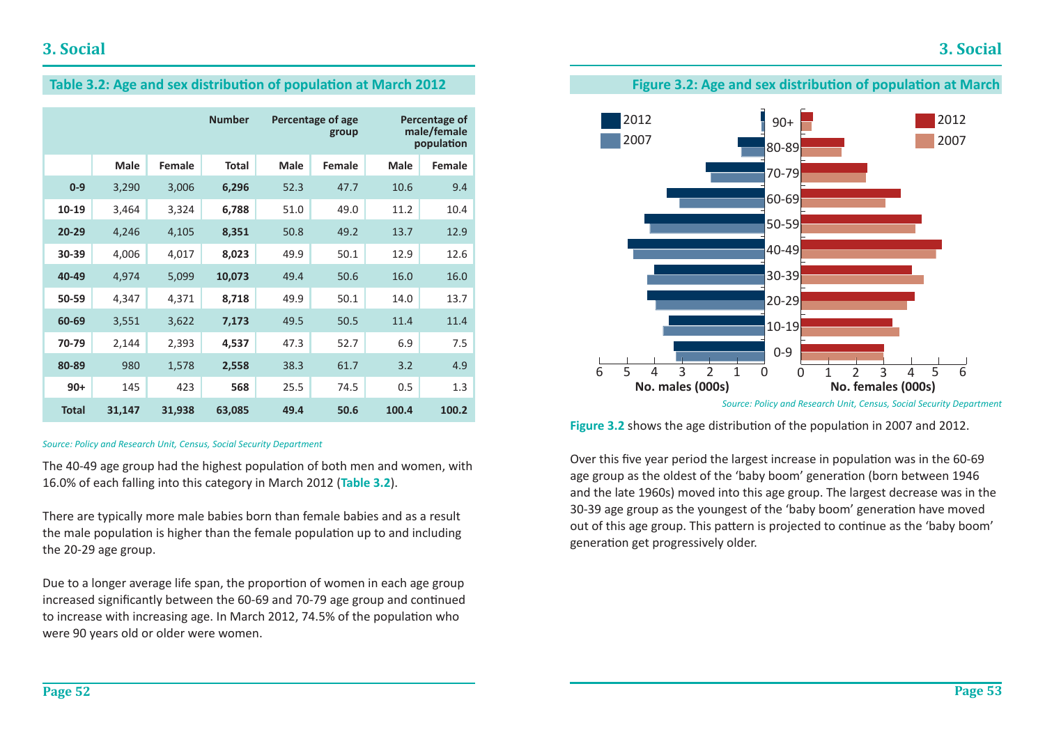# 3. Social

## Table 3.2: Age and sex distribution of population at March 2012

| | Number | | | Percentage of age group | | Percentage of male/female population | |
|---|---|---|---|---|---|---|---|
| | Male | Female | Total | Male | Female | Male | Female |
| **0-9** | 3,290 | 3,006 | **6,296** | 52.3 | 47.7 | 10.6 | 9.4 |
| **10-19** | 3,464 | 3,324 | **6,788** | 51.0 | 49.0 | 11.2 | 10.4 |
| **20-29** | 4,246 | 4,105 | **8,351** | 50.8 | 49.2 | 13.7 | 12.9 |
| **30-39** | 4,006 | 4,017 | **8,023** | 49.9 | 50.1 | 12.9 | 12.6 |
| **40-49** | 4,974 | 5,099 | **10,073** | 49.4 | 50.6 | 16.0 | 16.0 |
| **50-59** | 4,347 | 4,371 | **8,718** | 49.9 | 50.1 | 14.0 | 13.7 |
| **60-69** | 3,551 | 3,622 | **7,173** | 49.5 | 50.5 | 11.4 | 11.4 |
| **70-79** | 2,144 | 2,393 | **4,537** | 47.3 | 52.7 | 6.9 | 7.5 |
| **80-89** | 980 | 1,578 | **2,558** | 38.3 | 61.7 | 3.2 | 4.9 |
| **90+** | 145 | 423 | **568** | 25.5 | 74.5 | 0.5 | 1.3 |
| **Total** | **31,147** | **31,938** | **63,085** | **49.4** | **50.6** | **100.4** | **100.2** |

*Source: Policy and Research Unit, Census, Social Security Department*

The 40-49 age group had the highest population of both men and women, with 16.0% of each falling into this category in March 2012 (**Table 3.2**).

There are typically more male babies born than female babies and as a result the male population is higher than the female population up to and including the 20-29 age group.

Due to a longer average life span, the proportion of women in each age group increased significantly between the 60-69 and 70-79 age group and continued to increase with increasing age. In March 2012, 74.5% of the population who were 90 years old or older were women.

## Figure 3.2: Age and sex distribution of population at March

*Source: Policy and Research Unit, Census, Social Security Department*

**Figure 3.2** shows the age distribution of the population in 2007 and 2012.

Over this five year period the largest increase in population was in the 60-69 age group as the oldest of the 'baby boom' generation (born between 1946 and the late 1960s) moved into this age group. The largest decrease was in the 30-39 age group as the youngest of the 'baby boom' generation have moved out of this age group. This pattern is projected to continue as the 'baby boom' generation get progressively older.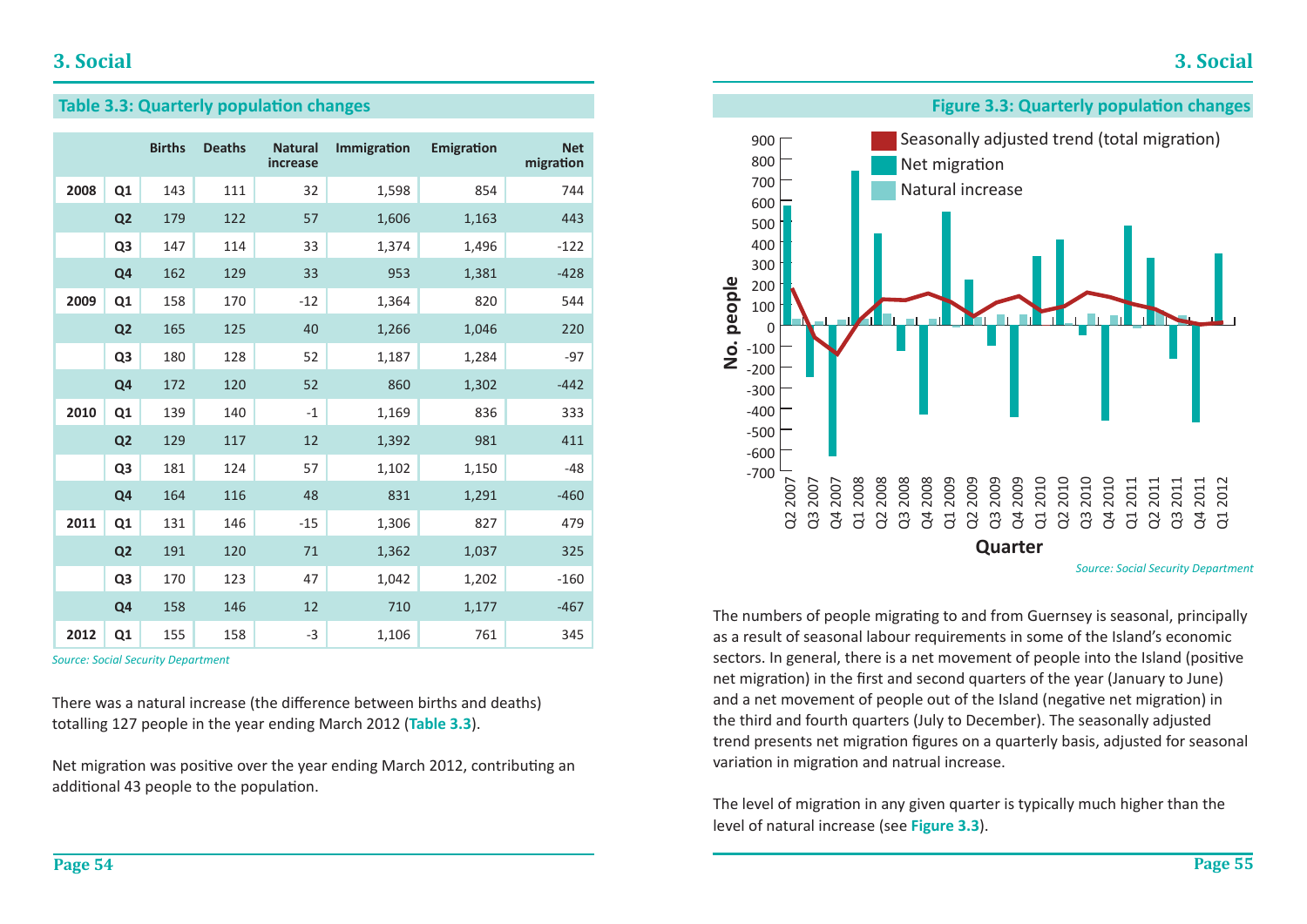## Table 3.3: Quarterly population changes

| | | Births | Deaths | Natural increase | Immigration | Emigration | Net migration |
|---|---|---|---|---|---|---|---|
| 2008 | Q1 | 143 | 111 | 32 | 1,598 | 854 | 744 |
| | Q2 | 179 | 122 | 57 | 1,606 | 1,163 | 443 |
| | Q3 | 147 | 114 | 33 | 1,374 | 1,496 | -122 |
| | Q4 | 162 | 129 | 33 | 953 | 1,381 | -428 |
| 2009 | Q1 | 158 | 170 | -12 | 1,364 | 820 | 544 |
| | Q2 | 165 | 125 | 40 | 1,266 | 1,046 | 220 |
| | Q3 | 180 | 128 | 52 | 1,187 | 1,284 | -97 |
| | Q4 | 172 | 120 | 52 | 860 | 1,302 | -442 |
| 2010 | Q1 | 139 | 140 | -1 | 1,169 | 836 | 333 |
| | Q2 | 129 | 117 | 12 | 1,392 | 981 | 411 |
| | Q3 | 181 | 124 | 57 | 1,102 | 1,150 | -48 |
| | Q4 | 164 | 116 | 48 | 831 | 1,291 | -460 |
| 2011 | Q1 | 131 | 146 | -15 | 1,306 | 827 | 479 |
| | Q2 | 191 | 120 | 71 | 1,362 | 1,037 | 325 |
| | Q3 | 170 | 123 | 47 | 1,042 | 1,202 | -160 |
| | Q4 | 158 | 146 | 12 | 710 | 1,177 | -467 |
| 2012 | Q1 | 155 | 158 | -3 | 1,106 | 761 | 345 |

*Source: Social Security Department*

There was a natural increase (the difference between births and deaths) totalling 127 people in the year ending March 2012 (**Table 3.3**).

Net migration was positive over the year ending March 2012, contributing an additional 43 people to the population.

## Figure 3.3: Quarterly population changes

*Source: Social Security Department*

The numbers of people migrating to and from Guernsey is seasonal, principally as a result of seasonal labour requirements in some of the Island's economic sectors. In general, there is a net movement of people into the Island (positive net migration) in the first and second quarters of the year (January to June) and a net movement of people out of the Island (negative net migration) in the third and fourth quarters (July to December). The seasonally adjusted trend presents net migration figures on a quarterly basis, adjusted for seasonal variation in migration and natrual increase.

The level of migration in any given quarter is typically much higher than the level of natural increase (see **Figure 3.3**).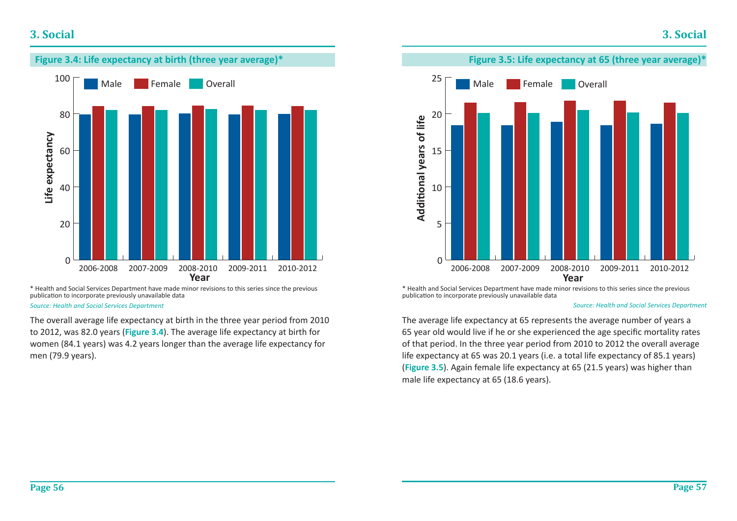**Figure 3.4: Life expectancy at birth (three year average)***

\* Health and Social Services Department have made minor revisions to this series since the previous publication to incorporate previously unavailable data

*Source: Health and Social Services Department*

The overall average life expectancy at birth in the three year period from 2010 to 2012, was 82.0 years (**Figure 3.4**). The average life expectancy at birth for women (84.1 years) was 4.2 years longer than the average life expectancy for men (79.9 years).

**Figure 3.5: Life expectancy at 65 (three year average)***

\* Health and Social Services Department have made minor revisions to this series since the previous publication to incorporate previously unavailable data

*Source: Health and Social Services Department*

The average life expectancy at 65 represents the average number of years a 65 year old would live if he or she experienced the age specific mortality rates of that period. In the three year period from 2010 to 2012 the overall average life expectancy at 65 was 20.1 years (i.e. a total life expectancy of 85.1 years) (**Figure 3.5**). Again female life expectancy at 65 (21.5 years) was higher than male life expectancy at 65 (18.6 years).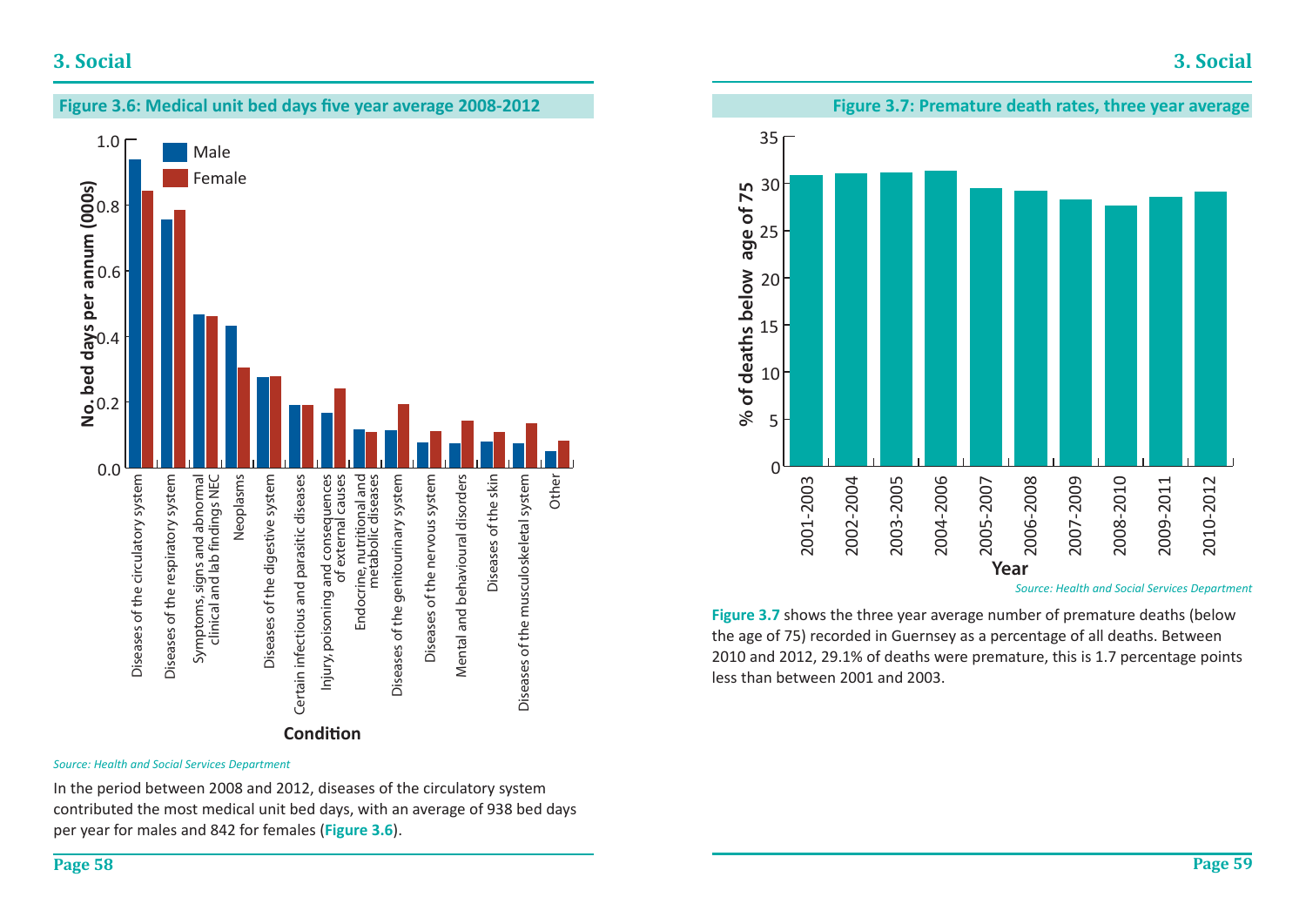## Figure 3.6: Medical unit bed days five year average 2008-2012

*Source: Health and Social Services Department*

In the period between 2008 and 2012, diseases of the circulatory system contributed the most medical unit bed days, with an average of 938 bed days per year for males and 842 for females (**Figure 3.6**).

## Figure 3.7: Premature death rates, three year average

*Source: Health and Social Services Department*

**Figure 3.7** shows the three year average number of premature deaths (below the age of 75) recorded in Guernsey as a percentage of all deaths. Between 2010 and 2012, 29.1% of deaths were premature, this is 1.7 percentage points less than between 2001 and 2003.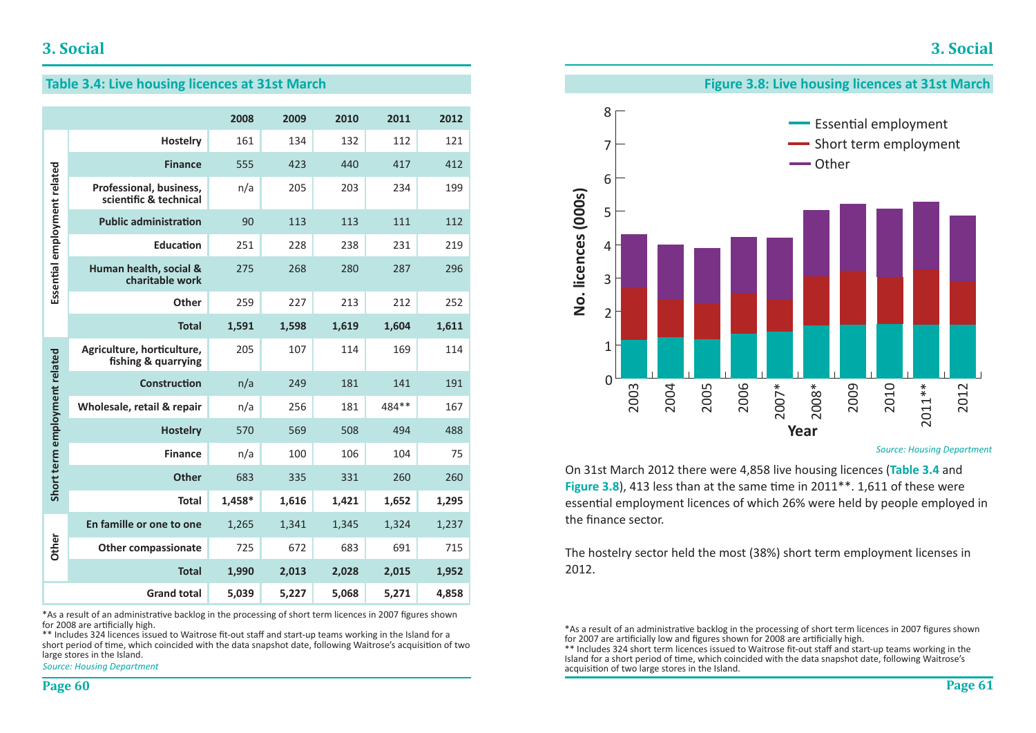## Table 3.4: Live housing licences at 31st March

| | | 2008 | 2009 | 2010 | 2011 | 2012 |
|---|---|---|---|---|---|---|
| Essential employment related | Hostelry | 161 | 134 | 132 | 112 | 121 |
| | Finance | 555 | 423 | 440 | 417 | 412 |
| | Professional, business, scientific & technical | n/a | 205 | 203 | 234 | 199 |
| | Public administration | 90 | 113 | 113 | 111 | 112 |
| | Education | 251 | 228 | 238 | 231 | 219 |
| | Human health, social & charitable work | 275 | 268 | 280 | 287 | 296 |
| | Other | 259 | 227 | 213 | 212 | 252 |
| | **Total** | **1,591** | **1,598** | **1,619** | **1,604** | **1,611** |
| Short term employment related | Agriculture, horticulture, fishing & quarrying | 205 | 107 | 114 | 169 | 114 |
| | Construction | n/a | 249 | 181 | 141 | 191 |
| | Wholesale, retail & repair | n/a | 256 | 181 | 484** | 167 |
| | Hostelry | 570 | 569 | 508 | 494 | 488 |
| | Finance | n/a | 100 | 106 | 104 | 75 |
| | Other | 683 | 335 | 331 | 260 | 260 |
| | **Total** | **1,458*** | **1,616** | **1,421** | **1,652** | **1,295** |
| Other | En famille or one to one | 1,265 | 1,341 | 1,345 | 1,324 | 1,237 |
| | Other compassionate | 725 | 672 | 683 | 691 | 715 |
| | **Total** | **1,990** | **2,013** | **2,028** | **2,015** | **1,952** |
| | **Grand total** | **5,039** | **5,227** | **5,068** | **5,271** | **4,858** |

*As a result of an administrative backlog in the processing of short term licences in 2007 figures shown for 2008 are artificially high.
** Includes 324 licences issued to Waitrose fit-out staff and start-up teams working in the Island for a short period of time, which coincided with the data snapshot date, following Waitrose's acquisition of two large stores in the Island.

*Source: Housing Department*

## Figure 3.8: Live housing licences at 31st March

*Source: Housing Department*

On 31st March 2012 there were 4,858 live housing licences (**Table 3.4** and **Figure 3.8**), 413 less than at the same time in 2011**. 1,611 of these were essential employment licences of which 26% were held by people employed in the finance sector.

The hostelry sector held the most (38%) short term employment licenses in 2012.

*As a result of an administrative backlog in the processing of short term licences in 2007 figures shown for 2007 are artificially low and figures shown for 2008 are artificially high.
** Includes 324 short term licences issued to Waitrose fit-out staff and start-up teams working in the Island for a short period of time, which coincided with the data snapshot date, following Waitrose's acquisition of two large stores in the Island.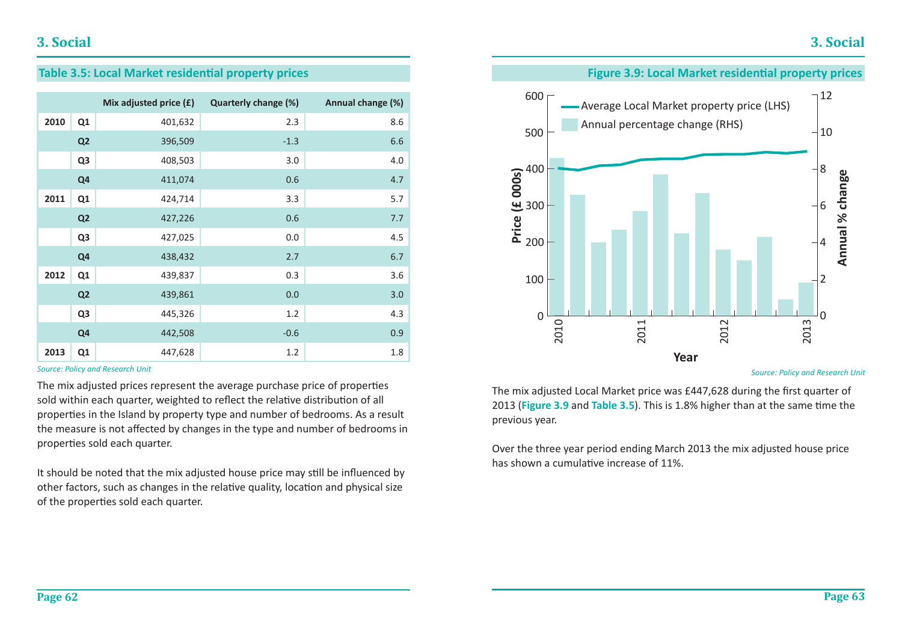## 3. Social

### Table 3.5: Local Market residential property prices

| | | Mix adjusted price (£) | Quarterly change (%) | Annual change (%) |
|---|---|---|---|---|
| 2010 | Q1 | 401,632 | 2.3 | 8.6 |
| | Q2 | 396,509 | -1.3 | 6.6 |
| | Q3 | 408,503 | 3.0 | 4.0 |
| | Q4 | 411,074 | 0.6 | 4.7 |
| 2011 | Q1 | 424,714 | 3.3 | 5.7 |
| | Q2 | 427,226 | 0.6 | 7.7 |
| | Q3 | 427,025 | 0.0 | 4.5 |
| | Q4 | 438,432 | 2.7 | 6.7 |
| 2012 | Q1 | 439,837 | 0.3 | 3.6 |
| | Q2 | 439,861 | 0.0 | 3.0 |
| | Q3 | 445,326 | 1.2 | 4.3 |
| | Q4 | 442,508 | -0.6 | 0.9 |
| 2013 | Q1 | 447,628 | 1.2 | 1.8 |

*Source: Policy and Research Unit*

The mix adjusted prices represent the average purchase price of properties sold within each quarter, weighted to reflect the relative distribution of all properties in the Island by property type and number of bedrooms. As a result the measure is not affected by changes in the type and number of bedrooms in properties sold each quarter.

It should be noted that the mix adjusted house price may still be influenced by other factors, such as changes in the relative quality, location and physical size of the properties sold each quarter.

### Figure 3.9: Local Market residential property prices

*Source: Policy and Research Unit*

The mix adjusted Local Market price was £447,628 during the first quarter of 2013 (**Figure 3.9** and **Table 3.5**). This is 1.8% higher than at the same time the previous year.

Over the three year period ending March 2013 the mix adjusted house price has shown a cumulative increase of 11%.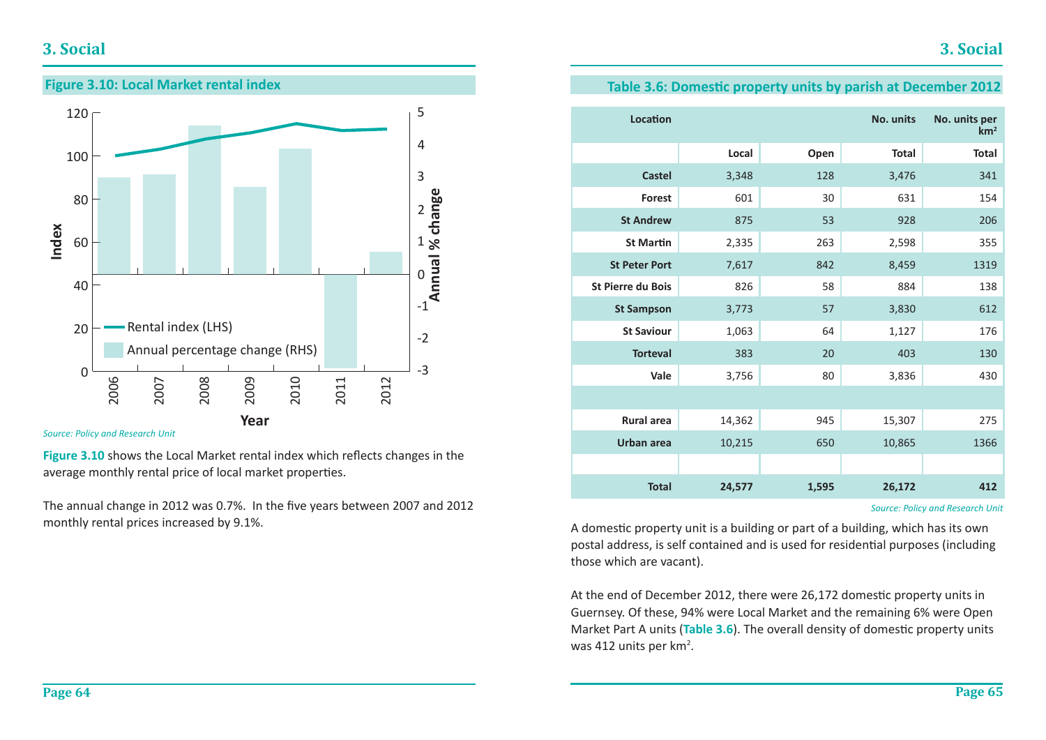# 3. Social

## Figure 3.10: Local Market rental index

*Source: Policy and Research Unit*

**Figure 3.10** shows the Local Market rental index which reflects changes in the average monthly rental price of local market properties.

The annual change in 2012 was 0.7%. In the five years between 2007 and 2012 monthly rental prices increased by 9.1%.

## Table 3.6: Domestic property units by parish at December 2012

| Location | | | No. units | No. units per km² |
|---|---|---|---|---|
| | Local | Open | Total | Total |
| Castel | 3,348 | 128 | 3,476 | 341 |
| Forest | 601 | 30 | 631 | 154 |
| St Andrew | 875 | 53 | 928 | 206 |
| St Martin | 2,335 | 263 | 2,598 | 355 |
| St Peter Port | 7,617 | 842 | 8,459 | 1319 |
| St Pierre du Bois | 826 | 58 | 884 | 138 |
| St Sampson | 3,773 | 57 | 3,830 | 612 |
| St Saviour | 1,063 | 64 | 1,127 | 176 |
| Torteval | 383 | 20 | 403 | 130 |
| Vale | 3,756 | 80 | 3,836 | 430 |
| | | | | |
| Rural area | 14,362 | 945 | 15,307 | 275 |
| Urban area | 10,215 | 650 | 10,865 | 1366 |
| | | | | |
| **Total** | **24,577** | **1,595** | **26,172** | **412** |

*Source: Policy and Research Unit*

A domestic property unit is a building or part of a building, which has its own postal address, is self contained and is used for residential purposes (including those which are vacant).

At the end of December 2012, there were 26,172 domestic property units in Guernsey. Of these, 94% were Local Market and the remaining 6% were Open Market Part A units (**Table 3.6**). The overall density of domestic property units was 412 units per km².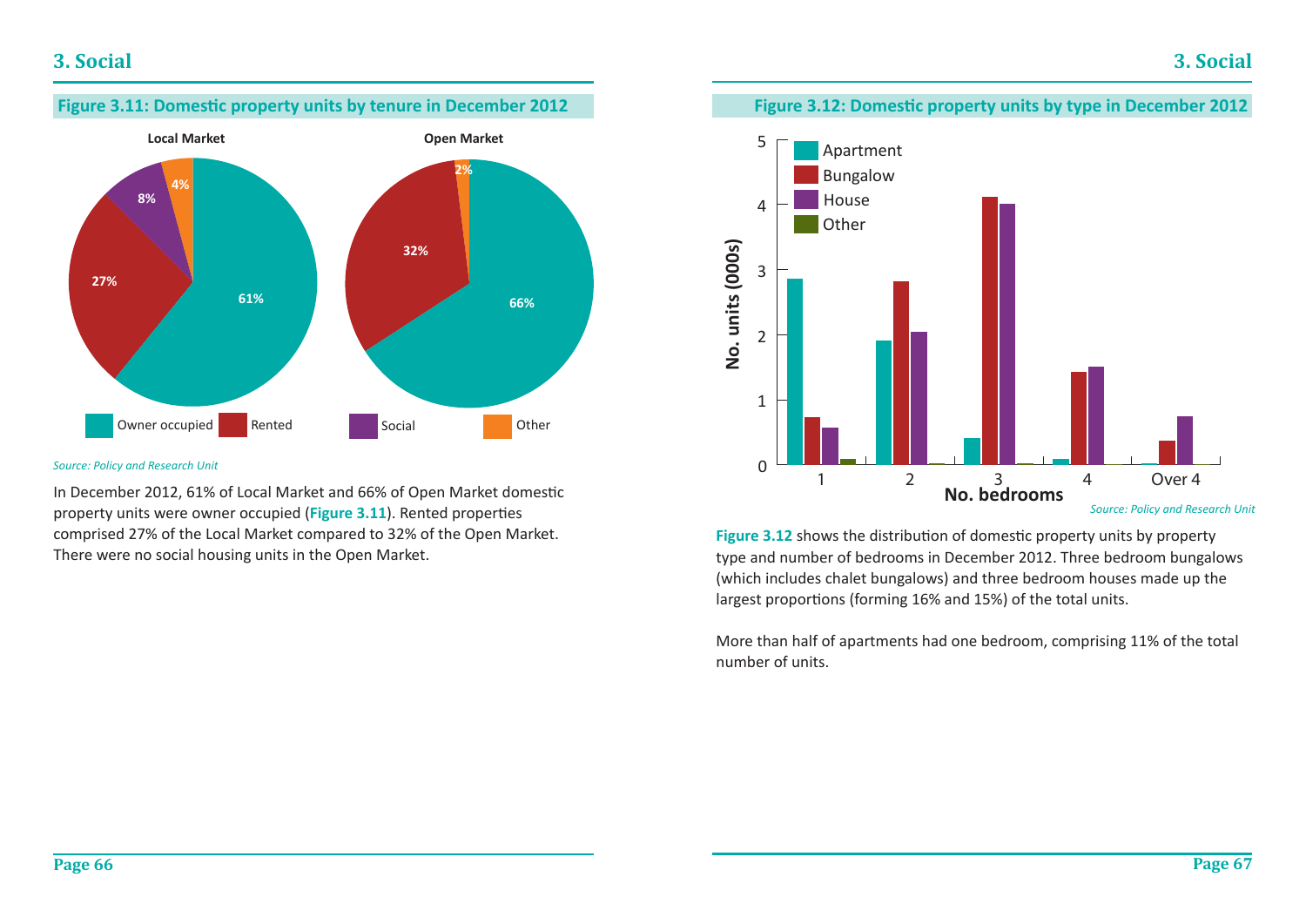## Figure 3.11: Domestic property units by tenure in December 2012

**Local Market**

- Owner occupied: 61%
- Rented: 27%
- Social: 8%
- Other: 4%

**Open Market**

- Owner occupied: 66%
- Rented: 32%
- Other: 2%

*Source: Policy and Research Unit*

In December 2012, 61% of Local Market and 66% of Open Market domestic property units were owner occupied (**Figure 3.11**). Rented properties comprised 27% of the Local Market compared to 32% of the Open Market. There were no social housing units in the Open Market.

## Figure 3.12: Domestic property units by type in December 2012

*Source: Policy and Research Unit*

**Figure 3.12** shows the distribution of domestic property units by property type and number of bedrooms in December 2012. Three bedroom bungalows (which includes chalet bungalows) and three bedroom houses made up the largest proportions (forming 16% and 15%) of the total units.

More than half of apartments had one bedroom, comprising 11% of the total number of units.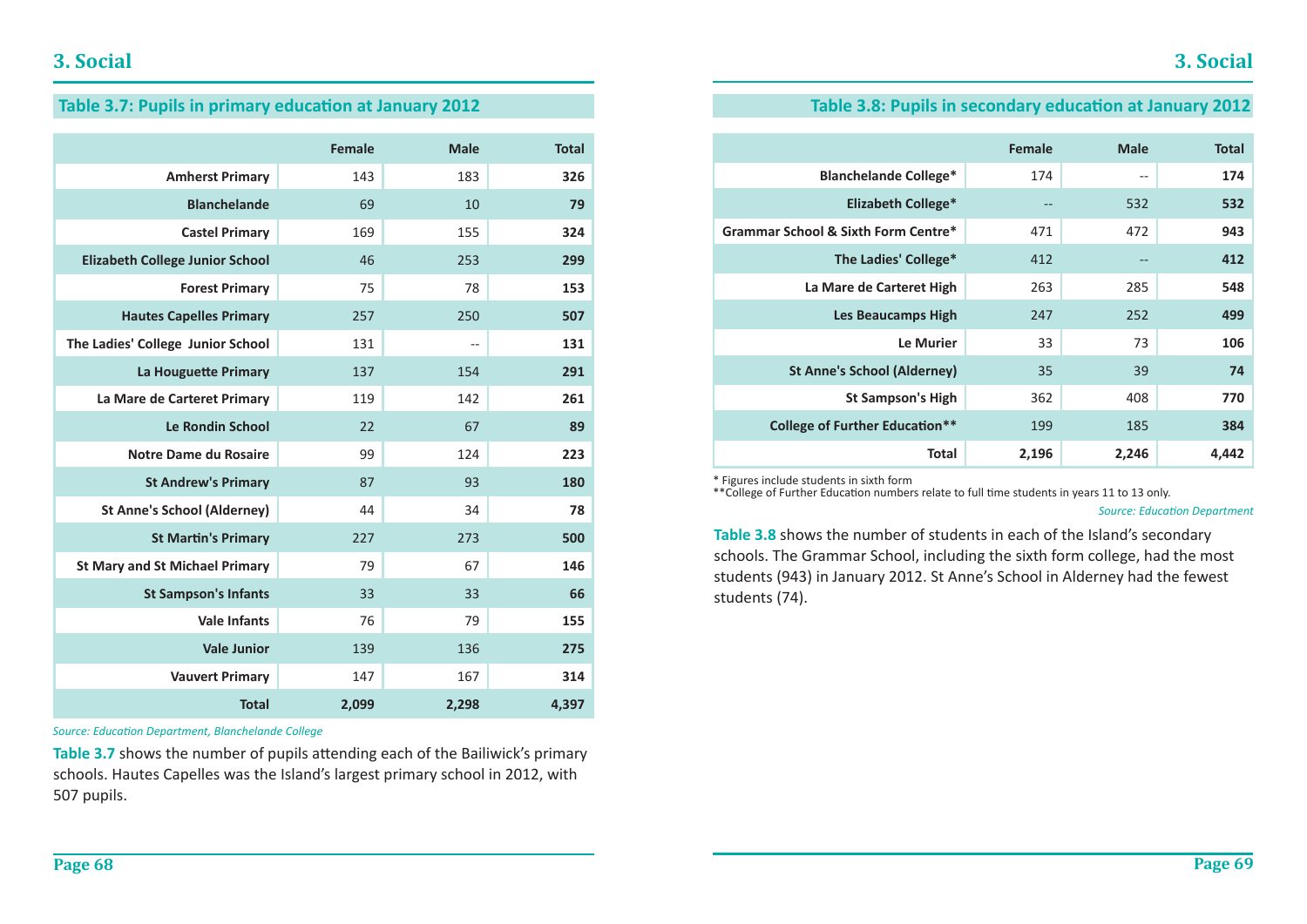# 3. Social

## Table 3.7: Pupils in primary education at January 2012

| | Female | Male | Total |
|---|---|---|---|
| **Amherst Primary** | 143 | 183 | **326** |
| **Blanchelande** | 69 | 10 | **79** |
| **Castel Primary** | 169 | 155 | **324** |
| **Elizabeth College Junior School** | 46 | 253 | **299** |
| **Forest Primary** | 75 | 78 | **153** |
| **Hautes Capelles Primary** | 257 | 250 | **507** |
| **The Ladies' College Junior School** | 131 | -- | **131** |
| **La Houguette Primary** | 137 | 154 | **291** |
| **La Mare de Carteret Primary** | 119 | 142 | **261** |
| **Le Rondin School** | 22 | 67 | **89** |
| **Notre Dame du Rosaire** | 99 | 124 | **223** |
| **St Andrew's Primary** | 87 | 93 | **180** |
| **St Anne's School (Alderney)** | 44 | 34 | **78** |
| **St Martin's Primary** | 227 | 273 | **500** |
| **St Mary and St Michael Primary** | 79 | 67 | **146** |
| **St Sampson's Infants** | 33 | 33 | **66** |
| **Vale Infants** | 76 | 79 | **155** |
| **Vale Junior** | 139 | 136 | **275** |
| **Vauvert Primary** | 147 | 167 | **314** |
| **Total** | **2,099** | **2,298** | **4,397** |

*Source: Education Department, Blanchelande College*

**Table 3.7** shows the number of pupils attending each of the Bailiwick's primary schools. Hautes Capelles was the Island's largest primary school in 2012, with 507 pupils.

## Table 3.8: Pupils in secondary education at January 2012

| | Female | Male | Total |
|---|---|---|---|
| **Blanchelande College*** | 174 | -- | **174** |
| **Elizabeth College*** | -- | 532 | **532** |
| **Grammar School & Sixth Form Centre*** | 471 | 472 | **943** |
| **The Ladies' College*** | 412 | -- | **412** |
| **La Mare de Carteret High** | 263 | 285 | **548** |
| **Les Beaucamps High** | 247 | 252 | **499** |
| **Le Murier** | 33 | 73 | **106** |
| **St Anne's School (Alderney)** | 35 | 39 | **74** |
| **St Sampson's High** | 362 | 408 | **770** |
| **College of Further Education**** | 199 | 185 | **384** |
| **Total** | **2,196** | **2,246** | **4,442** |

* Figures include students in sixth form
**College of Further Education numbers relate to full time students in years 11 to 13 only.

*Source: Education Department*

**Table 3.8** shows the number of students in each of the Island's secondary schools. The Grammar School, including the sixth form college, had the most students (943) in January 2012. St Anne's School in Alderney had the fewest students (74).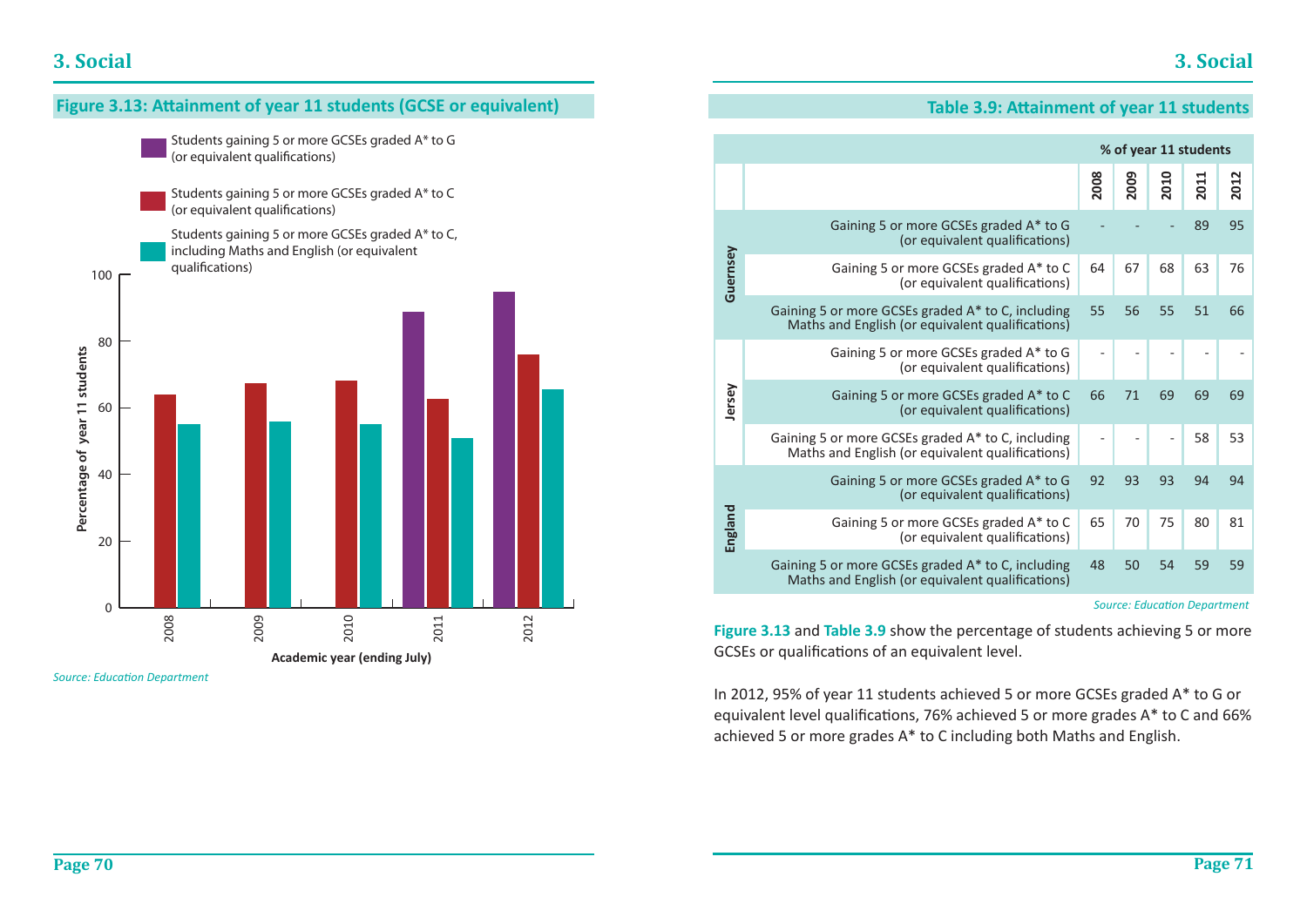## Figure 3.13: Attainment of year 11 students (GCSE or equivalent)

Legend:
- Students gaining 5 or more GCSEs graded A* to G (or equivalent qualifications)
- Students gaining 5 or more GCSEs graded A* to C (or equivalent qualifications)
- Students gaining 5 or more GCSEs graded A* to C, including Maths and English (or equivalent qualifications)

Percentage of year 11 students

Academic year (ending July)

*Source: Education Department*

## Table 3.9: Attainment of year 11 students

| | | % of year 11 students | | | | |
|---|---|---|---|---|---|---|
| | | 2008 | 2009 | 2010 | 2011 | 2012 |
| Guernsey | Gaining 5 or more GCSEs graded A* to G (or equivalent qualifications) | - | - | - | 89 | 95 |
| | Gaining 5 or more GCSEs graded A* to C (or equivalent qualifications) | 64 | 67 | 68 | 63 | 76 |
| | Gaining 5 or more GCSEs graded A* to C, including Maths and English (or equivalent qualifications) | 55 | 56 | 55 | 51 | 66 |
| Jersey | Gaining 5 or more GCSEs graded A* to G (or equivalent qualifications) | - | - | - | - | - |
| | Gaining 5 or more GCSEs graded A* to C (or equivalent qualifications) | 66 | 71 | 69 | 69 | 69 |
| | Gaining 5 or more GCSEs graded A* to C, including Maths and English (or equivalent qualifications) | - | - | - | 58 | 53 |
| England | Gaining 5 or more GCSEs graded A* to G (or equivalent qualifications) | 92 | 93 | 93 | 94 | 94 |
| | Gaining 5 or more GCSEs graded A* to C (or equivalent qualifications) | 65 | 70 | 75 | 80 | 81 |
| | Gaining 5 or more GCSEs graded A* to C, including Maths and English (or equivalent qualifications) | 48 | 50 | 54 | 59 | 59 |

*Source: Education Department*

**Figure 3.13** and **Table 3.9** show the percentage of students achieving 5 or more GCSEs or qualifications of an equivalent level.

In 2012, 95% of year 11 students achieved 5 or more GCSEs graded A* to G or equivalent level qualifications, 76% achieved 5 or more grades A* to C and 66% achieved 5 or more grades A* to C including both Maths and English.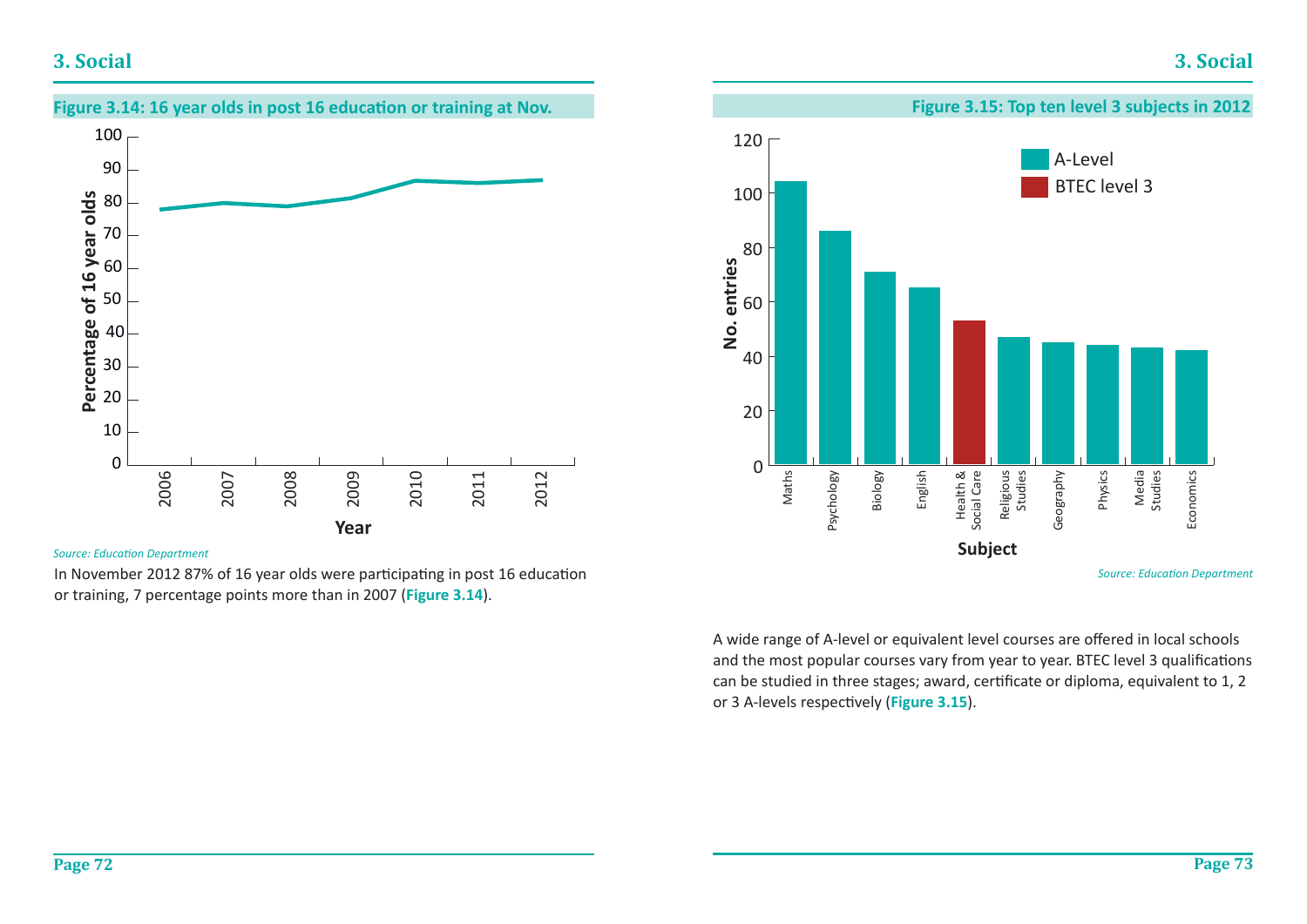## Figure 3.14: 16 year olds in post 16 education or training at Nov.

*Source: Education Department*

In November 2012 87% of 16 year olds were participating in post 16 education or training, 7 percentage points more than in 2007 (**Figure 3.14**).

## Figure 3.15: Top ten level 3 subjects in 2012

*Source: Education Department*

A wide range of A-level or equivalent level courses are offered in local schools and the most popular courses vary from year to year. BTEC level 3 qualifications can be studied in three stages; award, certificate or diploma, equivalent to 1, 2 or 3 A-levels respectively (**Figure 3.15**).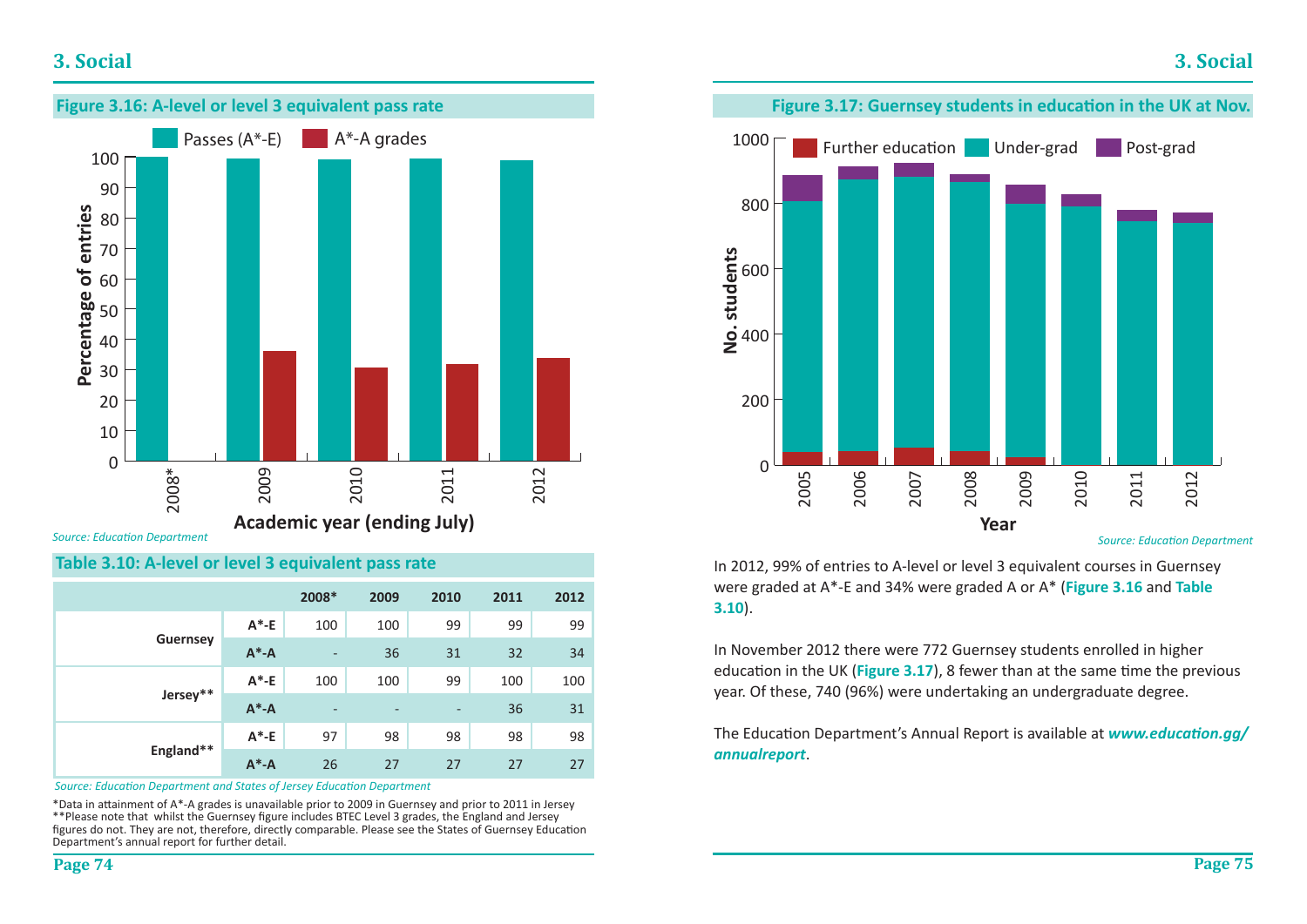# 3. Social

**Figure 3.16: A-level or level 3 equivalent pass rate**

*Source: Education Department*

**Table 3.10: A-level or level 3 equivalent pass rate**

| | | 2008* | 2009 | 2010 | 2011 | 2012 |
|---|---|---|---|---|---|---|
| Guernsey | A*-E | 100 | 100 | 99 | 99 | 99 |
| | A*-A | - | 36 | 31 | 32 | 34 |
| Jersey** | A*-E | 100 | 100 | 99 | 100 | 100 |
| | A*-A | - | - | - | 36 | 31 |
| England** | A*-E | 97 | 98 | 98 | 98 | 98 |
| | A*-A | 26 | 27 | 27 | 27 | 27 |

*Source: Education Department and States of Jersey Education Department*

*Data in attainment of A*-A grades is unavailable prior to 2009 in Guernsey and prior to 2011 in Jersey
**Please note that whilst the Guernsey figure includes BTEC Level 3 grades, the England and Jersey figures do not. They are not, therefore, directly comparable. Please see the States of Guernsey Education Department's annual report for further detail.

**Figure 3.17: Guernsey students in education in the UK at Nov.**

*Source: Education Department*

In 2012, 99% of entries to A-level or level 3 equivalent courses in Guernsey were graded at A*-E and 34% were graded A or A* (**Figure 3.16** and **Table 3.10**).

In November 2012 there were 772 Guernsey students enrolled in higher education in the UK (**Figure 3.17**), 8 fewer than at the same time the previous year. Of these, 740 (96%) were undertaking an undergraduate degree.

The Education Department's Annual Report is available at ***www.education.gg/annualreport***.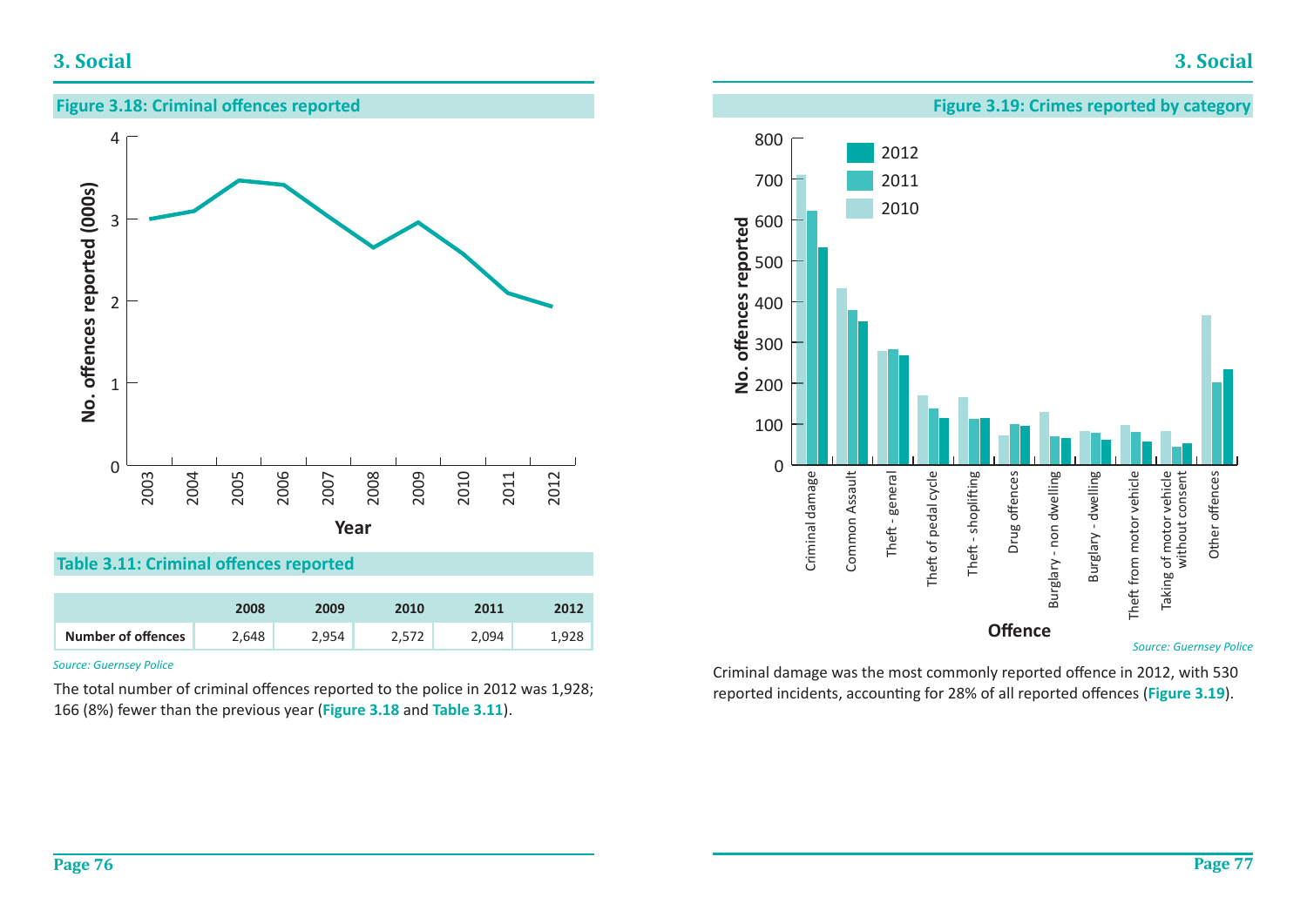## 3. Social

### Figure 3.18: Criminal offences reported

### Table 3.11: Criminal offences reported

| | 2008 | 2009 | 2010 | 2011 | 2012 |
|---|---|---|---|---|---|
| **Number of offences** | 2,648 | 2,954 | 2,572 | 2,094 | 1,928 |

*Source: Guernsey Police*

The total number of criminal offences reported to the police in 2012 was 1,928; 166 (8%) fewer than the previous year (**Figure 3.18** and **Table 3.11**).

### Figure 3.19: Crimes reported by category

*Source: Guernsey Police*

Criminal damage was the most commonly reported offence in 2012, with 530 reported incidents, accounting for 28% of all reported offences (**Figure 3.19**).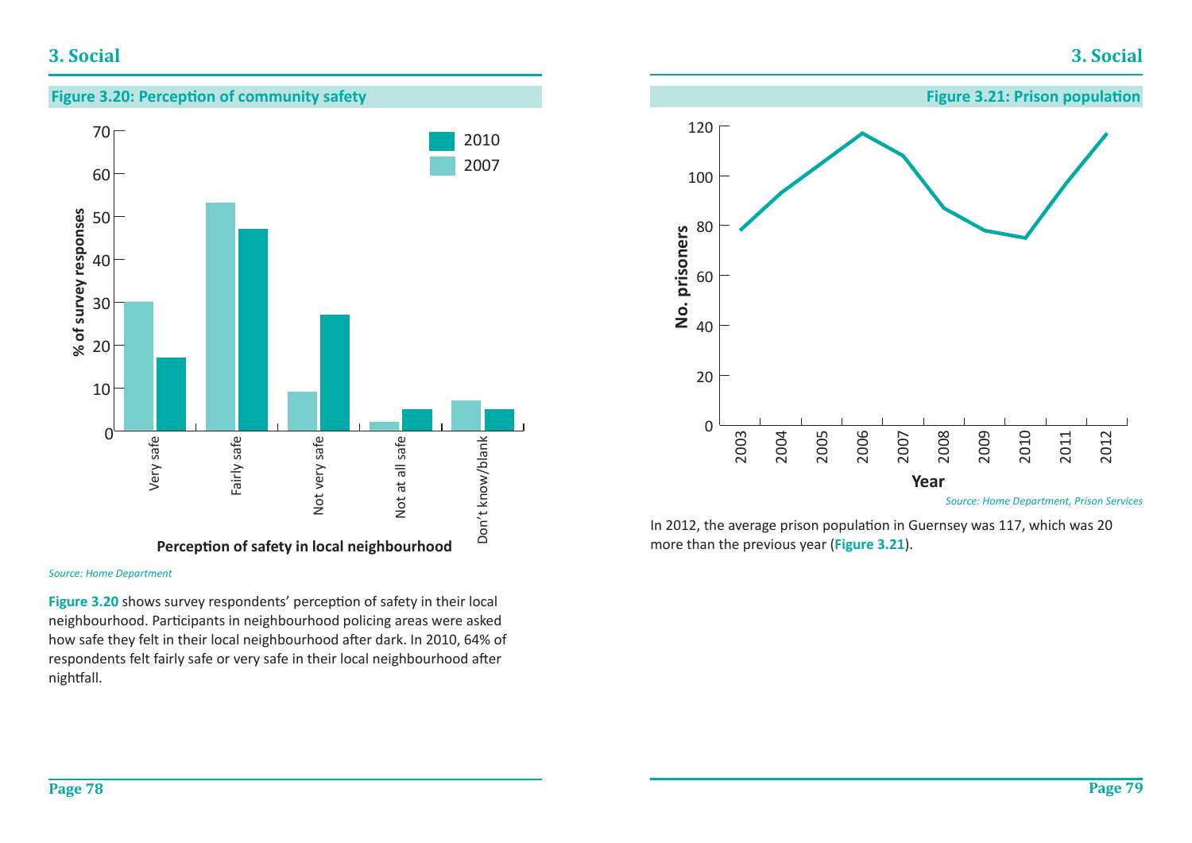# 3. Social

**Figure 3.20: Perception of community safety**

*Source: Home Department*

**Figure 3.20** shows survey respondents' perception of safety in their local neighbourhood. Participants in neighbourhood policing areas were asked how safe they felt in their local neighbourhood after dark. In 2010, 64% of respondents felt fairly safe or very safe in their local neighbourhood after nightfall.

**Figure 3.21: Prison population**

*Source: Home Department, Prison Services*

In 2012, the average prison population in Guernsey was 117, which was 20 more than the previous year (**Figure 3.21**).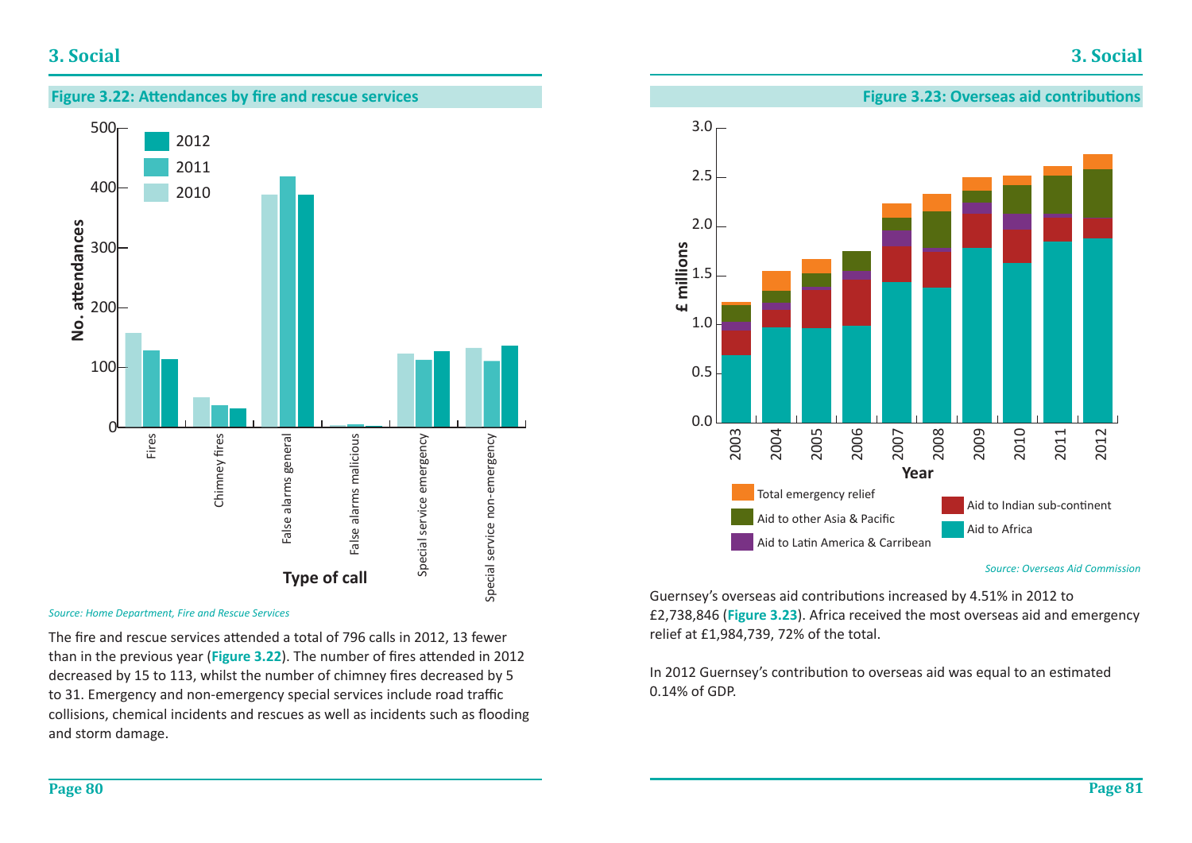## Figure 3.22: Attendances by fire and rescue services

*Source: Home Department, Fire and Rescue Services*

The fire and rescue services attended a total of 796 calls in 2012, 13 fewer than in the previous year (**Figure 3.22**). The number of fires attended in 2012 decreased by 15 to 113, whilst the number of chimney fires decreased by 5 to 31. Emergency and non-emergency special services include road traffic collisions, chemical incidents and rescues as well as incidents such as flooding and storm damage.

## Figure 3.23: Overseas aid contributions

*Source: Overseas Aid Commission*

Guernsey's overseas aid contributions increased by 4.51% in 2012 to £2,738,846 (**Figure 3.23**). Africa received the most overseas aid and emergency relief at £1,984,739, 72% of the total.

In 2012 Guernsey's contribution to overseas aid was equal to an estimated 0.14% of GDP.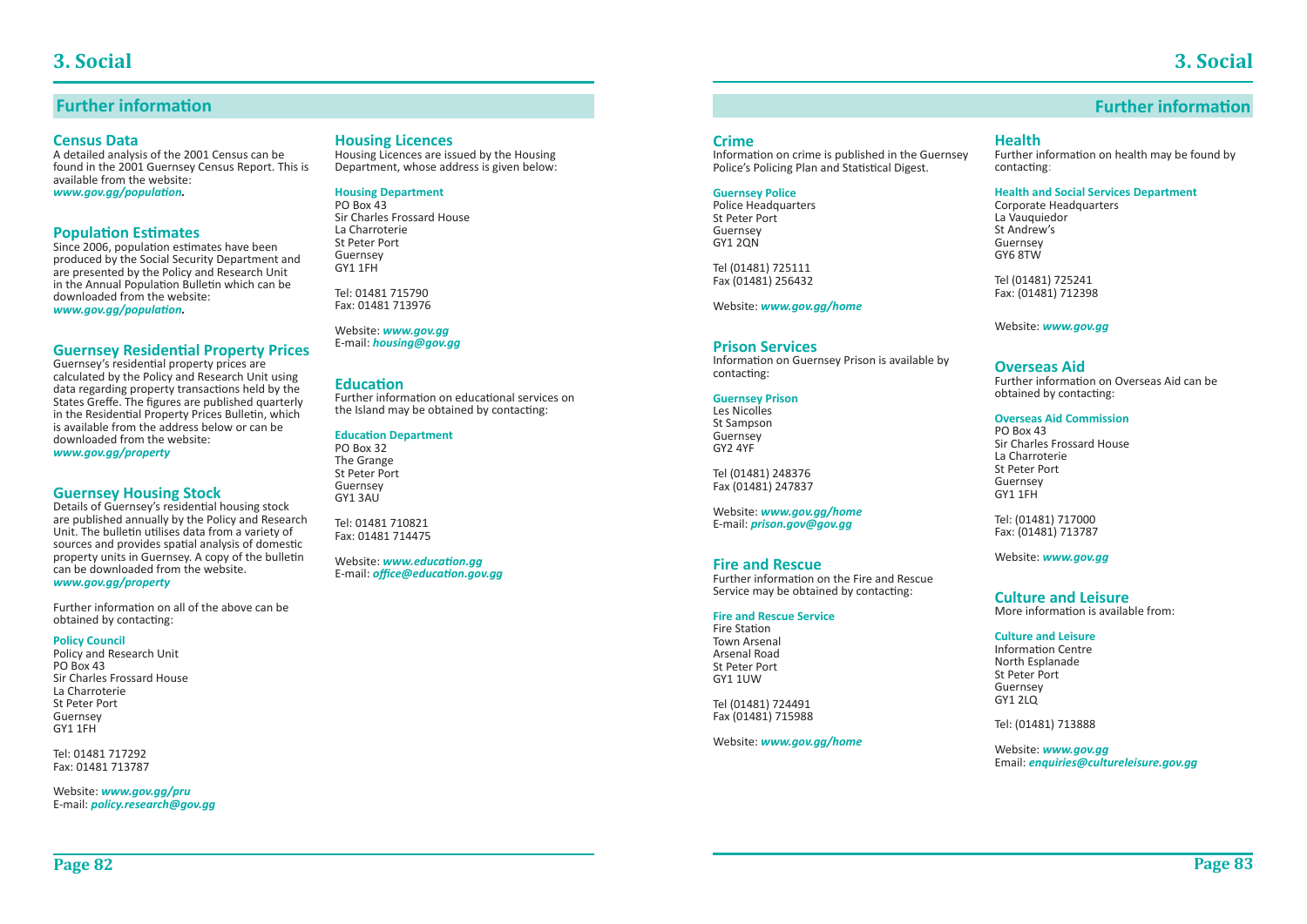# 3. Social

## Further information

### Census Data

A detailed analysis of the 2001 Census can be found in the 2001 Guernsey Census Report. This is available from the website:
***www.gov.gg/population.***

### Population Estimates

Since 2006, population estimates have been produced by the Social Security Department and are presented by the Policy and Research Unit in the Annual Population Bulletin which can be downloaded from the website:
***www.gov.gg/population.***

### Guernsey Residential Property Prices

Guernsey's residential property prices are calculated by the Policy and Research Unit using data regarding property transactions held by the States Greffe. The figures are published quarterly in the Residential Property Prices Bulletin, which is available from the address below or can be downloaded from the website:
***www.gov.gg/property***

### Guernsey Housing Stock

Details of Guernsey's residential housing stock are published annually by the Policy and Research Unit. The bulletin utilises data from a variety of sources and provides spatial analysis of domestic property units in Guernsey. A copy of the bulletin can be downloaded from the website.
***www.gov.gg/property***

Further information on all of the above can be obtained by contacting:

**Policy Council**
Policy and Research Unit
PO Box 43
Sir Charles Frossard House
La Charroterie
St Peter Port
Guernsey
GY1 1FH

Tel: 01481 717292
Fax: 01481 713787

Website: ***www.gov.gg/pru***
E-mail: ***policy.research@gov.gg***

### Housing Licences

Housing Licences are issued by the Housing Department, whose address is given below:

**Housing Department**
PO Box 43
Sir Charles Frossard House
La Charroterie
St Peter Port
Guernsey
GY1 1FH

Tel: 01481 715790
Fax: 01481 713976

Website: ***www.gov.gg***
E-mail: ***housing@gov.gg***

### Education

Further information on educational services on the Island may be obtained by contacting:

**Education Department**
PO Box 32
The Grange
St Peter Port
Guernsey
GY1 3AU

Tel: 01481 710821
Fax: 01481 714475

Website: ***www.education.gg***
E-mail: ***office@education.gov.gg***

### Crime

Information on crime is published in the Guernsey Police's Policing Plan and Statistical Digest.

**Guernsey Police**
Police Headquarters
St Peter Port
Guernsey
GY1 2QN

Tel (01481) 725111
Fax (01481) 256432

Website: ***www.gov.gg/home***

### Prison Services

Information on Guernsey Prison is available by contacting:

**Guernsey Prison**
Les Nicolles
St Sampson
Guernsey
GY2 4YF

Tel (01481) 248376
Fax (01481) 247837

Website: ***www.gov.gg/home***
E-mail: ***prison.gov@gov.gg***

### Fire and Rescue

Further information on the Fire and Rescue Service may be obtained by contacting:

**Fire and Rescue Service**
Fire Station
Town Arsenal
Arsenal Road
St Peter Port
GY1 1UW

Tel (01481) 724491
Fax (01481) 715988

Website: ***www.gov.gg/home***

### Health

Further information on health may be found by contacting:

**Health and Social Services Department**
Corporate Headquarters
La Vauquiedor
St Andrew's
Guernsey
GY6 8TW

Tel (01481) 725241
Fax: (01481) 712398

Website: ***www.gov.gg***

### Overseas Aid

Further information on Overseas Aid can be obtained by contacting:

**Overseas Aid Commission**
PO Box 43
Sir Charles Frossard House
La Charroterie
St Peter Port
Guernsey
GY1 1FH

Tel: (01481) 717000
Fax: (01481) 713787

Website: ***www.gov.gg***

### Culture and Leisure

More information is available from:

**Culture and Leisure**
Information Centre
North Esplanade
St Peter Port
Guernsey
GY1 2LQ

Tel: (01481) 713888

Website: ***www.gov.gg***
Email: ***enquiries@cultureleisure.gov.gg***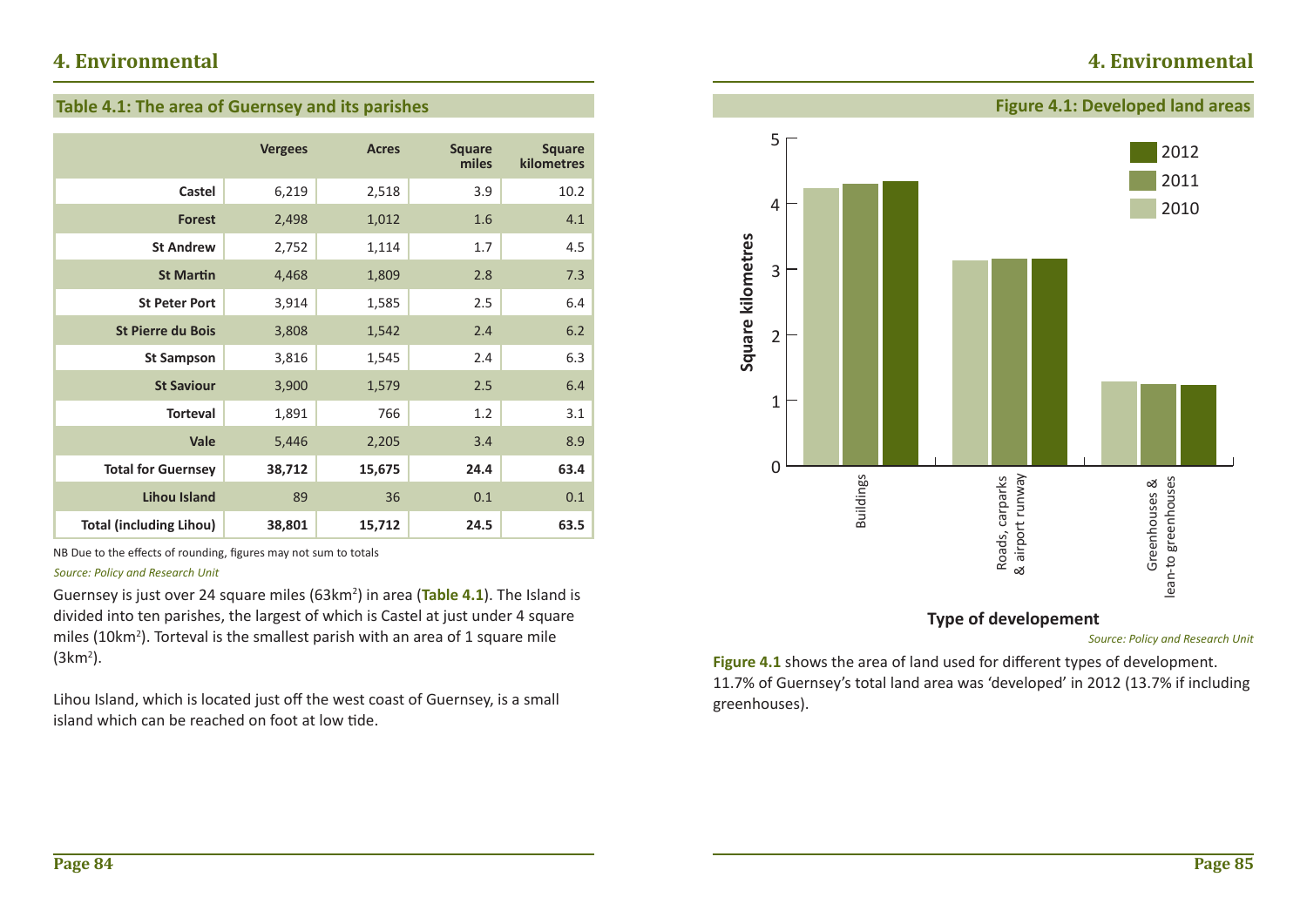## 4. Environmental

### Table 4.1: The area of Guernsey and its parishes

| | Vergees | Acres | Square miles | Square kilometres |
|---|---|---|---|---|
| **Castel** | 6,219 | 2,518 | 3.9 | 10.2 |
| **Forest** | 2,498 | 1,012 | 1.6 | 4.1 |
| **St Andrew** | 2,752 | 1,114 | 1.7 | 4.5 |
| **St Martin** | 4,468 | 1,809 | 2.8 | 7.3 |
| **St Peter Port** | 3,914 | 1,585 | 2.5 | 6.4 |
| **St Pierre du Bois** | 3,808 | 1,542 | 2.4 | 6.2 |
| **St Sampson** | 3,816 | 1,545 | 2.4 | 6.3 |
| **St Saviour** | 3,900 | 1,579 | 2.5 | 6.4 |
| **Torteval** | 1,891 | 766 | 1.2 | 3.1 |
| **Vale** | 5,446 | 2,205 | 3.4 | 8.9 |
| **Total for Guernsey** | **38,712** | **15,675** | **24.4** | **63.4** |
| **Lihou Island** | 89 | 36 | 0.1 | 0.1 |
| **Total (including Lihou)** | **38,801** | **15,712** | **24.5** | **63.5** |

NB Due to the effects of rounding, figures may not sum to totals

*Source: Policy and Research Unit*

Guernsey is just over 24 square miles (63km²) in area (**Table 4.1**). The Island is divided into ten parishes, the largest of which is Castel at just under 4 square miles (10km²). Torteval is the smallest parish with an area of 1 square mile (3km²).

Lihou Island, which is located just off the west coast of Guernsey, is a small island which can be reached on foot at low tide.

### Figure 4.1: Developed land areas

*Source: Policy and Research Unit*

**Figure 4.1** shows the area of land used for different types of development. 11.7% of Guernsey's total land area was 'developed' in 2012 (13.7% if including greenhouses).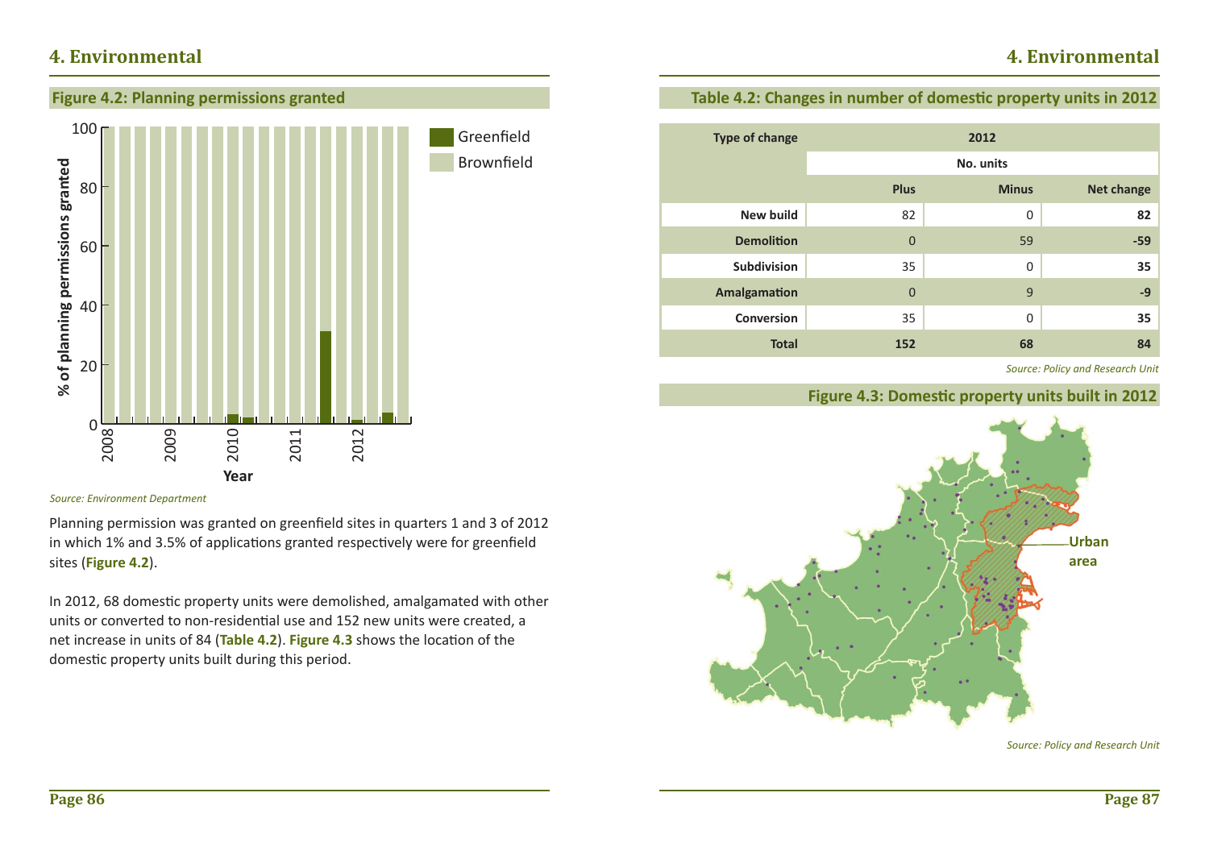## Figure 4.2: Planning permissions granted

Source: Environment Department

Planning permission was granted on greenfield sites in quarters 1 and 3 of 2012 in which 1% and 3.5% of applications granted respectively were for greenfield sites (**Figure 4.2**).

In 2012, 68 domestic property units were demolished, amalgamated with other units or converted to non-residential use and 152 new units were created, a net increase in units of 84 (**Table 4.2**). **Figure 4.3** shows the location of the domestic property units built during this period.

## Table 4.2: Changes in number of domestic property units in 2012

| Type of change | 2012 | | |
|---|---|---|---|
| | No. units | | |
| | Plus | Minus | Net change |
| New build | 82 | 0 | **82** |
| Demolition | 0 | 59 | **-59** |
| Subdivision | 35 | 0 | **35** |
| Amalgamation | 0 | 9 | **-9** |
| Conversion | 35 | 0 | **35** |
| **Total** | **152** | **68** | **84** |

*Source: Policy and Research Unit*

## Figure 4.3: Domestic property units built in 2012

*Source: Policy and Research Unit*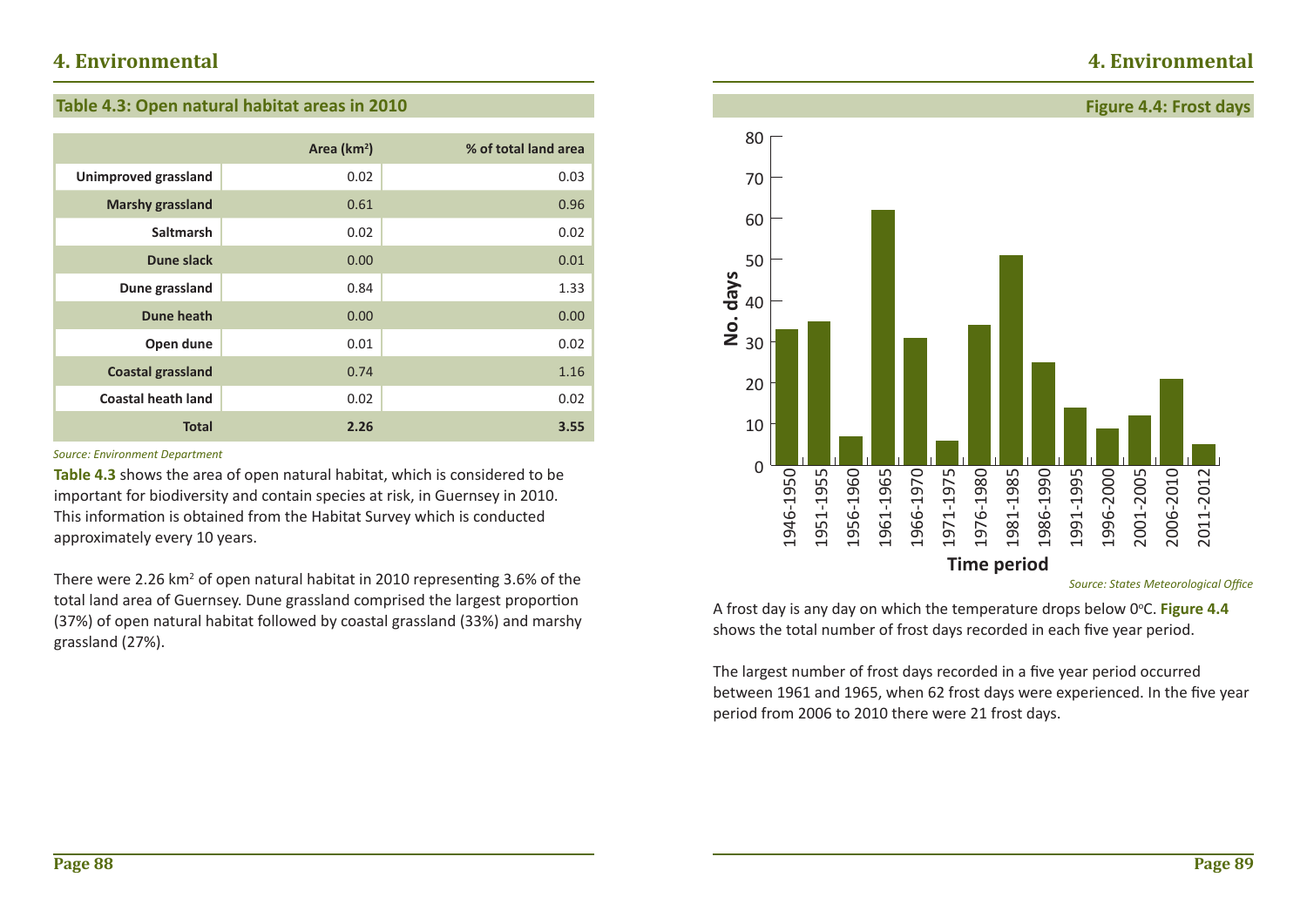# 4. Environmental

## Table 4.3: Open natural habitat areas in 2010

| | Area (km²) | % of total land area |
|---|---|---|
| Unimproved grassland | 0.02 | 0.03 |
| Marshy grassland | 0.61 | 0.96 |
| Saltmarsh | 0.02 | 0.02 |
| Dune slack | 0.00 | 0.01 |
| Dune grassland | 0.84 | 1.33 |
| Dune heath | 0.00 | 0.00 |
| Open dune | 0.01 | 0.02 |
| Coastal grassland | 0.74 | 1.16 |
| Coastal heath land | 0.02 | 0.02 |
| **Total** | **2.26** | **3.55** |

*Source: Environment Department*

**Table 4.3** shows the area of open natural habitat, which is considered to be important for biodiversity and contain species at risk, in Guernsey in 2010. This information is obtained from the Habitat Survey which is conducted approximately every 10 years.

There were 2.26 km² of open natural habitat in 2010 representing 3.6% of the total land area of Guernsey. Dune grassland comprised the largest proportion (37%) of open natural habitat followed by coastal grassland (33%) and marshy grassland (27%).

## Figure 4.4: Frost days

| Time period | No. days |
|---|---|
| 1946-1950 | 33 |
| 1951-1955 | 35 |
| 1956-1960 | 7 |
| 1961-1965 | 62 |
| 1966-1970 | 31 |
| 1971-1975 | 6 |
| 1976-1980 | 34 |
| 1981-1985 | 51 |
| 1986-1990 | 25 |
| 1991-1995 | 14 |
| 1996-2000 | 9 |
| 2001-2005 | 12 |
| 2006-2010 | 21 |
| 2011-2012 | 5 |

*Source: States Meteorological Office*

A frost day is any day on which the temperature drops below 0°C. **Figure 4.4** shows the total number of frost days recorded in each five year period.

The largest number of frost days recorded in a five year period occurred between 1961 and 1965, when 62 frost days were experienced. In the five year period from 2006 to 2010 there were 21 frost days.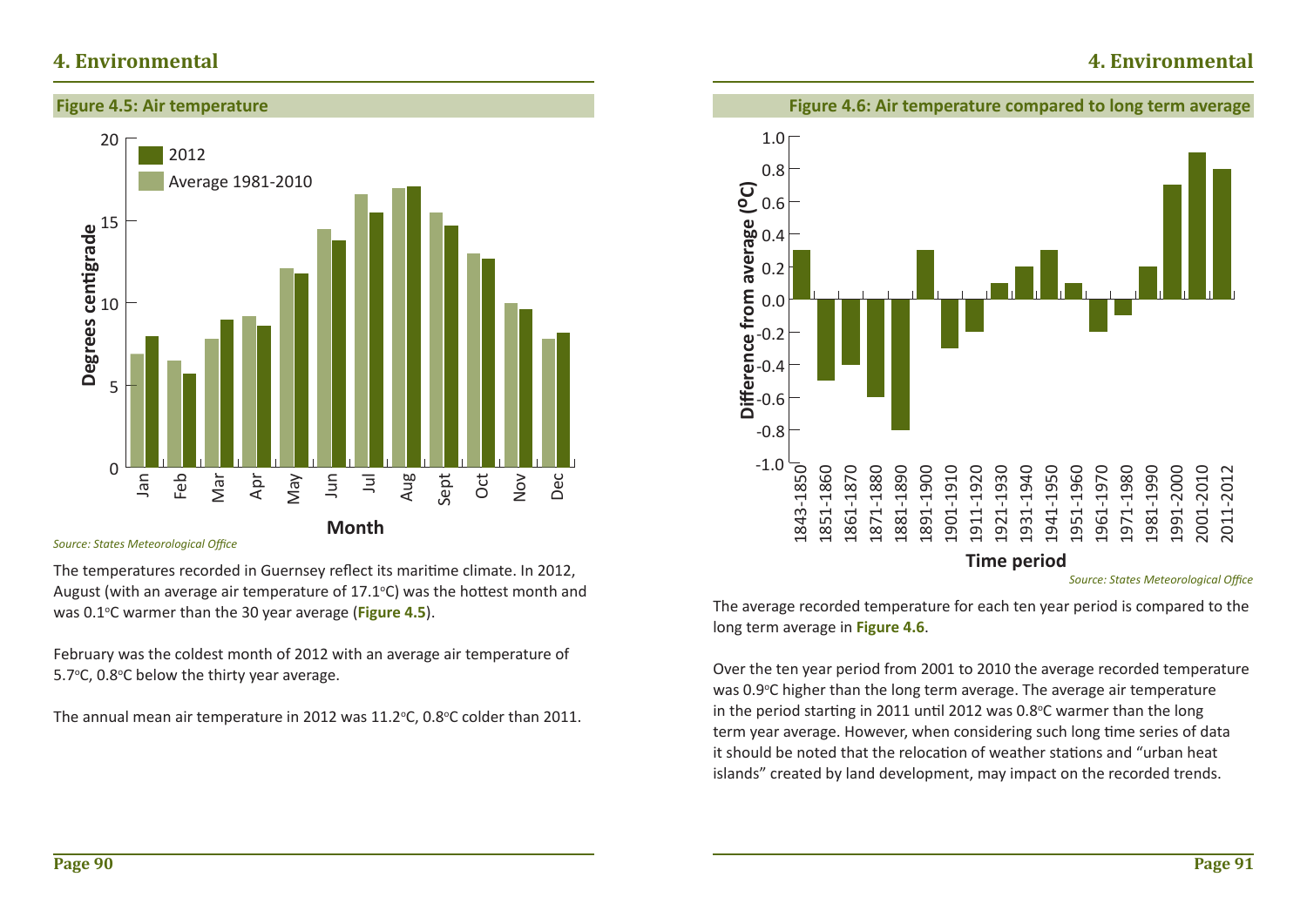# 4. Environmental

**Figure 4.5: Air temperature**

*Source: States Meteorological Office*

The temperatures recorded in Guernsey reflect its maritime climate. In 2012, August (with an average air temperature of 17.1°C) was the hottest month and was 0.1°C warmer than the 30 year average (**Figure 4.5**).

February was the coldest month of 2012 with an average air temperature of 5.7°C, 0.8°C below the thirty year average.

The annual mean air temperature in 2012 was 11.2°C, 0.8°C colder than 2011.

**Figure 4.6: Air temperature compared to long term average**

*Source: States Meteorological Office*

The average recorded temperature for each ten year period is compared to the long term average in **Figure 4.6**.

Over the ten year period from 2001 to 2010 the average recorded temperature was 0.9°C higher than the long term average. The average air temperature in the period starting in 2011 until 2012 was 0.8°C warmer than the long term year average. However, when considering such long time series of data it should be noted that the relocation of weather stations and "urban heat islands" created by land development, may impact on the recorded trends.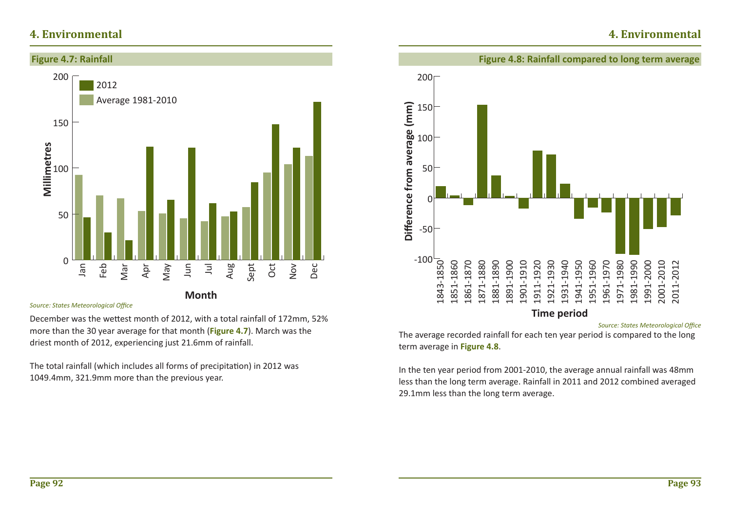## Figure 4.7: Rainfall

*Source: States Meteorological Office*

December was the wettest month of 2012, with a total rainfall of 172mm, 52% more than the 30 year average for that month (**Figure 4.7**). March was the driest month of 2012, experiencing just 21.6mm of rainfall.

The total rainfall (which includes all forms of precipitation) in 2012 was 1049.4mm, 321.9mm more than the previous year.

## Figure 4.8: Rainfall compared to long term average

*Source: States Meteorological Office*

The average recorded rainfall for each ten year period is compared to the long term average in **Figure 4.8**.

In the ten year period from 2001-2010, the average annual rainfall was 48mm less than the long term average. Rainfall in 2011 and 2012 combined averaged 29.1mm less than the long term average.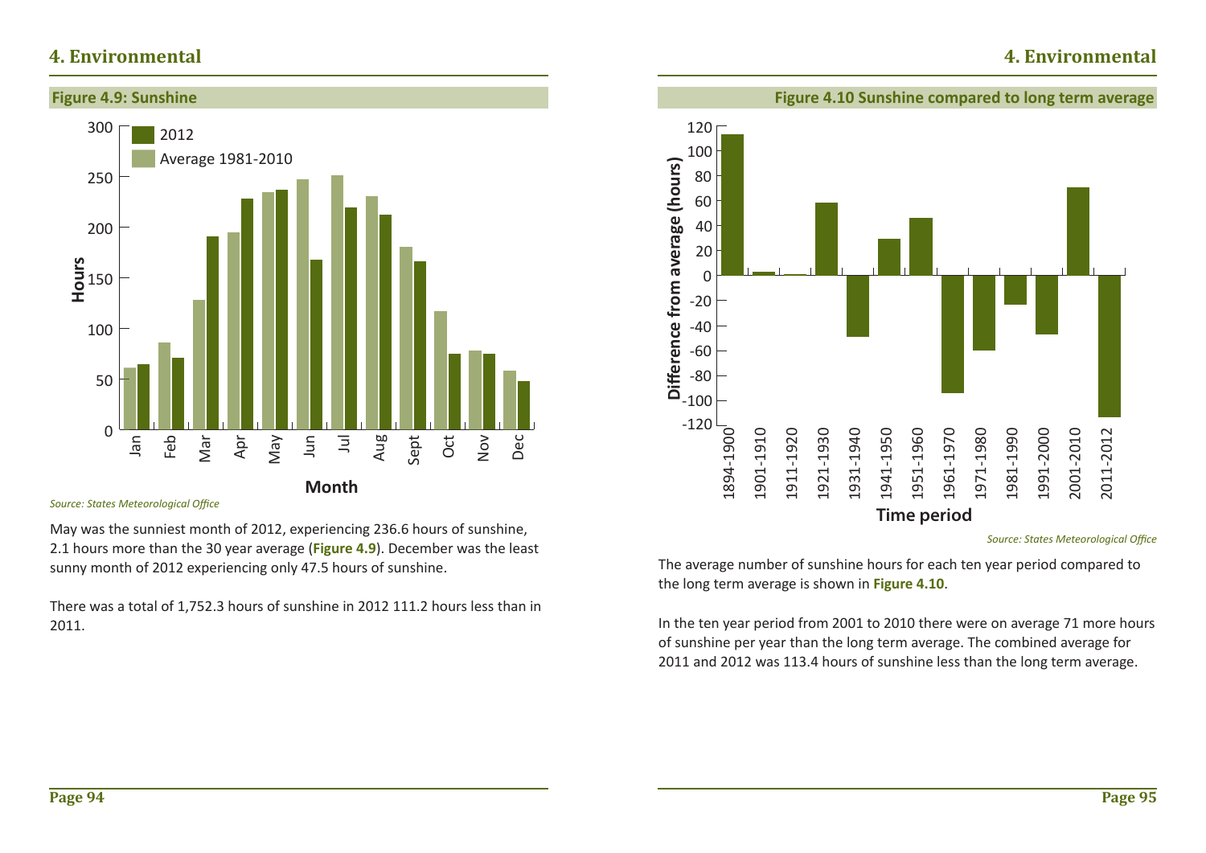## Figure 4.9: Sunshine

*Source: States Meteorological Office*

May was the sunniest month of 2012, experiencing 236.6 hours of sunshine, 2.1 hours more than the 30 year average (**Figure 4.9**). December was the least sunny month of 2012 experiencing only 47.5 hours of sunshine.

There was a total of 1,752.3 hours of sunshine in 2012 111.2 hours less than in 2011.

## Figure 4.10 Sunshine compared to long term average

*Source: States Meteorological Office*

The average number of sunshine hours for each ten year period compared to the long term average is shown in **Figure 4.10**.

In the ten year period from 2001 to 2010 there were on average 71 more hours of sunshine per year than the long term average. The combined average for 2011 and 2012 was 113.4 hours of sunshine less than the long term average.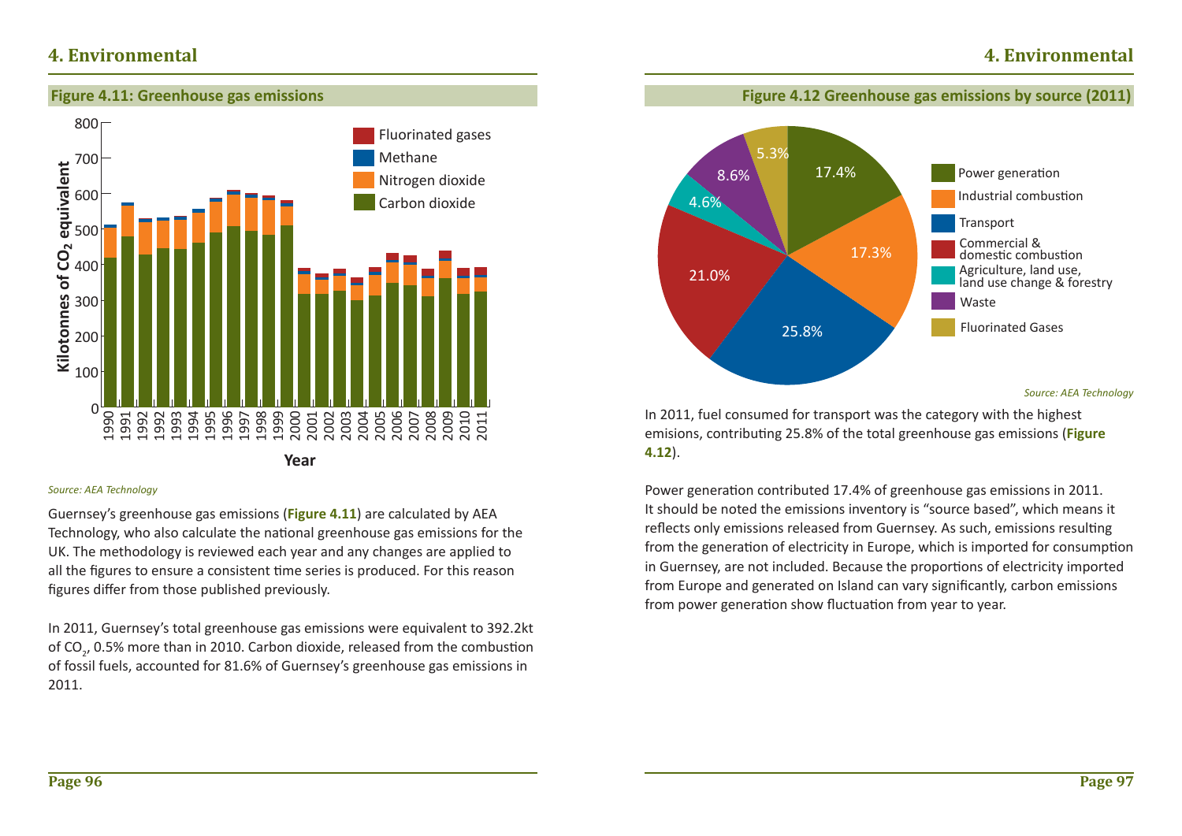## 4. Environmental

**Figure 4.11: Greenhouse gas emissions**

*Source: AEA Technology*

Guernsey's greenhouse gas emissions (**Figure 4.11**) are calculated by AEA Technology, who also calculate the national greenhouse gas emissions for the UK. The methodology is reviewed each year and any changes are applied to all the figures to ensure a consistent time series is produced. For this reason figures differ from those published previously.

In 2011, Guernsey's total greenhouse gas emissions were equivalent to 392.2kt of $CO_2$, 0.5% more than in 2010. Carbon dioxide, released from the combustion of fossil fuels, accounted for 81.6% of Guernsey's greenhouse gas emissions in 2011.

**Figure 4.12 Greenhouse gas emissions by source (2011)**

*Source: AEA Technology*

In 2011, fuel consumed for transport was the category with the highest emisions, contributing 25.8% of the total greenhouse gas emissions (**Figure 4.12**).

Power generation contributed 17.4% of greenhouse gas emissions in 2011. It should be noted the emissions inventory is "source based", which means it reflects only emissions released from Guernsey. As such, emissions resulting from the generation of electricity in Europe, which is imported for consumption in Guernsey, are not included. Because the proportions of electricity imported from Europe and generated on Island can vary significantly, carbon emissions from power generation show fluctuation from year to year.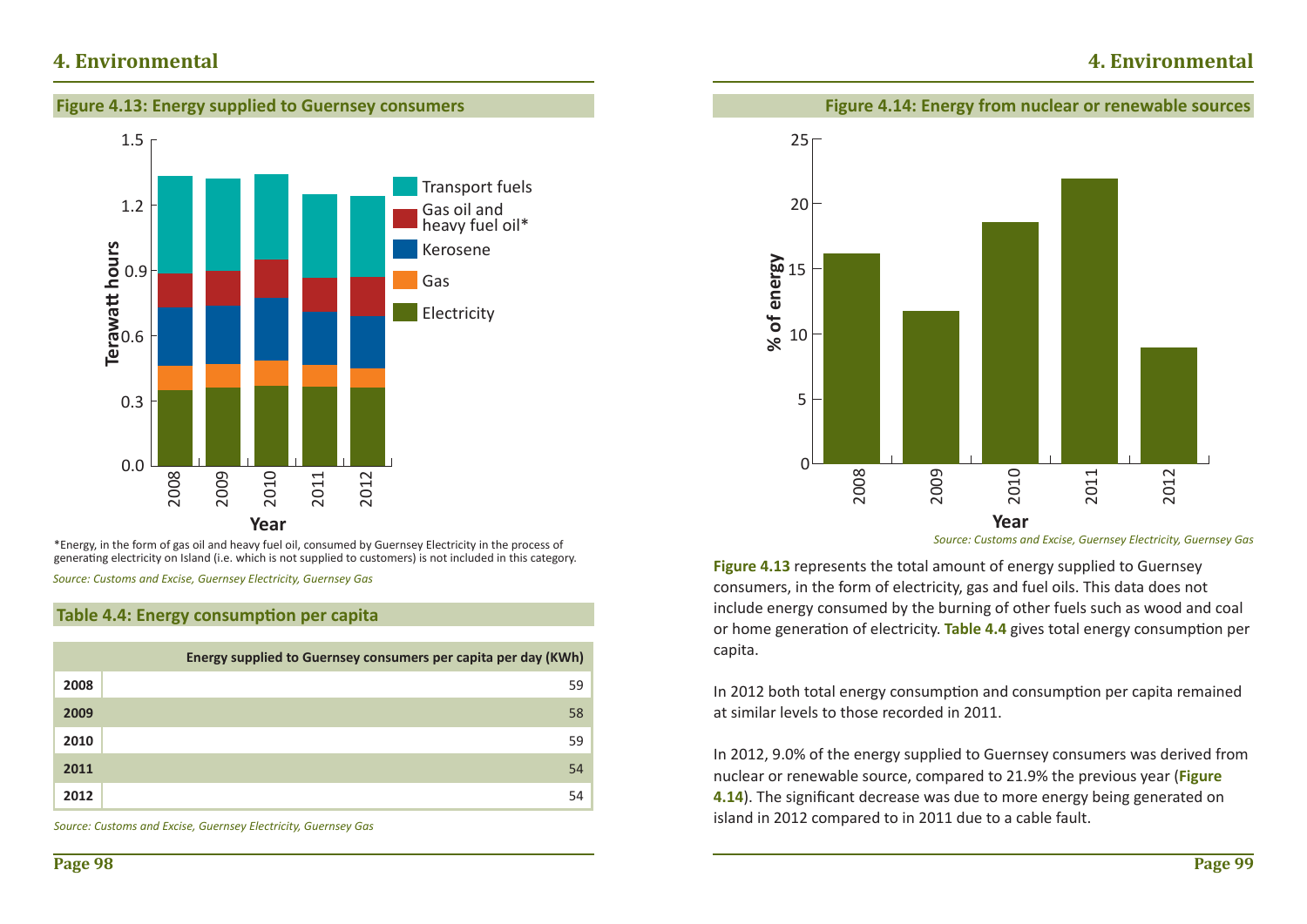## Figure 4.13: Energy supplied to Guernsey consumers

*Energy, in the form of gas oil and heavy fuel oil, consumed by Guernsey Electricity in the process of generating electricity on Island (i.e. which is not supplied to customers) is not included in this category.

*Source: Customs and Excise, Guernsey Electricity, Guernsey Gas*

## Table 4.4: Energy consumption per capita

| | Energy supplied to Guernsey consumers per capita per day (KWh) |
|---|---|
| **2008** | 59 |
| **2009** | 58 |
| **2010** | 59 |
| **2011** | 54 |
| **2012** | 54 |

*Source: Customs and Excise, Guernsey Electricity, Guernsey Gas*

## Figure 4.14: Energy from nuclear or renewable sources

*Source: Customs and Excise, Guernsey Electricity, Guernsey Gas*

**Figure 4.13** represents the total amount of energy supplied to Guernsey consumers, in the form of electricity, gas and fuel oils. This data does not include energy consumed by the burning of other fuels such as wood and coal or home generation of electricity. **Table 4.4** gives total energy consumption per capita.

In 2012 both total energy consumption and consumption per capita remained at similar levels to those recorded in 2011.

In 2012, 9.0% of the energy supplied to Guernsey consumers was derived from nuclear or renewable source, compared to 21.9% the previous year (**Figure 4.14**). The significant decrease was due to more energy being generated on island in 2012 compared to in 2011 due to a cable fault.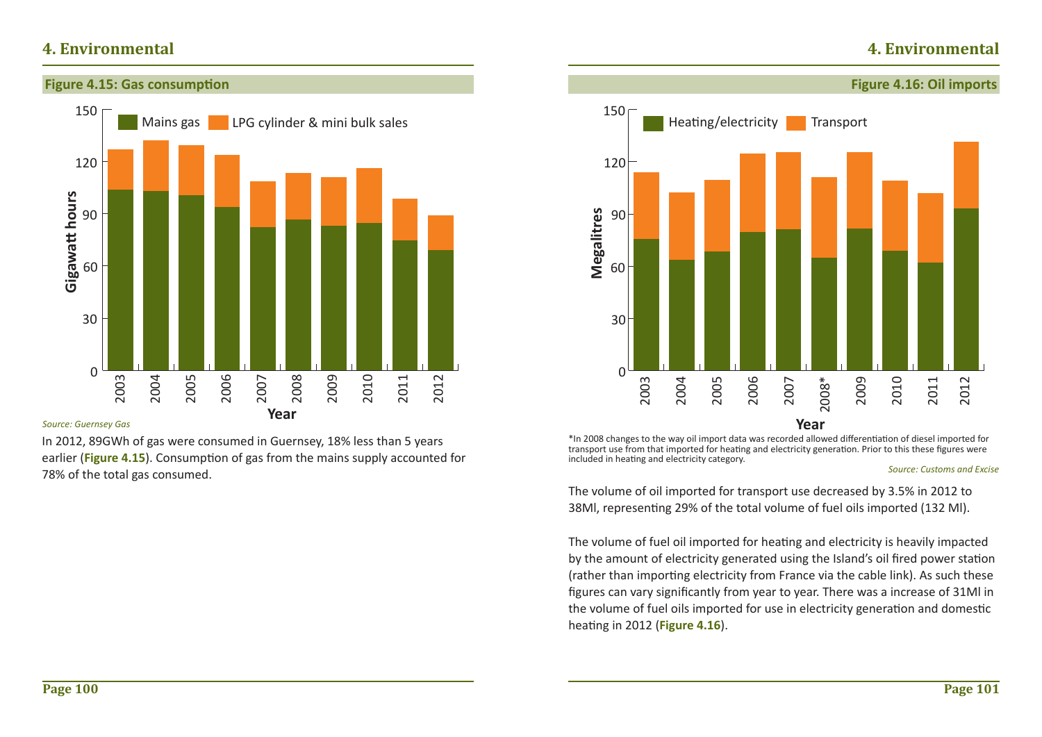## 4. Environmental

### Figure 4.15: Gas consumption

*Source: Guernsey Gas*

In 2012, 89GWh of gas were consumed in Guernsey, 18% less than 5 years earlier (**Figure 4.15**). Consumption of gas from the mains supply accounted for 78% of the total gas consumed.

### Figure 4.16: Oil imports

*In 2008 changes to the way oil import data was recorded allowed differentiation of diesel imported for transport use from that imported for heating and electricity generation. Prior to this these figures were included in heating and electricity category.

*Source: Customs and Excise*

The volume of oil imported for transport use decreased by 3.5% in 2012 to 38Ml, representing 29% of the total volume of fuel oils imported (132 Ml).

The volume of fuel oil imported for heating and electricity is heavily impacted by the amount of electricity generated using the Island's oil fired power station (rather than importing electricity from France via the cable link). As such these figures can vary significantly from year to year. There was a increase of 31Ml in the volume of fuel oils imported for use in electricity generation and domestic heating in 2012 (**Figure 4.16**).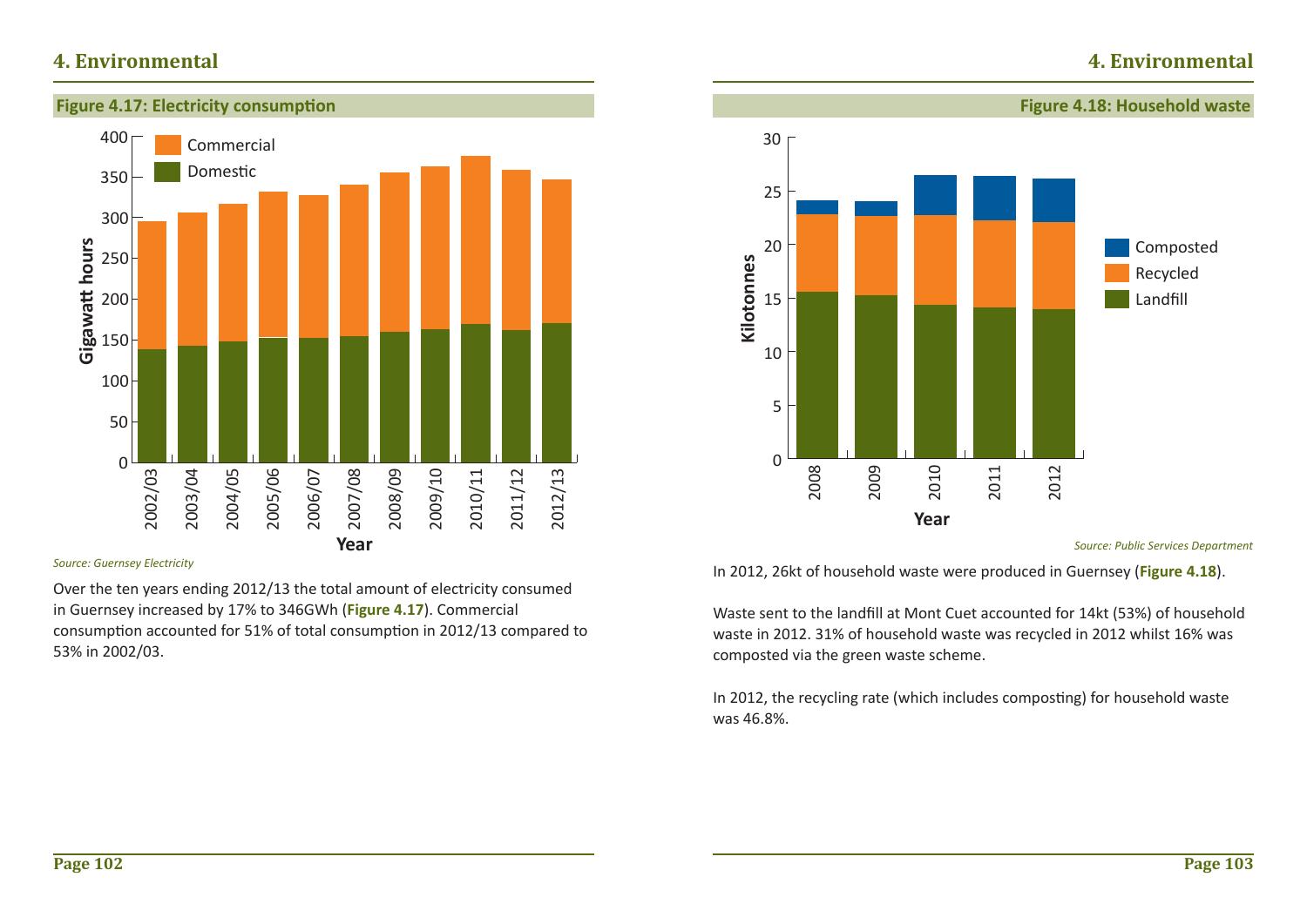## 4. Environmental

### Figure 4.17: Electricity consumption

Source: Guernsey Electricity

Over the ten years ending 2012/13 the total amount of electricity consumed in Guernsey increased by 17% to 346GWh (**Figure 4.17**). Commercial consumption accounted for 51% of total consumption in 2012/13 compared to 53% in 2002/03.

### Figure 4.18: Household waste

*Source: Public Services Department*

In 2012, 26kt of household waste were produced in Guernsey (**Figure 4.18**).

Waste sent to the landfill at Mont Cuet accounted for 14kt (53%) of household waste in 2012. 31% of household waste was recycled in 2012 whilst 16% was composted via the green waste scheme.

In 2012, the recycling rate (which includes composting) for household waste was 46.8%.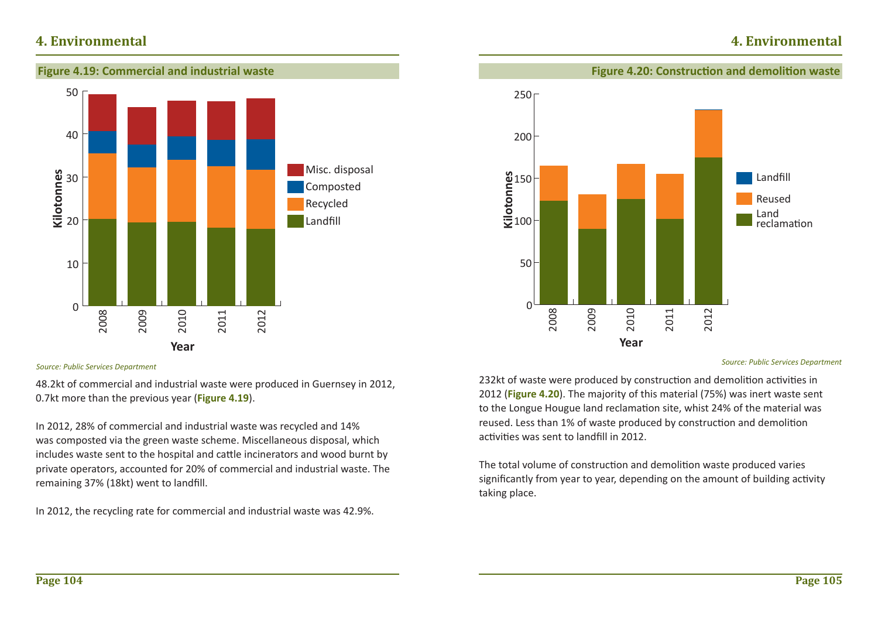## Figure 4.19: Commercial and industrial waste

*Source: Public Services Department*

48.2kt of commercial and industrial waste were produced in Guernsey in 2012, 0.7kt more than the previous year (**Figure 4.19**).

In 2012, 28% of commercial and industrial waste was recycled and 14% was composted via the green waste scheme. Miscellaneous disposal, which includes waste sent to the hospital and cattle incinerators and wood burnt by private operators, accounted for 20% of commercial and industrial waste. The remaining 37% (18kt) went to landfill.

In 2012, the recycling rate for commercial and industrial waste was 42.9%.

## Figure 4.20: Construction and demolition waste

*Source: Public Services Department*

232kt of waste were produced by construction and demolition activities in 2012 (**Figure 4.20**). The majority of this material (75%) was inert waste sent to the Longue Hougue land reclamation site, whist 24% of the material was reused. Less than 1% of waste produced by construction and demolition activities was sent to landfill in 2012.

The total volume of construction and demolition waste produced varies significantly from year to year, depending on the amount of building activity taking place.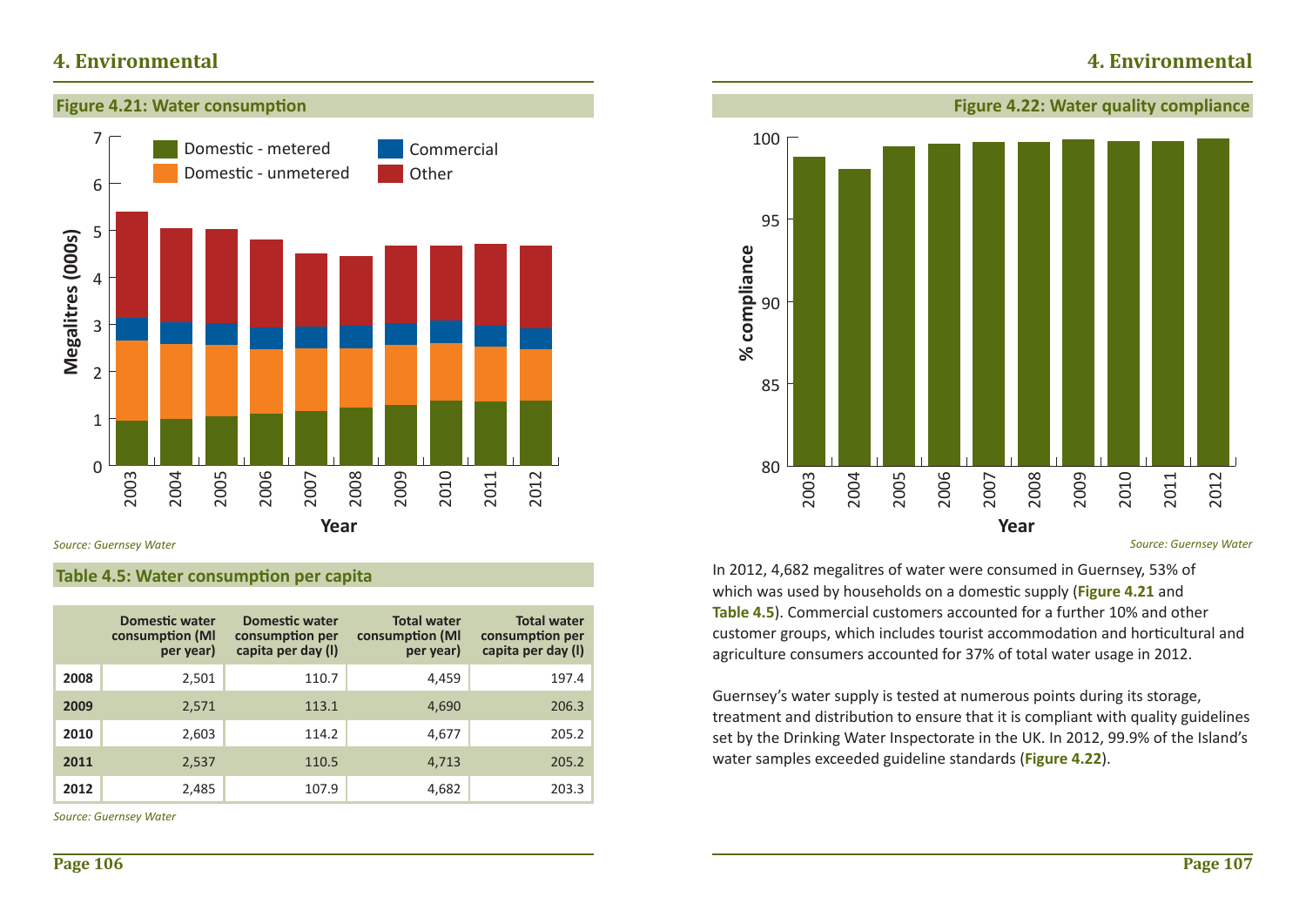## 4. Environmental

**Figure 4.21: Water consumption**

*Source: Guernsey Water*

**Table 4.5: Water consumption per capita**

| | Domestic water consumption (Ml per year) | Domestic water consumption per capita per day (l) | Total water consumption (Ml per year) | Total water consumption per capita per day (l) |
|---|---|---|---|---|
| 2008 | 2,501 | 110.7 | 4,459 | 197.4 |
| 2009 | 2,571 | 113.1 | 4,690 | 206.3 |
| 2010 | 2,603 | 114.2 | 4,677 | 205.2 |
| 2011 | 2,537 | 110.5 | 4,713 | 205.2 |
| 2012 | 2,485 | 107.9 | 4,682 | 203.3 |

*Source: Guernsey Water*

**Figure 4.22: Water quality compliance**

*Source: Guernsey Water*

In 2012, 4,682 megalitres of water were consumed in Guernsey, 53% of which was used by households on a domestic supply (**Figure 4.21** and **Table 4.5**). Commercial customers accounted for a further 10% and other customer groups, which includes tourist accommodation and horticultural and agriculture consumers accounted for 37% of total water usage in 2012.

Guernsey's water supply is tested at numerous points during its storage, treatment and distribution to ensure that it is compliant with quality guidelines set by the Drinking Water Inspectorate in the UK. In 2012, 99.9% of the Island's water samples exceeded guideline standards (**Figure 4.22**).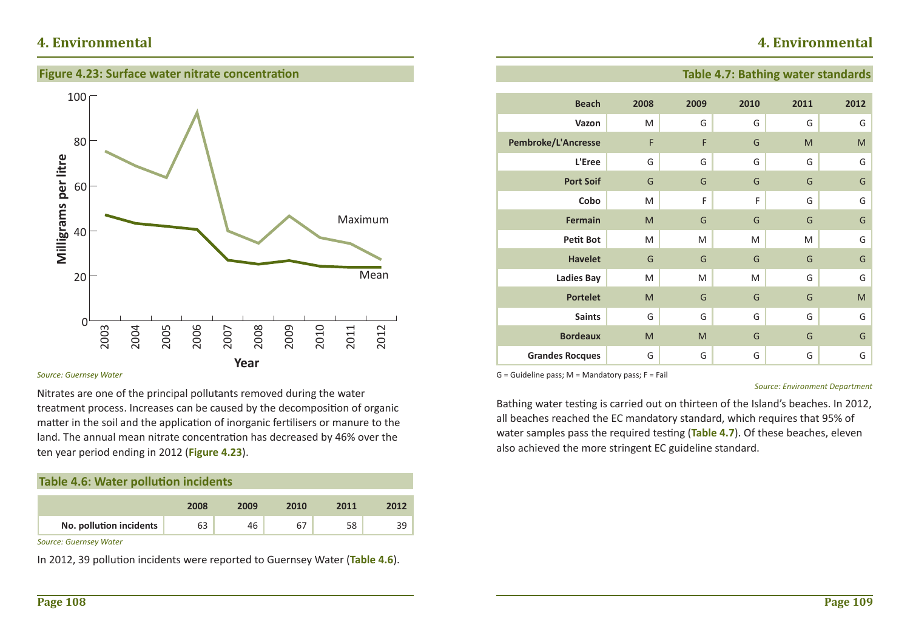## Figure 4.23: Surface water nitrate concentration

*Source: Guernsey Water*

Nitrates are one of the principal pollutants removed during the water treatment process. Increases can be caused by the decomposition of organic matter in the soil and the application of inorganic fertilisers or manure to the land. The annual mean nitrate concentration has decreased by 46% over the ten year period ending in 2012 (**Figure 4.23**).

## Table 4.6: Water pollution incidents

| | 2008 | 2009 | 2010 | 2011 | 2012 |
|---|---|---|---|---|---|
| **No. pollution incidents** | 63 | 46 | 67 | 58 | 39 |

*Source: Guernsey Water*

In 2012, 39 pollution incidents were reported to Guernsey Water (**Table 4.6**).

## Table 4.7: Bathing water standards

| Beach | 2008 | 2009 | 2010 | 2011 | 2012 |
|---|---|---|---|---|---|
| **Vazon** | M | G | G | G | G |
| **Pembroke/L'Ancresse** | F | F | G | M | M |
| **L'Eree** | G | G | G | G | G |
| **Port Soif** | G | G | G | G | G |
| **Cobo** | M | F | F | G | G |
| **Fermain** | M | G | G | G | G |
| **Petit Bot** | M | M | M | M | G |
| **Havelet** | G | G | G | G | G |
| **Ladies Bay** | M | M | M | G | G |
| **Portelet** | M | G | G | G | M |
| **Saints** | G | G | G | G | G |
| **Bordeaux** | M | M | G | G | G |
| **Grandes Rocques** | G | G | G | G | G |

G = Guideline pass; M = Mandatory pass; F = Fail

*Source: Environment Department*

Bathing water testing is carried out on thirteen of the Island's beaches. In 2012, all beaches reached the EC mandatory standard, which requires that 95% of water samples pass the required testing (**Table 4.7**). Of these beaches, eleven also achieved the more stringent EC guideline standard.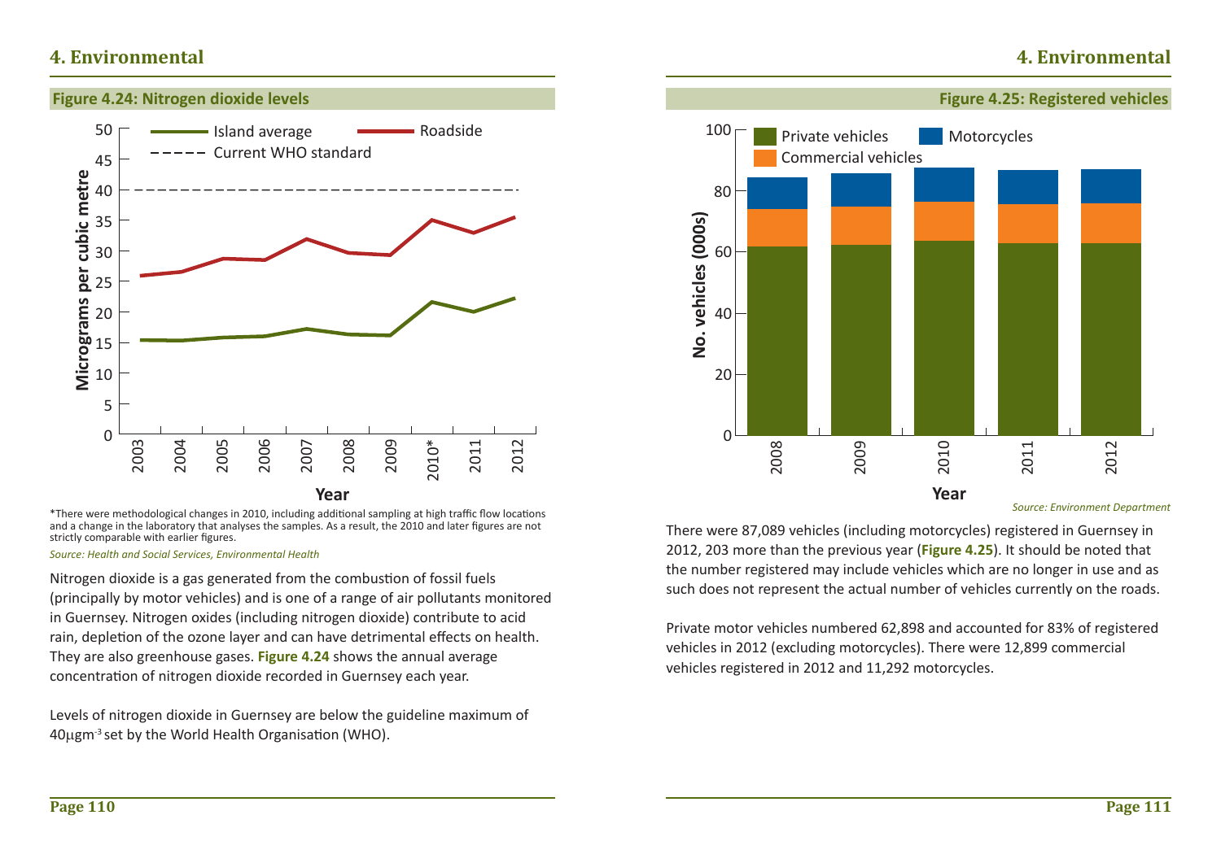## Figure 4.24: Nitrogen dioxide levels

*There were methodological changes in 2010, including additional sampling at high traffic flow locations and a change in the laboratory that analyses the samples. As a result, the 2010 and later figures are not strictly comparable with earlier figures.

*Source: Health and Social Services, Environmental Health*

Nitrogen dioxide is a gas generated from the combustion of fossil fuels (principally by motor vehicles) and is one of a range of air pollutants monitored in Guernsey. Nitrogen oxides (including nitrogen dioxide) contribute to acid rain, depletion of the ozone layer and can have detrimental effects on health. They are also greenhouse gases. **Figure 4.24** shows the annual average concentration of nitrogen dioxide recorded in Guernsey each year.

Levels of nitrogen dioxide in Guernsey are below the guideline maximum of 40$\mu gm^{-3}$ set by the World Health Organisation (WHO).

## Figure 4.25: Registered vehicles

*Source: Environment Department*

There were 87,089 vehicles (including motorcycles) registered in Guernsey in 2012, 203 more than the previous year (**Figure 4.25**). It should be noted that the number registered may include vehicles which are no longer in use and as such does not represent the actual number of vehicles currently on the roads.

Private motor vehicles numbered 62,898 and accounted for 83% of registered vehicles in 2012 (excluding motorcycles). There were 12,899 commercial vehicles registered in 2012 and 11,292 motorcycles.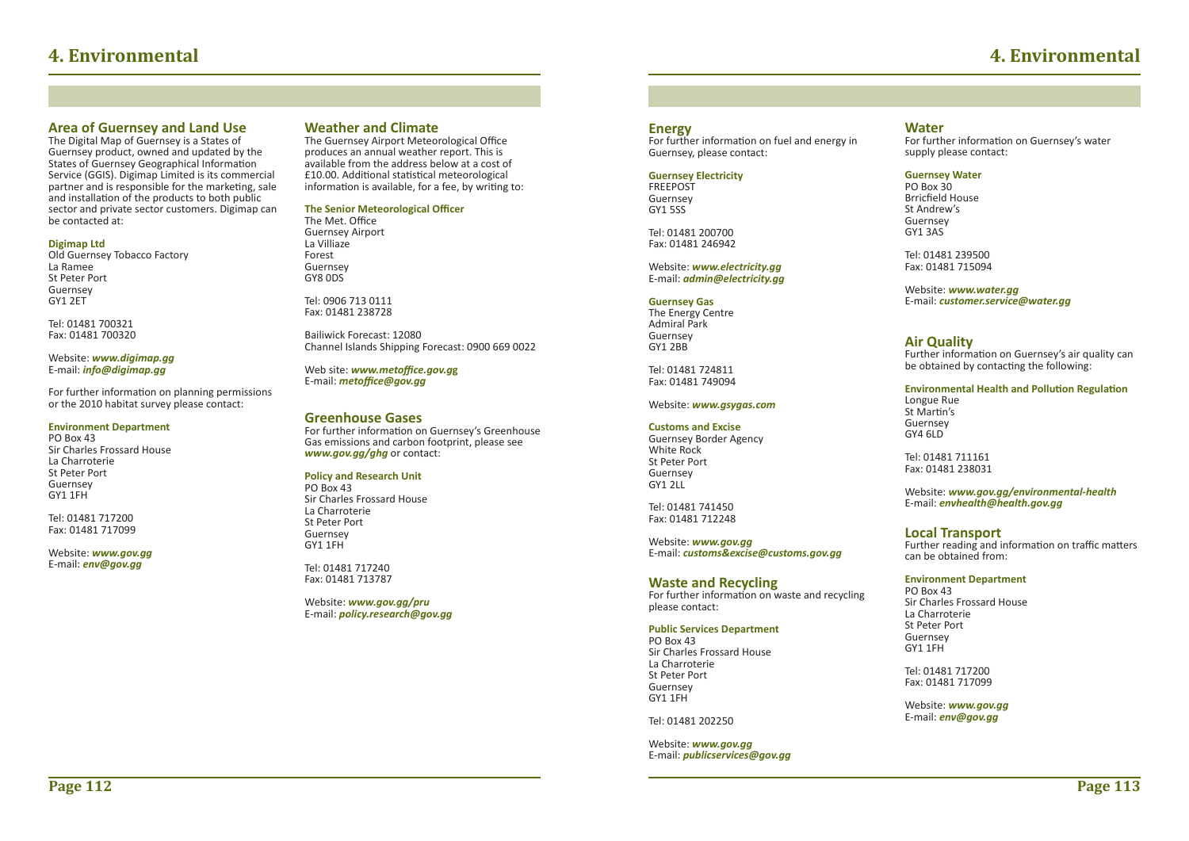# 4. Environmental

## Area of Guernsey and Land Use

The Digital Map of Guernsey is a States of Guernsey product, owned and updated by the States of Guernsey Geographical Information Service (GGIS). Digimap Limited is its commercial partner and is responsible for the marketing, sale and installation of the products to both public sector and private sector customers. Digimap can be contacted at:

**Digimap Ltd**
Old Guernsey Tobacco Factory
La Ramee
St Peter Port
Guernsey
GY1 2ET

Tel: 01481 700321
Fax: 01481 700320

Website: ***www.digimap.gg***
E-mail: ***info@digimap.gg***

For further information on planning permissions or the 2010 habitat survey please contact:

**Environment Department**
PO Box 43
Sir Charles Frossard House
La Charroterie
St Peter Port
Guernsey
GY1 1FH

Tel: 01481 717200
Fax: 01481 717099

Website: ***www.gov.gg***
E-mail: ***env@gov.gg***

## Weather and Climate

The Guernsey Airport Meteorological Office produces an annual weather report. This is available from the address below at a cost of £10.00. Additional statistical meteorological information is available, for a fee, by writing to:

**The Senior Meteorological Officer**
The Met. Office
Guernsey Airport
La Villiaze
Forest
Guernsey
GY8 0DS

Tel: 0906 713 0111
Fax: 01481 238728

Bailiwick Forecast: 12080
Channel Islands Shipping Forecast: 0900 669 0022

Web site: ***www.metoffice.gov.gg***
E-mail: ***metoffice@gov.gg***

## Greenhouse Gases

For further information on Guernsey's Greenhouse Gas emissions and carbon footprint, please see ***www.gov.gg/ghg*** or contact:

**Policy and Research Unit**
PO Box 43
Sir Charles Frossard House
La Charroterie
St Peter Port
Guernsey
GY1 1FH

Tel: 01481 717240
Fax: 01481 713787

Website: ***www.gov.gg/pru***
E-mail: ***policy.research@gov.gg***

## Energy

For further information on fuel and energy in Guernsey, please contact:

**Guernsey Electricity**
FREEPOST
Guernsey
GY1 5SS

Tel: 01481 200700
Fax: 01481 246942

Website: ***www.electricity.gg***
E-mail: ***admin@electricity.gg***

**Guernsey Gas**
The Energy Centre
Admiral Park
Guernsey
GY1 2BB

Tel: 01481 724811
Fax: 01481 749094

Website: ***www.gsygas.com***

**Customs and Excise**
Guernsey Border Agency
White Rock
St Peter Port
Guernsey
GY1 2LL

Tel: 01481 741450
Fax: 01481 712248

Website: ***www.gov.gg***
E-mail: ***customs&excise@customs.gov.gg***

## Waste and Recycling

For further information on waste and recycling please contact:

**Public Services Department**
PO Box 43
Sir Charles Frossard House
La Charroterie
St Peter Port
Guernsey
GY1 1FH

Tel: 01481 202250

Website: ***www.gov.gg***
E-mail: ***publicservices@gov.gg***

## Water

For further information on Guernsey's water supply please contact:

**Guernsey Water**
PO Box 30
Brricfield House
St Andrew's
Guernsey
GY1 3AS

Tel: 01481 239500
Fax: 01481 715094

Website: ***www.water.gg***
E-mail: ***customer.service@water.gg***

## Air Quality

Further information on Guernsey's air quality can be obtained by contacting the following:

**Environmental Health and Pollution Regulation**
Longue Rue
St Martin's
Guernsey
GY4 6LD

Tel: 01481 711161
Fax: 01481 238031

Website: ***www.gov.gg/environmental-health***
E-mail: ***envhealth@health.gov.gg***

## Local Transport

Further reading and information on traffic matters can be obtained from:

**Environment Department**
PO Box 43
Sir Charles Frossard House
La Charroterie
St Peter Port
Guernsey
GY1 1FH

Tel: 01481 717200
Fax: 01481 717099

Website: ***www.gov.gg***
E-mail: ***env@gov.gg***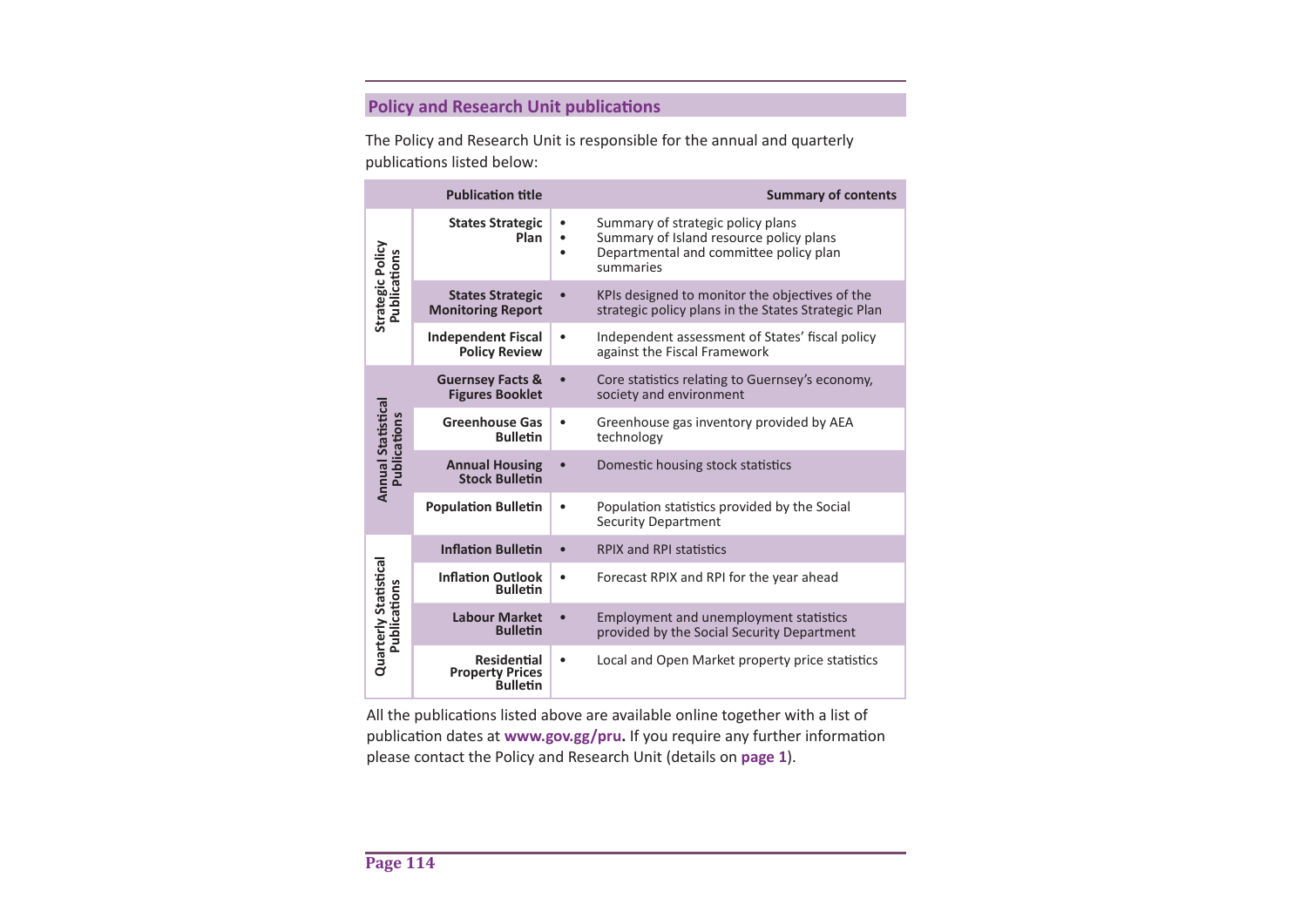## Policy and Research Unit publications

The Policy and Research Unit is responsible for the annual and quarterly publications listed below:

| | Publication title | Summary of contents |
|---|---|---|
| Strategic Policy Publications | States Strategic Plan | • Summary of strategic policy plans<br>• Summary of Island resource policy plans<br>• Departmental and committee policy plan summaries |
| | States Strategic Monitoring Report | • KPIs designed to monitor the objectives of the strategic policy plans in the States Strategic Plan |
| | Independent Fiscal Policy Review | • Independent assessment of States' fiscal policy against the Fiscal Framework |
| Annual Statistical Publications | Guernsey Facts & Figures Booklet | • Core statistics relating to Guernsey's economy, society and environment |
| | Greenhouse Gas Bulletin | • Greenhouse gas inventory provided by AEA technology |
| | Annual Housing Stock Bulletin | • Domestic housing stock statistics |
| | Population Bulletin | • Population statistics provided by the Social Security Department |
| Quarterly Statistical Publications | Inflation Bulletin | • RPIX and RPI statistics |
| | Inflation Outlook Bulletin | • Forecast RPIX and RPI for the year ahead |
| | Labour Market Bulletin | • Employment and unemployment statistics provided by the Social Security Department |
| | Residential Property Prices Bulletin | • Local and Open Market property price statistics |

All the publications listed above are available online together with a list of publication dates at **www.gov.gg/pru.** If you require any further information please contact the Policy and Research Unit (details on **page 1**).